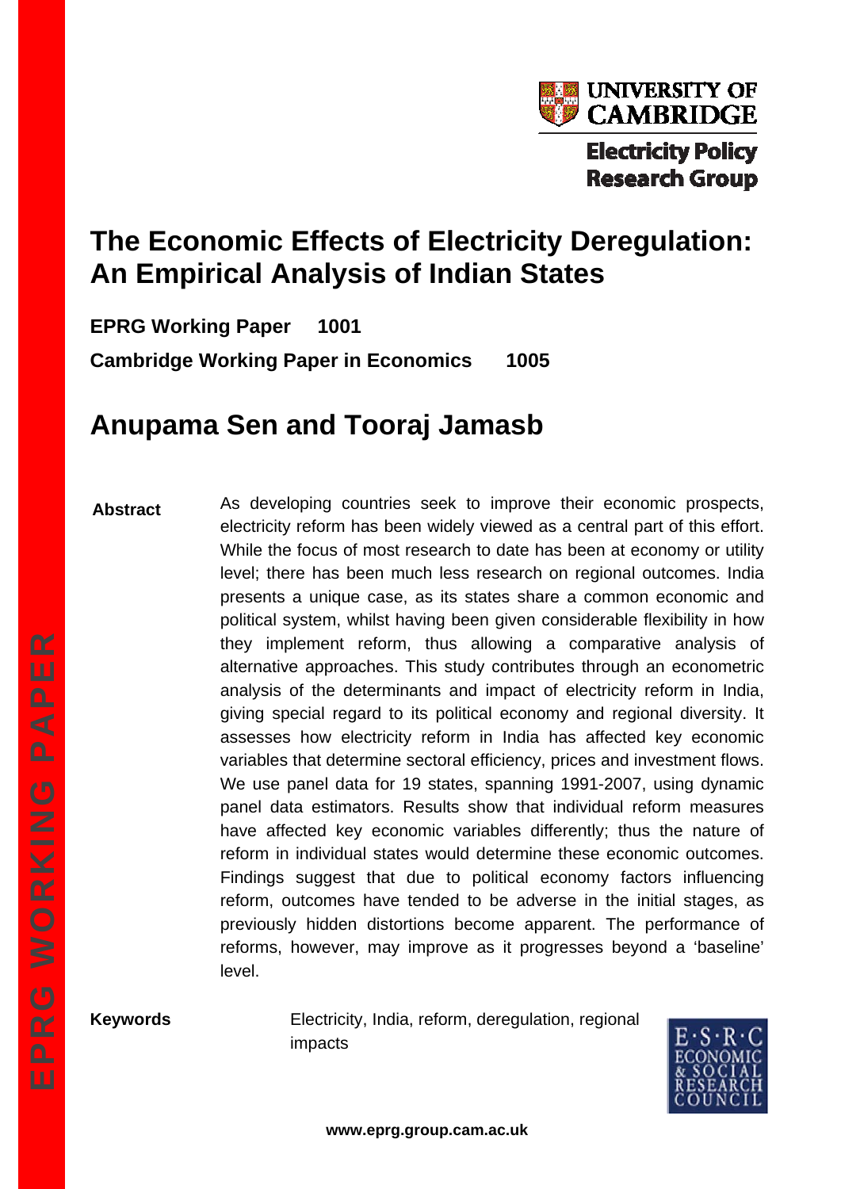UNIVERSITY OF CAMBRIDGE

Electricity Policy Research Group

# The Economic Effects of Electricity Deregulation: An Empirical Analysis of Indian States

**EPRG Working Paper 1001**

**Cambridge Working Paper in Economics 1005**

## Anupama Sen and Tooraj Jamasb

**Abstract**

As developing countries seek to improve their economic prospects, electricity reform has been widely viewed as a central part of this effort. While the focus of most research to date has been at economy or utility level; there has been much less research on regional outcomes. India presents a unique case, as its states share a common economic and political system, whilst having been given considerable flexibility in how they implement reform, thus allowing a comparative analysis of alternative approaches. This study contributes through an econometric analysis of the determinants and impact of electricity reform in India, giving special regard to its political economy and regional diversity. It assesses how electricity reform in India has affected key economic variables that determine sectoral efficiency, prices and investment flows. We use panel data for 19 states, spanning 1991-2007, using dynamic panel data estimators. Results show that individual reform measures have affected key economic variables differently; thus the nature of reform in individual states would determine these economic outcomes. Findings suggest that due to political economy factors influencing reform, outcomes have tended to be adverse in the initial stages, as previously hidden distortions become apparent. The performance of reforms, however, may improve as it progresses beyond a 'baseline' level.

**Keywords** Electricity, India, reform, deregulation, regional impacts

E·S·R·C ECONOMIC & SOCIAL RESEARCH COUNCIL

**www.eprg.group.cam.ac.uk**

EPRG WORKING PAPER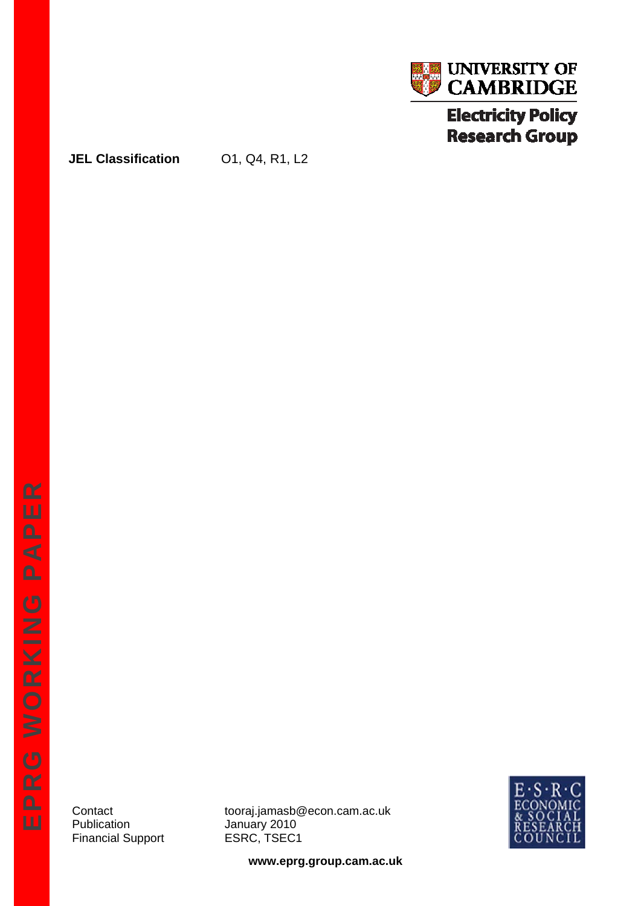**JEL Classification** O1, Q4, R1, L2

| | |
|---|---|
| Contact | tooraj.jamasb@econ.cam.ac.uk |
| Publication | January 2010 |
| Financial Support | ESRC, TSEC1 |

**www.eprg.group.cam.ac.uk**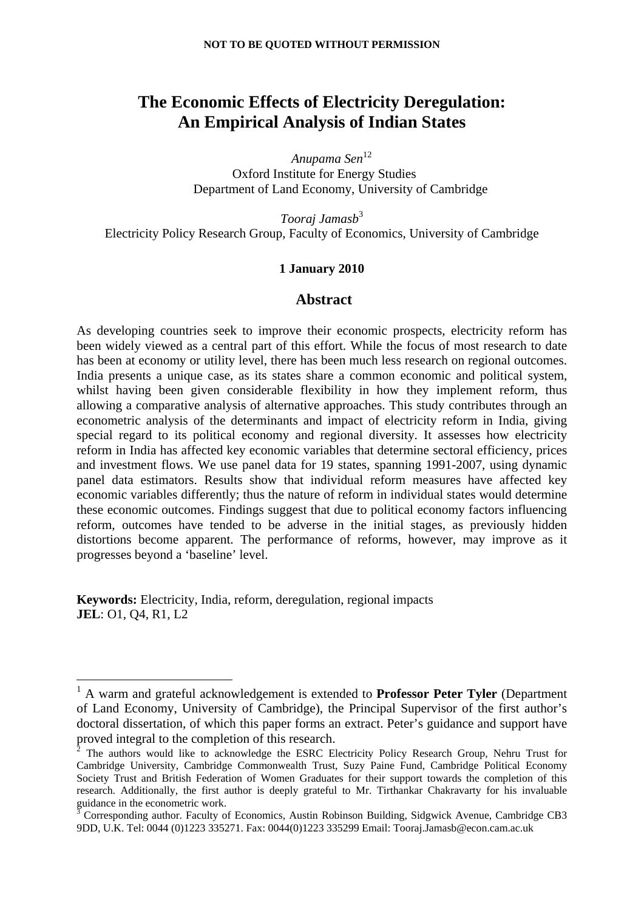**NOT TO BE QUOTED WITHOUT PERMISSION**

# The Economic Effects of Electricity Deregulation: An Empirical Analysis of Indian States

*Anupama Sen*[1,2]
Oxford Institute for Energy Studies
Department of Land Economy, University of Cambridge

*Tooraj Jamasb*[3]
Electricity Policy Research Group, Faculty of Economics, University of Cambridge

**1 January 2010**

## Abstract

As developing countries seek to improve their economic prospects, electricity reform has been widely viewed as a central part of this effort. While the focus of most research to date has been at economy or utility level, there has been much less research on regional outcomes. India presents a unique case, as its states share a common economic and political system, whilst having been given considerable flexibility in how they implement reform, thus allowing a comparative analysis of alternative approaches. This study contributes through an econometric analysis of the determinants and impact of electricity reform in India, giving special regard to its political economy and regional diversity. It assesses how electricity reform in India has affected key economic variables that determine sectoral efficiency, prices and investment flows. We use panel data for 19 states, spanning 1991-2007, using dynamic panel data estimators. Results show that individual reform measures have affected key economic variables differently; thus the nature of reform in individual states would determine these economic outcomes. Findings suggest that due to political economy factors influencing reform, outcomes have tended to be adverse in the initial stages, as previously hidden distortions become apparent. The performance of reforms, however, may improve as it progresses beyond a 'baseline' level.

**Keywords:** Electricity, India, reform, deregulation, regional impacts
**JEL**: O1, Q4, R1, L2

---

[1] A warm and grateful acknowledgement is extended to **Professor Peter Tyler** (Department of Land Economy, University of Cambridge), the Principal Supervisor of the first author's doctoral dissertation, of which this paper forms an extract. Peter's guidance and support have proved integral to the completion of this research.

[2] The authors would like to acknowledge the ESRC Electricity Policy Research Group, Nehru Trust for Cambridge University, Cambridge Commonwealth Trust, Suzy Paine Fund, Cambridge Political Economy Society Trust and British Federation of Women Graduates for their support towards the completion of this research. Additionally, the first author is deeply grateful to Mr. Tirthankar Chakravarty for his invaluable guidance in the econometric work.

[3] Corresponding author. Faculty of Economics, Austin Robinson Building, Sidgwick Avenue, Cambridge CB3 9DD, U.K. Tel: 0044 (0)1223 335271. Fax: 0044(0)1223 335299 Email: Tooraj.Jamasb@econ.cam.ac.uk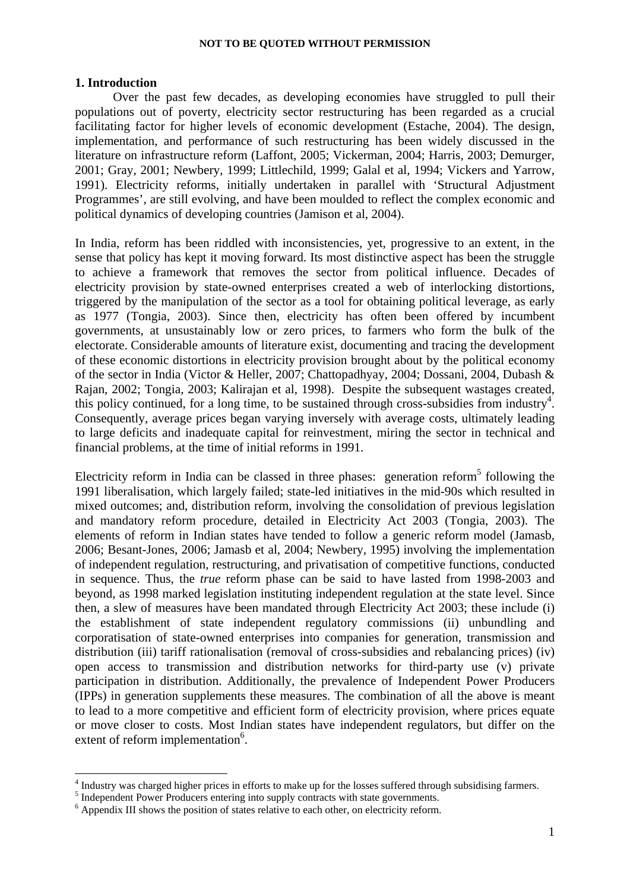## 1. Introduction

Over the past few decades, as developing economies have struggled to pull their populations out of poverty, electricity sector restructuring has been regarded as a crucial facilitating factor for higher levels of economic development (Estache, 2004). The design, implementation, and performance of such restructuring has been widely discussed in the literature on infrastructure reform (Laffont, 2005; Vickerman, 2004; Harris, 2003; Demurger, 2001; Gray, 2001; Newbery, 1999; Littlechild, 1999; Galal et al, 1994; Vickers and Yarrow, 1991). Electricity reforms, initially undertaken in parallel with 'Structural Adjustment Programmes', are still evolving, and have been moulded to reflect the complex economic and political dynamics of developing countries (Jamison et al, 2004).

In India, reform has been riddled with inconsistencies, yet, progressive to an extent, in the sense that policy has kept it moving forward. Its most distinctive aspect has been the struggle to achieve a framework that removes the sector from political influence. Decades of electricity provision by state-owned enterprises created a web of interlocking distortions, triggered by the manipulation of the sector as a tool for obtaining political leverage, as early as 1977 (Tongia, 2003). Since then, electricity has often been offered by incumbent governments, at unsustainably low or zero prices, to farmers who form the bulk of the electorate. Considerable amounts of literature exist, documenting and tracing the development of these economic distortions in electricity provision brought about by the political economy of the sector in India (Victor & Heller, 2007; Chattopadhyay, 2004; Dossani, 2004, Dubash & Rajan, 2002; Tongia, 2003; Kalirajan et al, 1998). Despite the subsequent wastages created, this policy continued, for a long time, to be sustained through cross-subsidies from industry[4]. Consequently, average prices began varying inversely with average costs, ultimately leading to large deficits and inadequate capital for reinvestment, miring the sector in technical and financial problems, at the time of initial reforms in 1991.

Electricity reform in India can be classed in three phases: generation reform[5] following the 1991 liberalisation, which largely failed; state-led initiatives in the mid-90s which resulted in mixed outcomes; and, distribution reform, involving the consolidation of previous legislation and mandatory reform procedure, detailed in Electricity Act 2003 (Tongia, 2003). The elements of reform in Indian states have tended to follow a generic reform model (Jamasb, 2006; Besant-Jones, 2006; Jamasb et al, 2004; Newbery, 1995) involving the implementation of independent regulation, restructuring, and privatisation of competitive functions, conducted in sequence. Thus, the *true* reform phase can be said to have lasted from 1998-2003 and beyond, as 1998 marked legislation instituting independent regulation at the state level. Since then, a slew of measures have been mandated through Electricity Act 2003; these include (i) the establishment of state independent regulatory commissions (ii) unbundling and corporatisation of state-owned enterprises into companies for generation, transmission and distribution (iii) tariff rationalisation (removal of cross-subsidies and rebalancing prices) (iv) open access to transmission and distribution networks for third-party use (v) private participation in distribution. Additionally, the prevalence of Independent Power Producers (IPPs) in generation supplements these measures. The combination of all the above is meant to lead to a more competitive and efficient form of electricity provision, where prices equate or move closer to costs. Most Indian states have independent regulators, but differ on the extent of reform implementation[6].

---

[4] Industry was charged higher prices in efforts to make up for the losses suffered through subsidising farmers.

[5] Independent Power Producers entering into supply contracts with state governments.

[6] Appendix III shows the position of states relative to each other, on electricity reform.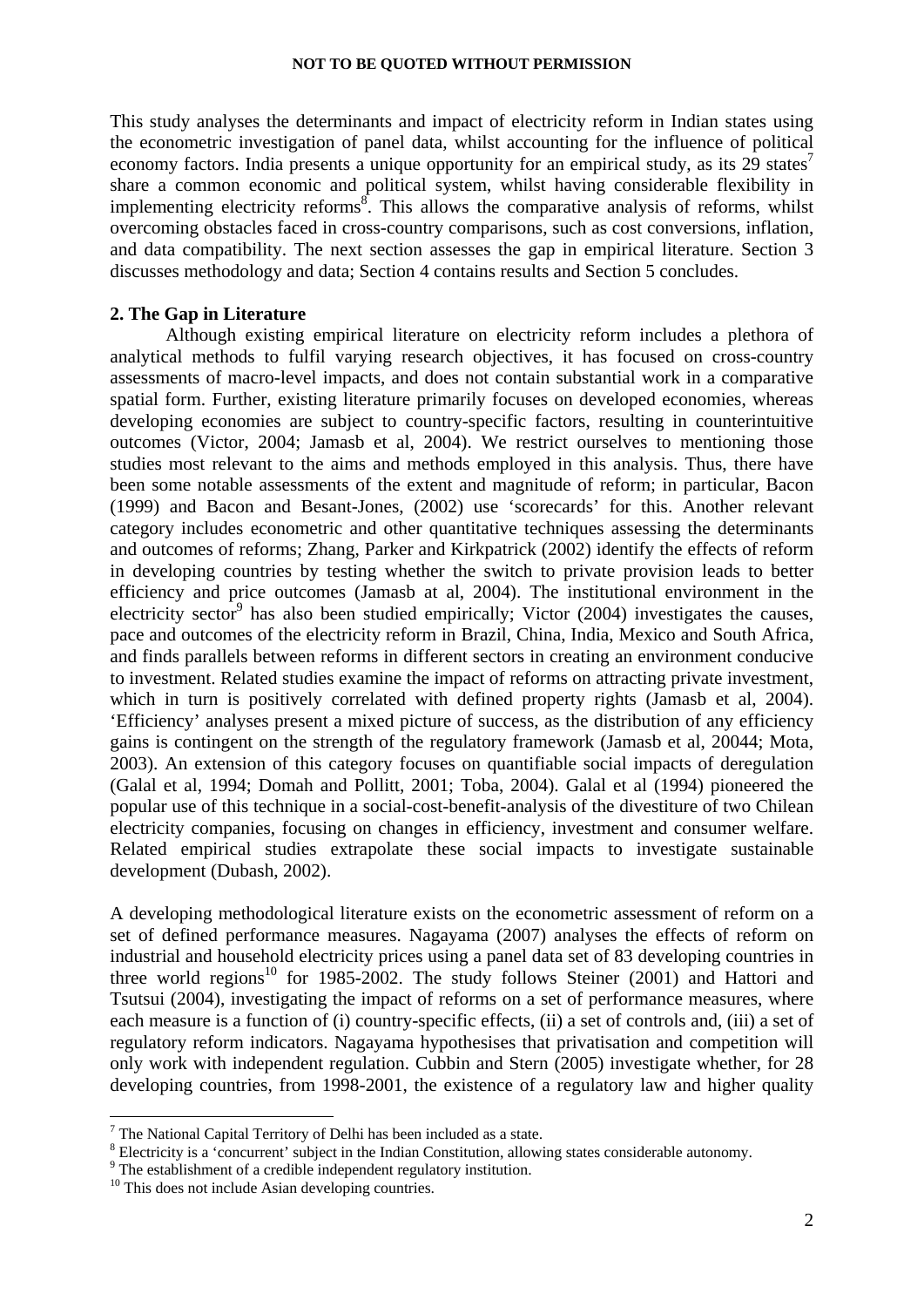This study analyses the determinants and impact of electricity reform in Indian states using the econometric investigation of panel data, whilst accounting for the influence of political economy factors. India presents a unique opportunity for an empirical study, as its 29 states[7] share a common economic and political system, whilst having considerable flexibility in implementing electricity reforms[8]. This allows the comparative analysis of reforms, whilst overcoming obstacles faced in cross-country comparisons, such as cost conversions, inflation, and data compatibility. The next section assesses the gap in empirical literature. Section 3 discusses methodology and data; Section 4 contains results and Section 5 concludes.

## 2. The Gap in Literature

Although existing empirical literature on electricity reform includes a plethora of analytical methods to fulfil varying research objectives, it has focused on cross-country assessments of macro-level impacts, and does not contain substantial work in a comparative spatial form. Further, existing literature primarily focuses on developed economies, whereas developing economies are subject to country-specific factors, resulting in counterintuitive outcomes (Victor, 2004; Jamasb et al, 2004). We restrict ourselves to mentioning those studies most relevant to the aims and methods employed in this analysis. Thus, there have been some notable assessments of the extent and magnitude of reform; in particular, Bacon (1999) and Bacon and Besant-Jones, (2002) use 'scorecards' for this. Another relevant category includes econometric and other quantitative techniques assessing the determinants and outcomes of reforms; Zhang, Parker and Kirkpatrick (2002) identify the effects of reform in developing countries by testing whether the switch to private provision leads to better efficiency and price outcomes (Jamasb at al, 2004). The institutional environment in the electricity sector[9] has also been studied empirically; Victor (2004) investigates the causes, pace and outcomes of the electricity reform in Brazil, China, India, Mexico and South Africa, and finds parallels between reforms in different sectors in creating an environment conducive to investment. Related studies examine the impact of reforms on attracting private investment, which in turn is positively correlated with defined property rights (Jamasb et al, 2004). 'Efficiency' analyses present a mixed picture of success, as the distribution of any efficiency gains is contingent on the strength of the regulatory framework (Jamasb et al, 20044; Mota, 2003). An extension of this category focuses on quantifiable social impacts of deregulation (Galal et al, 1994; Domah and Pollitt, 2001; Toba, 2004). Galal et al (1994) pioneered the popular use of this technique in a social-cost-benefit-analysis of the divestiture of two Chilean electricity companies, focusing on changes in efficiency, investment and consumer welfare. Related empirical studies extrapolate these social impacts to investigate sustainable development (Dubash, 2002).

A developing methodological literature exists on the econometric assessment of reform on a set of defined performance measures. Nagayama (2007) analyses the effects of reform on industrial and household electricity prices using a panel data set of 83 developing countries in three world regions[10] for 1985-2002. The study follows Steiner (2001) and Hattori and Tsutsui (2004), investigating the impact of reforms on a set of performance measures, where each measure is a function of (i) country-specific effects, (ii) a set of controls and, (iii) a set of regulatory reform indicators. Nagayama hypothesises that privatisation and competition will only work with independent regulation. Cubbin and Stern (2005) investigate whether, for 28 developing countries, from 1998-2001, the existence of a regulatory law and higher quality

---

[7] The National Capital Territory of Delhi has been included as a state.

[8] Electricity is a 'concurrent' subject in the Indian Constitution, allowing states considerable autonomy.

[9] The establishment of a credible independent regulatory institution.

[10] This does not include Asian developing countries.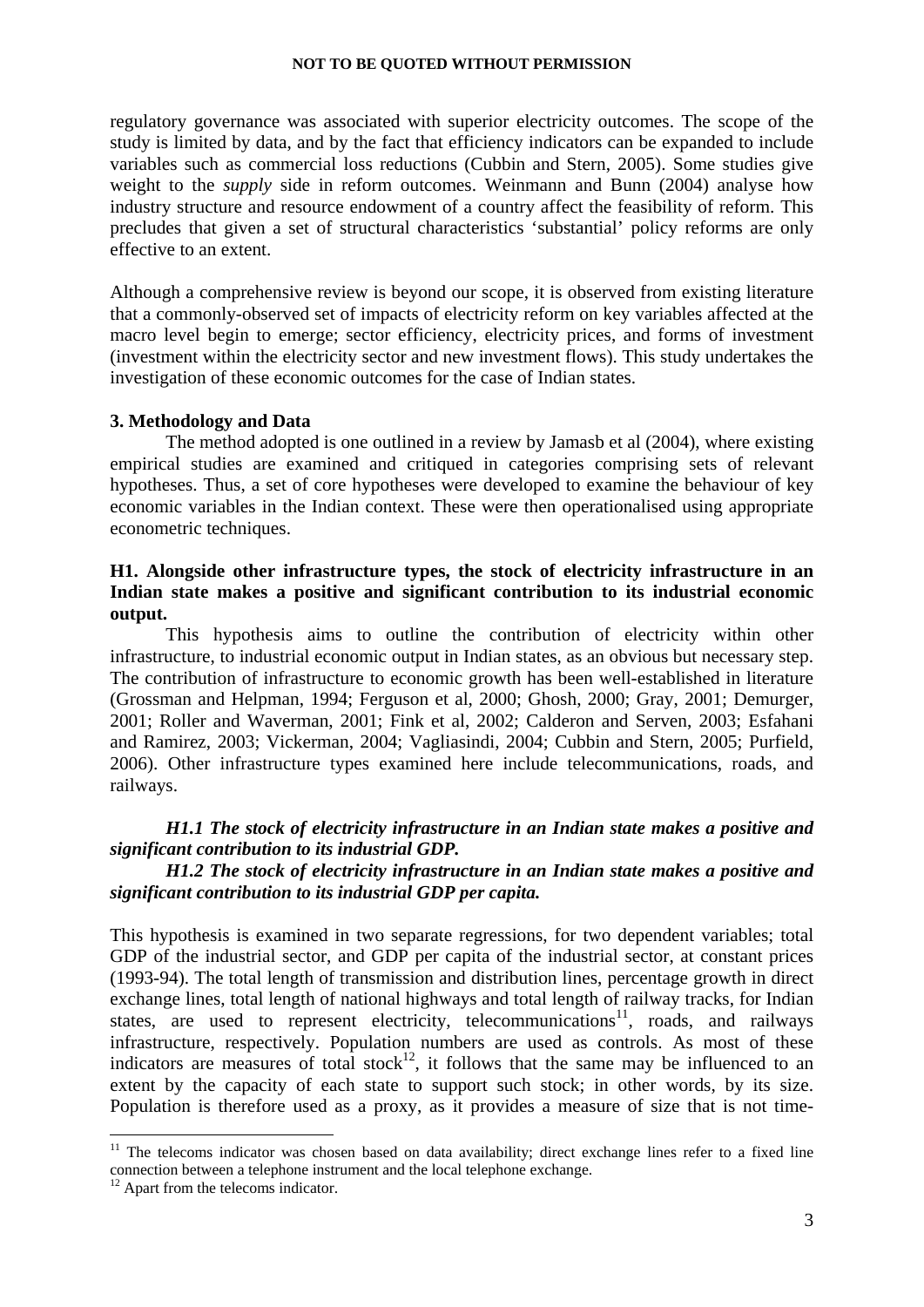regulatory governance was associated with superior electricity outcomes. The scope of the study is limited by data, and by the fact that efficiency indicators can be expanded to include variables such as commercial loss reductions (Cubbin and Stern, 2005). Some studies give weight to the *supply* side in reform outcomes. Weinmann and Bunn (2004) analyse how industry structure and resource endowment of a country affect the feasibility of reform. This precludes that given a set of structural characteristics 'substantial' policy reforms are only effective to an extent.

Although a comprehensive review is beyond our scope, it is observed from existing literature that a commonly-observed set of impacts of electricity reform on key variables affected at the macro level begin to emerge; sector efficiency, electricity prices, and forms of investment (investment within the electricity sector and new investment flows). This study undertakes the investigation of these economic outcomes for the case of Indian states.

## 3. Methodology and Data

The method adopted is one outlined in a review by Jamasb et al (2004), where existing empirical studies are examined and critiqued in categories comprising sets of relevant hypotheses. Thus, a set of core hypotheses were developed to examine the behaviour of key economic variables in the Indian context. These were then operationalised using appropriate econometric techniques.

**H1. Alongside other infrastructure types, the stock of electricity infrastructure in an Indian state makes a positive and significant contribution to its industrial economic output.**

This hypothesis aims to outline the contribution of electricity within other infrastructure, to industrial economic output in Indian states, as an obvious but necessary step. The contribution of infrastructure to economic growth has been well-established in literature (Grossman and Helpman, 1994; Ferguson et al, 2000; Ghosh, 2000; Gray, 2001; Demurger, 2001; Roller and Waverman, 2001; Fink et al, 2002; Calderon and Serven, 2003; Esfahani and Ramirez, 2003; Vickerman, 2004; Vagliasindi, 2004; Cubbin and Stern, 2005; Purfield, 2006). Other infrastructure types examined here include telecommunications, roads, and railways.

***H1.1 The stock of electricity infrastructure in an Indian state makes a positive and significant contribution to its industrial GDP.***

***H1.2 The stock of electricity infrastructure in an Indian state makes a positive and significant contribution to its industrial GDP per capita.***

This hypothesis is examined in two separate regressions, for two dependent variables; total GDP of the industrial sector, and GDP per capita of the industrial sector, at constant prices (1993-94). The total length of transmission and distribution lines, percentage growth in direct exchange lines, total length of national highways and total length of railway tracks, for Indian states, are used to represent electricity, telecommunications[11], roads, and railways infrastructure, respectively. Population numbers are used as controls. As most of these indicators are measures of total stock[12], it follows that the same may be influenced to an extent by the capacity of each state to support such stock; in other words, by its size. Population is therefore used as a proxy, as it provides a measure of size that is not time-

---

[11] The telecoms indicator was chosen based on data availability; direct exchange lines refer to a fixed line connection between a telephone instrument and the local telephone exchange.

[12] Apart from the telecoms indicator.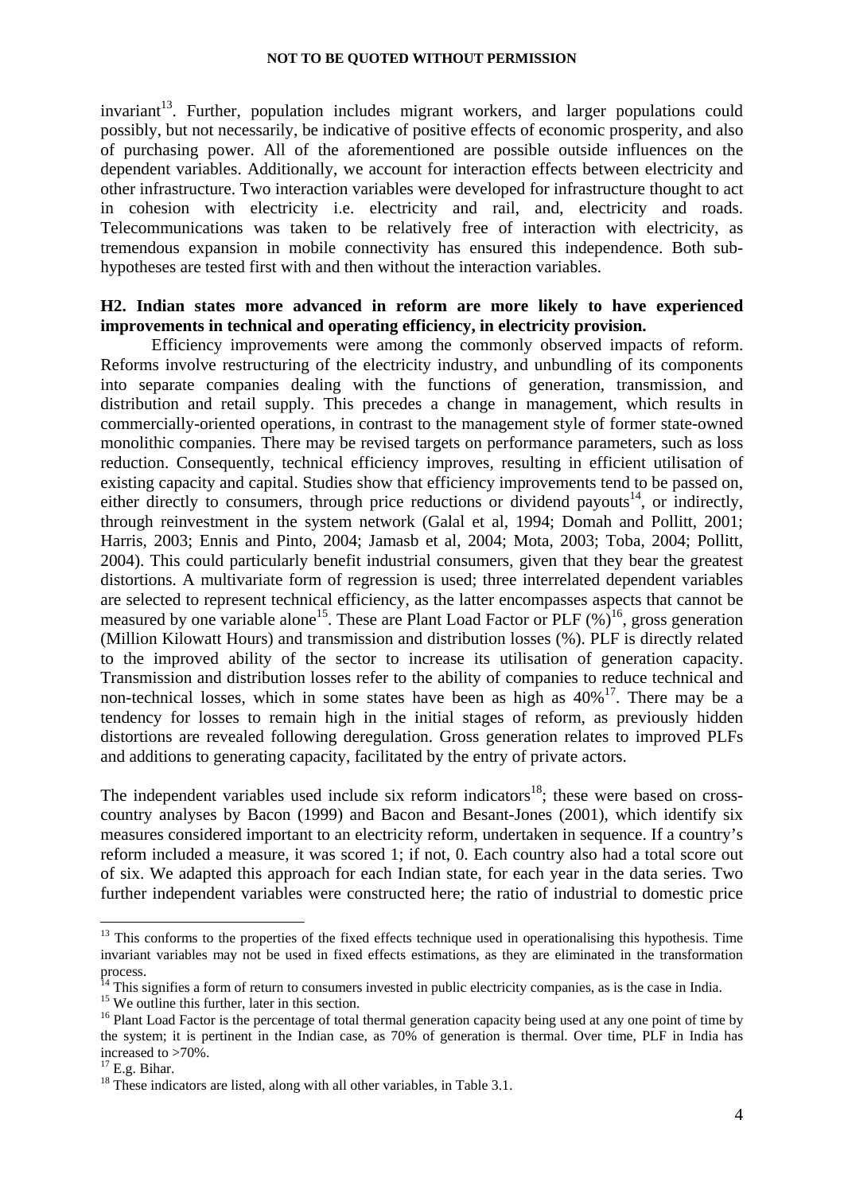invariant[13]. Further, population includes migrant workers, and larger populations could possibly, but not necessarily, be indicative of positive effects of economic prosperity, and also of purchasing power. All of the aforementioned are possible outside influences on the dependent variables. Additionally, we account for interaction effects between electricity and other infrastructure. Two interaction variables were developed for infrastructure thought to act in cohesion with electricity i.e. electricity and rail, and, electricity and roads. Telecommunications was taken to be relatively free of interaction with electricity, as tremendous expansion in mobile connectivity has ensured this independence. Both sub-hypotheses are tested first with and then without the interaction variables.

**H2. Indian states more advanced in reform are more likely to have experienced improvements in technical and operating efficiency, in electricity provision.**

Efficiency improvements were among the commonly observed impacts of reform. Reforms involve restructuring of the electricity industry, and unbundling of its components into separate companies dealing with the functions of generation, transmission, and distribution and retail supply. This precedes a change in management, which results in commercially-oriented operations, in contrast to the management style of former state-owned monolithic companies. There may be revised targets on performance parameters, such as loss reduction. Consequently, technical efficiency improves, resulting in efficient utilisation of existing capacity and capital. Studies show that efficiency improvements tend to be passed on, either directly to consumers, through price reductions or dividend payouts[14], or indirectly, through reinvestment in the system network (Galal et al, 1994; Domah and Pollitt, 2001; Harris, 2003; Ennis and Pinto, 2004; Jamasb et al, 2004; Mota, 2003; Toba, 2004; Pollitt, 2004). This could particularly benefit industrial consumers, given that they bear the greatest distortions. A multivariate form of regression is used; three interrelated dependent variables are selected to represent technical efficiency, as the latter encompasses aspects that cannot be measured by one variable alone[15]. These are Plant Load Factor or PLF (%)[16], gross generation (Million Kilowatt Hours) and transmission and distribution losses (%). PLF is directly related to the improved ability of the sector to increase its utilisation of generation capacity. Transmission and distribution losses refer to the ability of companies to reduce technical and non-technical losses, which in some states have been as high as 40%[17]. There may be a tendency for losses to remain high in the initial stages of reform, as previously hidden distortions are revealed following deregulation. Gross generation relates to improved PLFs and additions to generating capacity, facilitated by the entry of private actors.

The independent variables used include six reform indicators[18]; these were based on cross-country analyses by Bacon (1999) and Bacon and Besant-Jones (2001), which identify six measures considered important to an electricity reform, undertaken in sequence. If a country's reform included a measure, it was scored 1; if not, 0. Each country also had a total score out of six. We adapted this approach for each Indian state, for each year in the data series. Two further independent variables were constructed here; the ratio of industrial to domestic price

---

[13] This conforms to the properties of the fixed effects technique used in operationalising this hypothesis. Time invariant variables may not be used in fixed effects estimations, as they are eliminated in the transformation process.

[14] This signifies a form of return to consumers invested in public electricity companies, as is the case in India.

[15] We outline this further, later in this section.

[16] Plant Load Factor is the percentage of total thermal generation capacity being used at any one point of time by the system; it is pertinent in the Indian case, as 70% of generation is thermal. Over time, PLF in India has increased to >70%.

[17] E.g. Bihar.

[18] These indicators are listed, along with all other variables, in Table 3.1.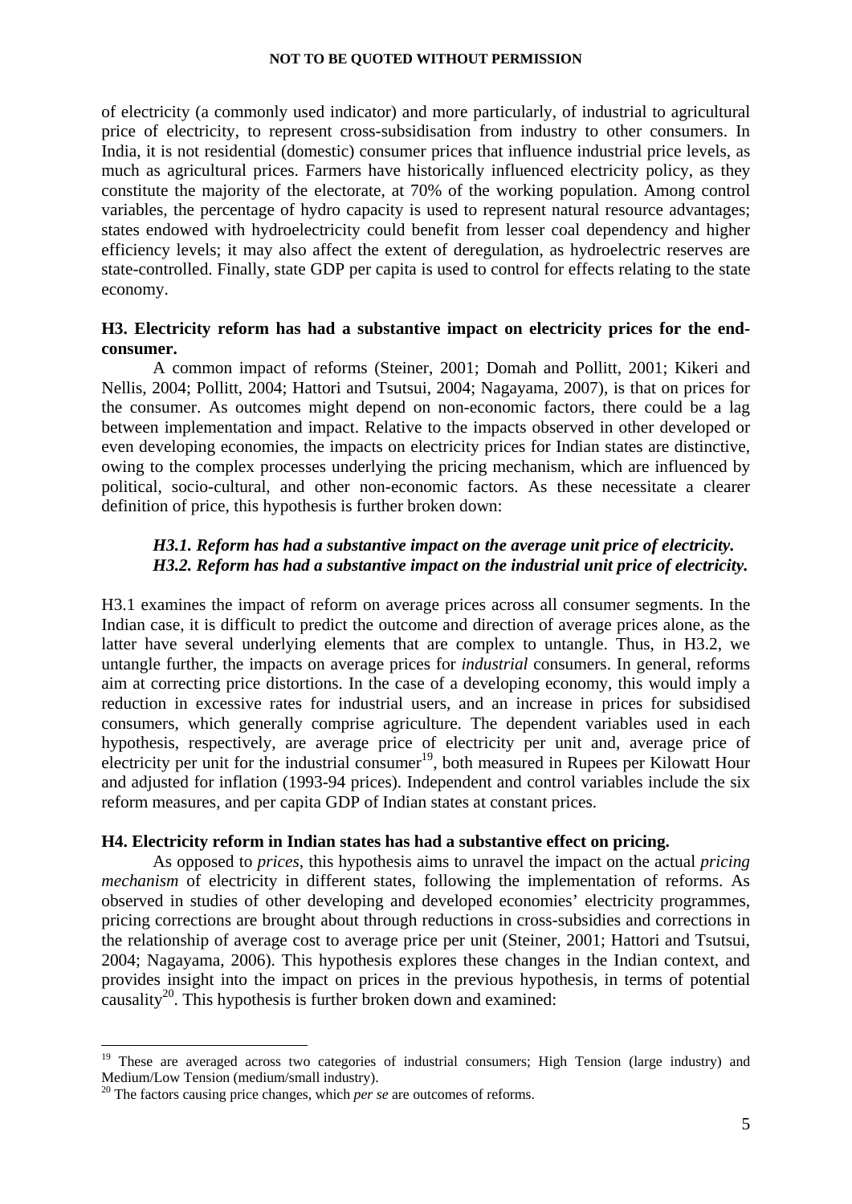of electricity (a commonly used indicator) and more particularly, of industrial to agricultural price of electricity, to represent cross-subsidisation from industry to other consumers. In India, it is not residential (domestic) consumer prices that influence industrial price levels, as much as agricultural prices. Farmers have historically influenced electricity policy, as they constitute the majority of the electorate, at 70% of the working population. Among control variables, the percentage of hydro capacity is used to represent natural resource advantages; states endowed with hydroelectricity could benefit from lesser coal dependency and higher efficiency levels; it may also affect the extent of deregulation, as hydroelectric reserves are state-controlled. Finally, state GDP per capita is used to control for effects relating to the state economy.

**H3. Electricity reform has had a substantive impact on electricity prices for the end-consumer.**

A common impact of reforms (Steiner, 2001; Domah and Pollitt, 2001; Kikeri and Nellis, 2004; Pollitt, 2004; Hattori and Tsutsui, 2004; Nagayama, 2007), is that on prices for the consumer. As outcomes might depend on non-economic factors, there could be a lag between implementation and impact. Relative to the impacts observed in other developed or even developing economies, the impacts on electricity prices for Indian states are distinctive, owing to the complex processes underlying the pricing mechanism, which are influenced by political, socio-cultural, and other non-economic factors. As these necessitate a clearer definition of price, this hypothesis is further broken down:

***H3.1. Reform has had a substantive impact on the average unit price of electricity.***
***H3.2. Reform has had a substantive impact on the industrial unit price of electricity.***

H3.1 examines the impact of reform on average prices across all consumer segments. In the Indian case, it is difficult to predict the outcome and direction of average prices alone, as the latter have several underlying elements that are complex to untangle. Thus, in H3.2, we untangle further, the impacts on average prices for *industrial* consumers. In general, reforms aim at correcting price distortions. In the case of a developing economy, this would imply a reduction in excessive rates for industrial users, and an increase in prices for subsidised consumers, which generally comprise agriculture. The dependent variables used in each hypothesis, respectively, are average price of electricity per unit and, average price of electricity per unit for the industrial consumer[19], both measured in Rupees per Kilowatt Hour and adjusted for inflation (1993-94 prices). Independent and control variables include the six reform measures, and per capita GDP of Indian states at constant prices.

**H4. Electricity reform in Indian states has had a substantive effect on pricing.**

As opposed to *prices*, this hypothesis aims to unravel the impact on the actual *pricing mechanism* of electricity in different states, following the implementation of reforms. As observed in studies of other developing and developed economies' electricity programmes, pricing corrections are brought about through reductions in cross-subsidies and corrections in the relationship of average cost to average price per unit (Steiner, 2001; Hattori and Tsutsui, 2004; Nagayama, 2006). This hypothesis explores these changes in the Indian context, and provides insight into the impact on prices in the previous hypothesis, in terms of potential causality[20]. This hypothesis is further broken down and examined:

---

[19] These are averaged across two categories of industrial consumers; High Tension (large industry) and Medium/Low Tension (medium/small industry).

[20] The factors causing price changes, which *per se* are outcomes of reforms.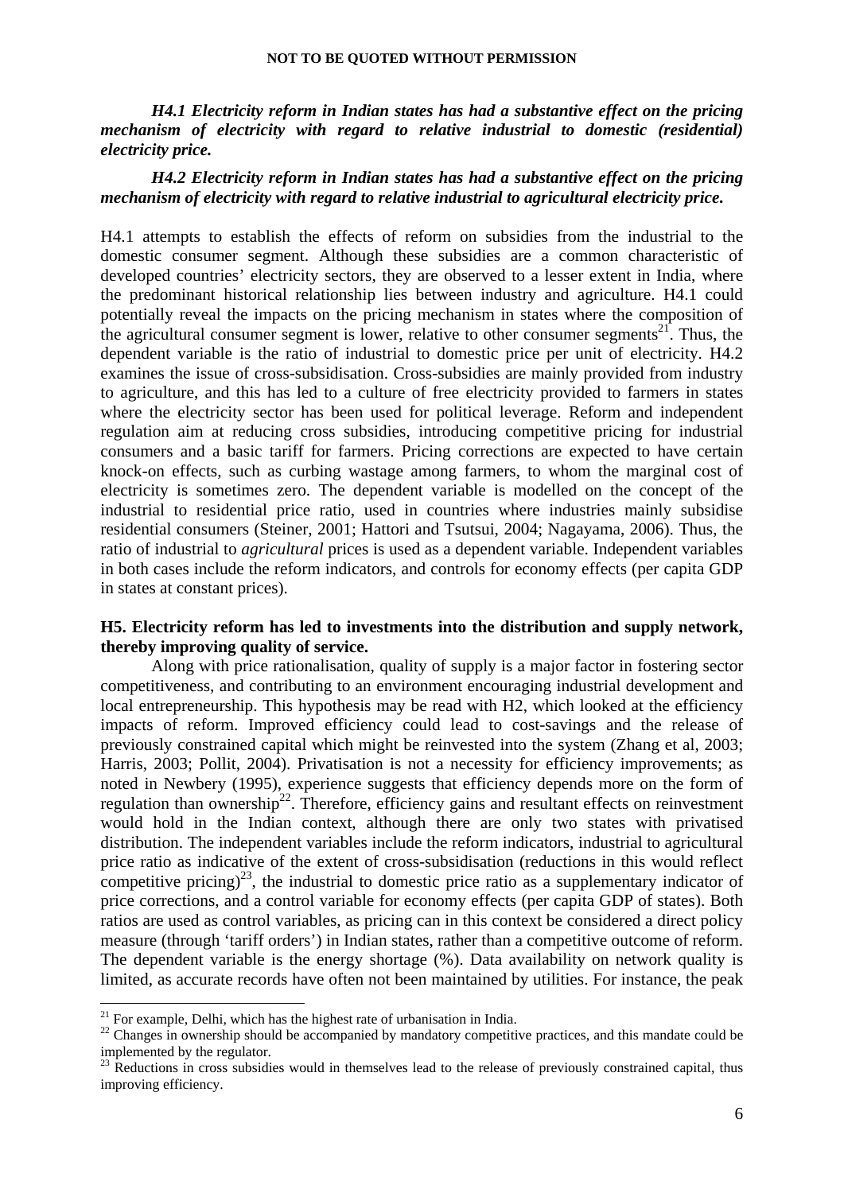***H4.1 Electricity reform in Indian states has had a substantive effect on the pricing mechanism of electricity with regard to relative industrial to domestic (residential) electricity price.***

***H4.2 Electricity reform in Indian states has had a substantive effect on the pricing mechanism of electricity with regard to relative industrial to agricultural electricity price.***

H4.1 attempts to establish the effects of reform on subsidies from the industrial to the domestic consumer segment. Although these subsidies are a common characteristic of developed countries' electricity sectors, they are observed to a lesser extent in India, where the predominant historical relationship lies between industry and agriculture. H4.1 could potentially reveal the impacts on the pricing mechanism in states where the composition of the agricultural consumer segment is lower, relative to other consumer segments[21]. Thus, the dependent variable is the ratio of industrial to domestic price per unit of electricity. H4.2 examines the issue of cross-subsidisation. Cross-subsidies are mainly provided from industry to agriculture, and this has led to a culture of free electricity provided to farmers in states where the electricity sector has been used for political leverage. Reform and independent regulation aim at reducing cross subsidies, introducing competitive pricing for industrial consumers and a basic tariff for farmers. Pricing corrections are expected to have certain knock-on effects, such as curbing wastage among farmers, to whom the marginal cost of electricity is sometimes zero. The dependent variable is modelled on the concept of the industrial to residential price ratio, used in countries where industries mainly subsidise residential consumers (Steiner, 2001; Hattori and Tsutsui, 2004; Nagayama, 2006). Thus, the ratio of industrial to *agricultural* prices is used as a dependent variable. Independent variables in both cases include the reform indicators, and controls for economy effects (per capita GDP in states at constant prices).

**H5. Electricity reform has led to investments into the distribution and supply network, thereby improving quality of service.**

Along with price rationalisation, quality of supply is a major factor in fostering sector competitiveness, and contributing to an environment encouraging industrial development and local entrepreneurship. This hypothesis may be read with H2, which looked at the efficiency impacts of reform. Improved efficiency could lead to cost-savings and the release of previously constrained capital which might be reinvested into the system (Zhang et al, 2003; Harris, 2003; Pollit, 2004). Privatisation is not a necessity for efficiency improvements; as noted in Newbery (1995), experience suggests that efficiency depends more on the form of regulation than ownership[22]. Therefore, efficiency gains and resultant effects on reinvestment would hold in the Indian context, although there are only two states with privatised distribution. The independent variables include the reform indicators, industrial to agricultural price ratio as indicative of the extent of cross-subsidisation (reductions in this would reflect competitive pricing)[23], the industrial to domestic price ratio as a supplementary indicator of price corrections, and a control variable for economy effects (per capita GDP of states). Both ratios are used as control variables, as pricing can in this context be considered a direct policy measure (through 'tariff orders') in Indian states, rather than a competitive outcome of reform. The dependent variable is the energy shortage (%). Data availability on network quality is limited, as accurate records have often not been maintained by utilities. For instance, the peak

---

[21] For example, Delhi, which has the highest rate of urbanisation in India.

[22] Changes in ownership should be accompanied by mandatory competitive practices, and this mandate could be implemented by the regulator.

[23] Reductions in cross subsidies would in themselves lead to the release of previously constrained capital, thus improving efficiency.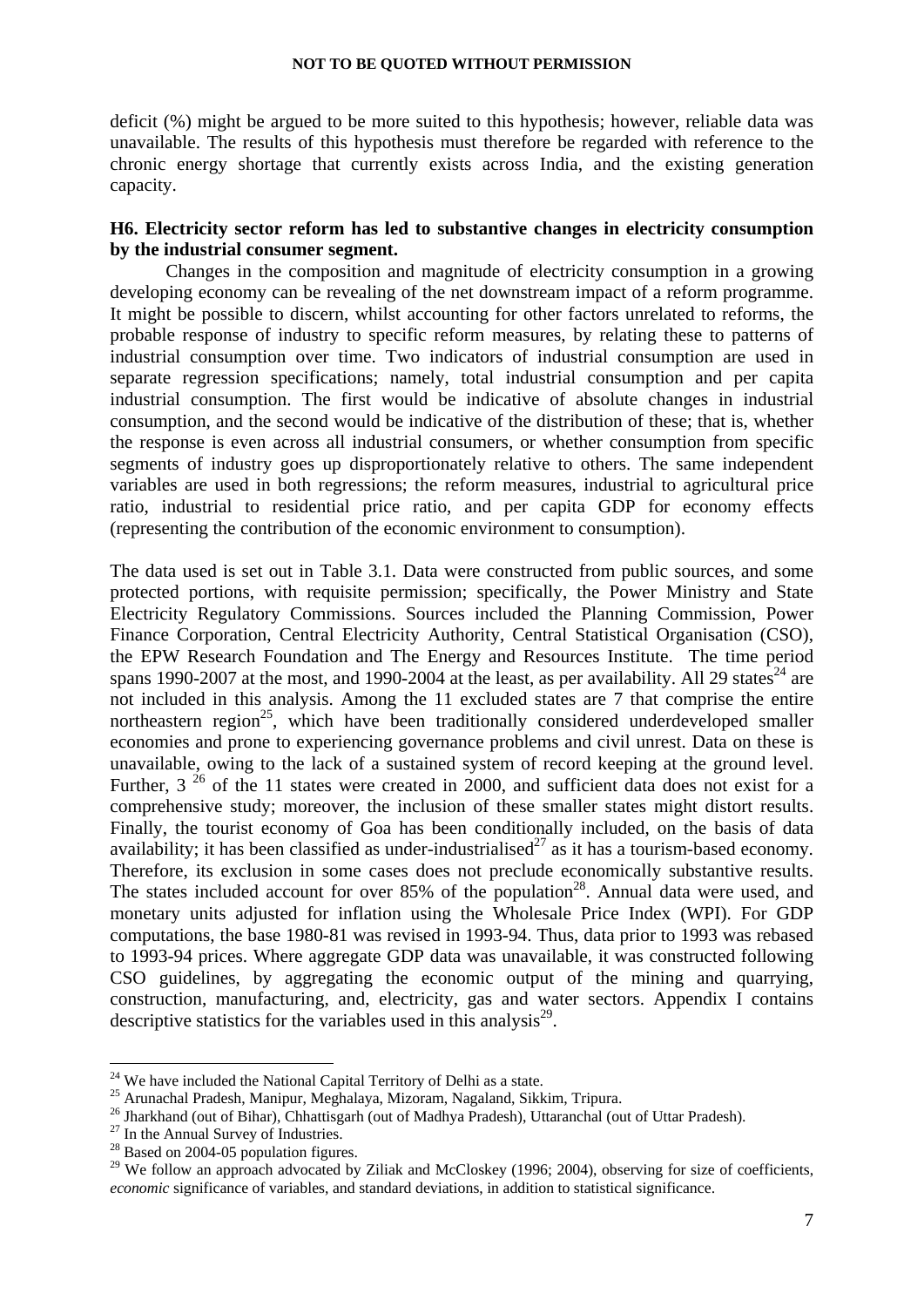deficit (%) might be argued to be more suited to this hypothesis; however, reliable data was unavailable. The results of this hypothesis must therefore be regarded with reference to the chronic energy shortage that currently exists across India, and the existing generation capacity.

**H6. Electricity sector reform has led to substantive changes in electricity consumption by the industrial consumer segment.**

Changes in the composition and magnitude of electricity consumption in a growing developing economy can be revealing of the net downstream impact of a reform programme. It might be possible to discern, whilst accounting for other factors unrelated to reforms, the probable response of industry to specific reform measures, by relating these to patterns of industrial consumption over time. Two indicators of industrial consumption are used in separate regression specifications; namely, total industrial consumption and per capita industrial consumption. The first would be indicative of absolute changes in industrial consumption, and the second would be indicative of the distribution of these; that is, whether the response is even across all industrial consumers, or whether consumption from specific segments of industry goes up disproportionately relative to others. The same independent variables are used in both regressions; the reform measures, industrial to agricultural price ratio, industrial to residential price ratio, and per capita GDP for economy effects (representing the contribution of the economic environment to consumption).

The data used is set out in Table 3.1. Data were constructed from public sources, and some protected portions, with requisite permission; specifically, the Power Ministry and State Electricity Regulatory Commissions. Sources included the Planning Commission, Power Finance Corporation, Central Electricity Authority, Central Statistical Organisation (CSO), the EPW Research Foundation and The Energy and Resources Institute. The time period spans 1990-2007 at the most, and 1990-2004 at the least, as per availability. All 29 states[24] are not included in this analysis. Among the 11 excluded states are 7 that comprise the entire northeastern region[25], which have been traditionally considered underdeveloped smaller economies and prone to experiencing governance problems and civil unrest. Data on these is unavailable, owing to the lack of a sustained system of record keeping at the ground level. Further, 3 [26] of the 11 states were created in 2000, and sufficient data does not exist for a comprehensive study; moreover, the inclusion of these smaller states might distort results. Finally, the tourist economy of Goa has been conditionally included, on the basis of data availability; it has been classified as under-industrialised[27] as it has a tourism-based economy. Therefore, its exclusion in some cases does not preclude economically substantive results. The states included account for over 85% of the population[28]. Annual data were used, and monetary units adjusted for inflation using the Wholesale Price Index (WPI). For GDP computations, the base 1980-81 was revised in 1993-94. Thus, data prior to 1993 was rebased to 1993-94 prices. Where aggregate GDP data was unavailable, it was constructed following CSO guidelines, by aggregating the economic output of the mining and quarrying, construction, manufacturing, and, electricity, gas and water sectors. Appendix I contains descriptive statistics for the variables used in this analysis[29].

---

[24] We have included the National Capital Territory of Delhi as a state.

[25] Arunachal Pradesh, Manipur, Meghalaya, Mizoram, Nagaland, Sikkim, Tripura.

[26] Jharkhand (out of Bihar), Chhattisgarh (out of Madhya Pradesh), Uttaranchal (out of Uttar Pradesh).

[27] In the Annual Survey of Industries.

[28] Based on 2004-05 population figures.

[29] We follow an approach advocated by Ziliak and McCloskey (1996; 2004), observing for size of coefficients, *economic* significance of variables, and standard deviations, in addition to statistical significance.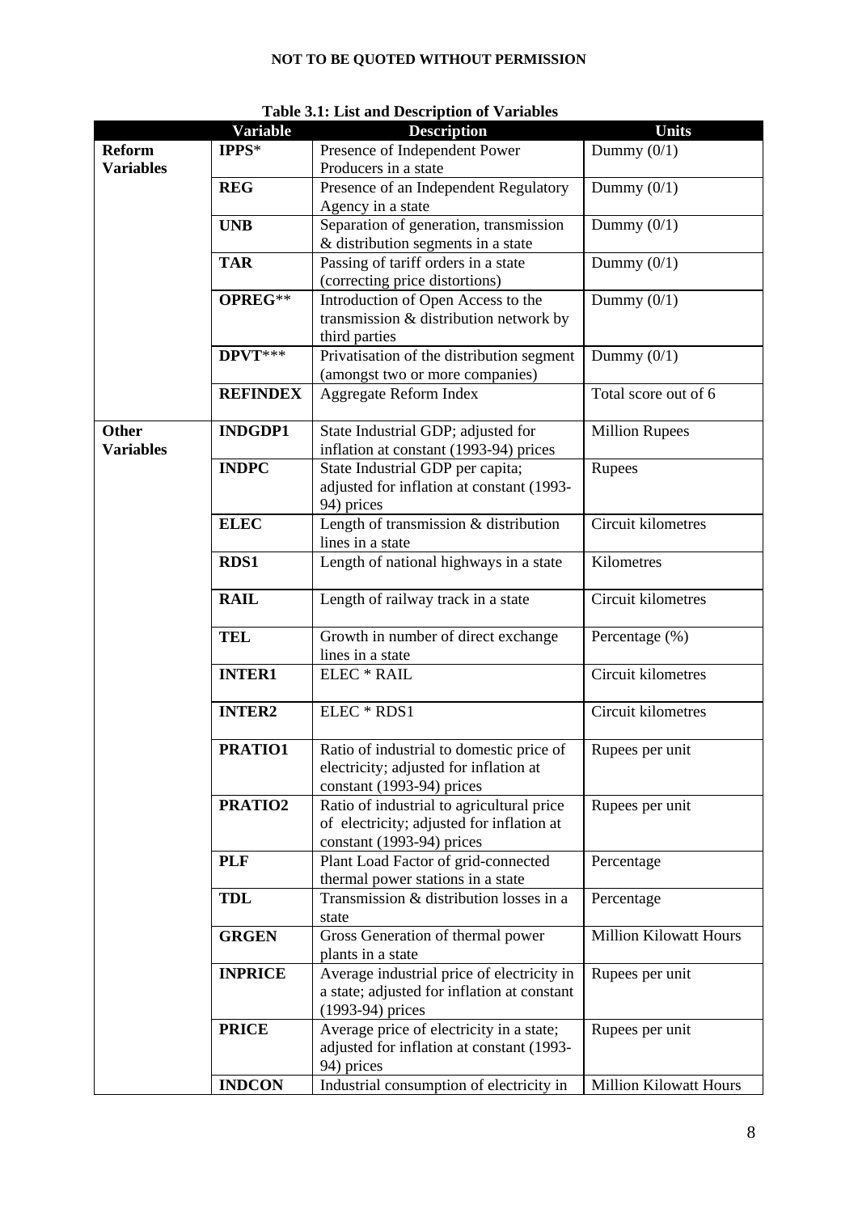NOT TO BE QUOTED WITHOUT PERMISSION

**Table 3.1: List and Description of Variables**

| | Variable | Description | Units |
|---|---|---|---|
| **Reform Variables** | **IPPS*** | Presence of Independent Power Producers in a state | Dummy (0/1) |
| | **REG** | Presence of an Independent Regulatory Agency in a state | Dummy (0/1) |
| | **UNB** | Separation of generation, transmission & distribution segments in a state | Dummy (0/1) |
| | **TAR** | Passing of tariff orders in a state (correcting price distortions) | Dummy (0/1) |
| | **OPREG**** | Introduction of Open Access to the transmission & distribution network by third parties | Dummy (0/1) |
| | **DPVT***** | Privatisation of the distribution segment (amongst two or more companies) | Dummy (0/1) |
| | **REFINDEX** | Aggregate Reform Index | Total score out of 6 |
| **Other Variables** | **INDGDP1** | State Industrial GDP; adjusted for inflation at constant (1993-94) prices | Million Rupees |
| | **INDPC** | State Industrial GDP per capita; adjusted for inflation at constant (1993-94) prices | Rupees |
| | **ELEC** | Length of transmission & distribution lines in a state | Circuit kilometres |
| | **RDS1** | Length of national highways in a state | Kilometres |
| | **RAIL** | Length of railway track in a state | Circuit kilometres |
| | **TEL** | Growth in number of direct exchange lines in a state | Percentage (%) |
| | **INTER1** | ELEC * RAIL | Circuit kilometres |
| | **INTER2** | ELEC * RDS1 | Circuit kilometres |
| | **PRATIO1** | Ratio of industrial to domestic price of electricity; adjusted for inflation at constant (1993-94) prices | Rupees per unit |
| | **PRATIO2** | Ratio of industrial to agricultural price of electricity; adjusted for inflation at constant (1993-94) prices | Rupees per unit |
| | **PLF** | Plant Load Factor of grid-connected thermal power stations in a state | Percentage |
| | **TDL** | Transmission & distribution losses in a state | Percentage |
| | **GRGEN** | Gross Generation of thermal power plants in a state | Million Kilowatt Hours |
| | **INPRICE** | Average industrial price of electricity in a state; adjusted for inflation at constant (1993-94) prices | Rupees per unit |
| | **PRICE** | Average price of electricity in a state; adjusted for inflation at constant (1993-94) prices | Rupees per unit |
| | **INDCON** | Industrial consumption of electricity in | Million Kilowatt Hours |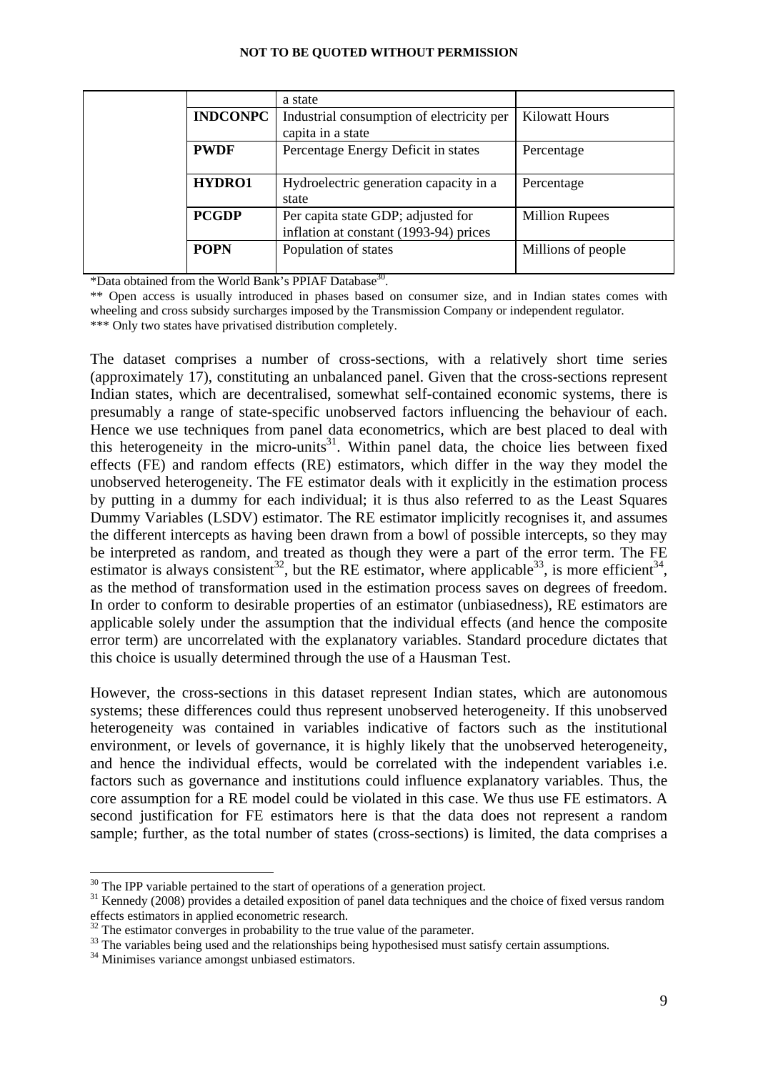| | | | |
|---|---|---|---|
| | | a state | |
| | **INDCONPC** | Industrial consumption of electricity per capita in a state | Kilowatt Hours |
| | **PWDF** | Percentage Energy Deficit in states | Percentage |
| | **HYDRO1** | Hydroelectric generation capacity in a state | Percentage |
| | **PCGDP** | Per capita state GDP; adjusted for inflation at constant (1993-94) prices | Million Rupees |
| | **POPN** | Population of states | Millions of people |

*Data obtained from the World Bank's PPIAF Database[30].

** Open access is usually introduced in phases based on consumer size, and in Indian states comes with wheeling and cross subsidy surcharges imposed by the Transmission Company or independent regulator.

*** Only two states have privatised distribution completely.

The dataset comprises a number of cross-sections, with a relatively short time series (approximately 17), constituting an unbalanced panel. Given that the cross-sections represent Indian states, which are decentralised, somewhat self-contained economic systems, there is presumably a range of state-specific unobserved factors influencing the behaviour of each. Hence we use techniques from panel data econometrics, which are best placed to deal with this heterogeneity in the micro-units[31]. Within panel data, the choice lies between fixed effects (FE) and random effects (RE) estimators, which differ in the way they model the unobserved heterogeneity. The FE estimator deals with it explicitly in the estimation process by putting in a dummy for each individual; it is thus also referred to as the Least Squares Dummy Variables (LSDV) estimator. The RE estimator implicitly recognises it, and assumes the different intercepts as having been drawn from a bowl of possible intercepts, so they may be interpreted as random, and treated as though they were a part of the error term. The FE estimator is always consistent[32], but the RE estimator, where applicable[33], is more efficient[34], as the method of transformation used in the estimation process saves on degrees of freedom. In order to conform to desirable properties of an estimator (unbiasedness), RE estimators are applicable solely under the assumption that the individual effects (and hence the composite error term) are uncorrelated with the explanatory variables. Standard procedure dictates that this choice is usually determined through the use of a Hausman Test.

However, the cross-sections in this dataset represent Indian states, which are autonomous systems; these differences could thus represent unobserved heterogeneity. If this unobserved heterogeneity was contained in variables indicative of factors such as the institutional environment, or levels of governance, it is highly likely that the unobserved heterogeneity, and hence the individual effects, would be correlated with the independent variables i.e. factors such as governance and institutions could influence explanatory variables. Thus, the core assumption for a RE model could be violated in this case. We thus use FE estimators. A second justification for FE estimators here is that the data does not represent a random sample; further, as the total number of states (cross-sections) is limited, the data comprises a

[30] The IPP variable pertained to the start of operations of a generation project.

[31] Kennedy (2008) provides a detailed exposition of panel data techniques and the choice of fixed versus random effects estimators in applied econometric research.

[32] The estimator converges in probability to the true value of the parameter.

[33] The variables being used and the relationships being hypothesised must satisfy certain assumptions.

[34] Minimises variance amongst unbiased estimators.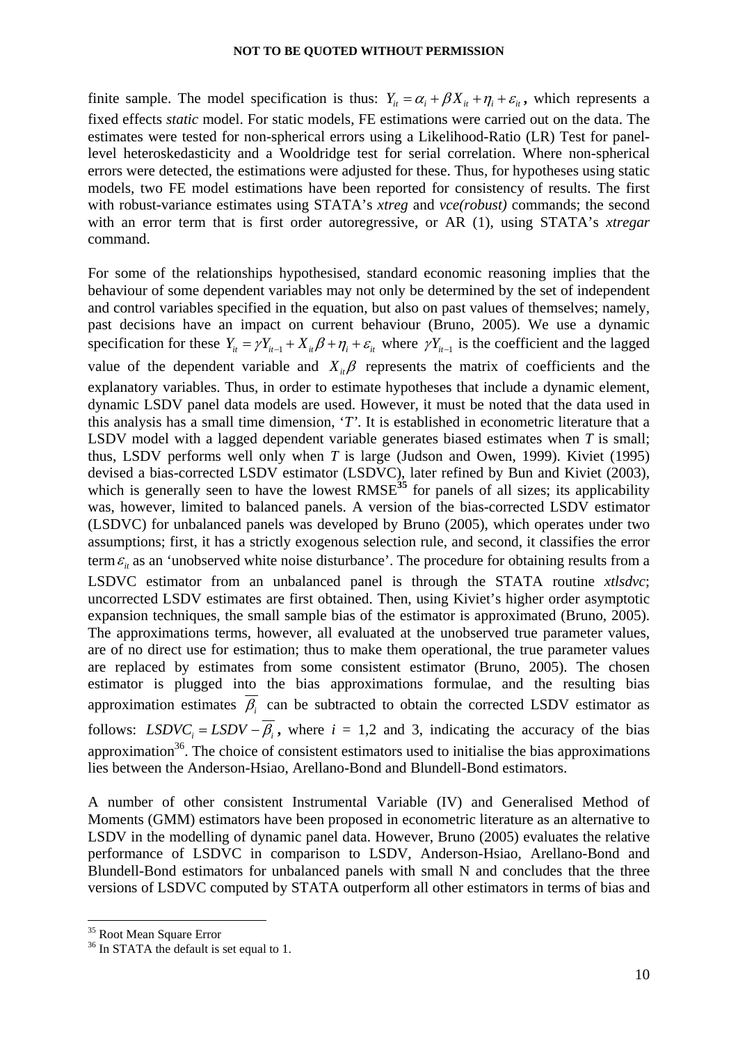finite sample. The model specification is thus: $Y_{it} = \alpha_i + \beta X_{it} + \eta_i + \varepsilon_{it}$**,** which represents a fixed effects *static* model. For static models, FE estimations were carried out on the data. The estimates were tested for non-spherical errors using a Likelihood-Ratio (LR) Test for panel-level heteroskedasticity and a Wooldridge test for serial correlation. Where non-spherical errors were detected, the estimations were adjusted for these. Thus, for hypotheses using static models, two FE model estimations have been reported for consistency of results. The first with robust-variance estimates using STATA's *xtreg* and *vce(robust)* commands; the second with an error term that is first order autoregressive, or AR (1), using STATA's *xtregar* command.

For some of the relationships hypothesised, standard economic reasoning implies that the behaviour of some dependent variables may not only be determined by the set of independent and control variables specified in the equation, but also on past values of themselves; namely, past decisions have an impact on current behaviour (Bruno, 2005). We use a dynamic specification for these $Y_{it} = \gamma Y_{it-1} + X_{it}\beta + \eta_i + \varepsilon_{it}$ where $\gamma Y_{it-1}$ is the coefficient and the lagged value of the dependent variable and $X_{it}\beta$ represents the matrix of coefficients and the explanatory variables. Thus, in order to estimate hypotheses that include a dynamic element, dynamic LSDV panel data models are used. However, it must be noted that the data used in this analysis has a small time dimension, '*T*'. It is established in econometric literature that a LSDV model with a lagged dependent variable generates biased estimates when *T* is small; thus, LSDV performs well only when *T* is large (Judson and Owen, 1999). Kiviet (1995) devised a bias-corrected LSDV estimator (LSDVC), later refined by Bun and Kiviet (2003), which is generally seen to have the lowest RMSE[35] for panels of all sizes; its applicability was, however, limited to balanced panels. A version of the bias-corrected LSDV estimator (LSDVC) for unbalanced panels was developed by Bruno (2005), which operates under two assumptions; first, it has a strictly exogenous selection rule, and second, it classifies the error term $\varepsilon_{it}$ as an 'unobserved white noise disturbance'. The procedure for obtaining results from a LSDVC estimator from an unbalanced panel is through the STATA routine *xtlsdvc*; uncorrected LSDV estimates are first obtained. Then, using Kiviet's higher order asymptotic expansion techniques, the small sample bias of the estimator is approximated (Bruno, 2005). The approximations terms, however, all evaluated at the unobserved true parameter values, are of no direct use for estimation; thus to make them operational, the true parameter values are replaced by estimates from some consistent estimator (Bruno, 2005). The chosen estimator is plugged into the bias approximations formulae, and the resulting bias approximation estimates $\overline{\beta_i}$ can be subtracted to obtain the corrected LSDV estimator as follows: $LSDVC_i = LSDV - \overline{\beta_i}$**,** where $i$ = 1,2 and 3, indicating the accuracy of the bias approximation[36]. The choice of consistent estimators used to initialise the bias approximations lies between the Anderson-Hsiao, Arellano-Bond and Blundell-Bond estimators.

A number of other consistent Instrumental Variable (IV) and Generalised Method of Moments (GMM) estimators have been proposed in econometric literature as an alternative to LSDV in the modelling of dynamic panel data. However, Bruno (2005) evaluates the relative performance of LSDVC in comparison to LSDV, Anderson-Hsiao, Arellano-Bond and Blundell-Bond estimators for unbalanced panels with small N and concludes that the three versions of LSDVC computed by STATA outperform all other estimators in terms of bias and

---

[35] Root Mean Square Error

[36] In STATA the default is set equal to 1.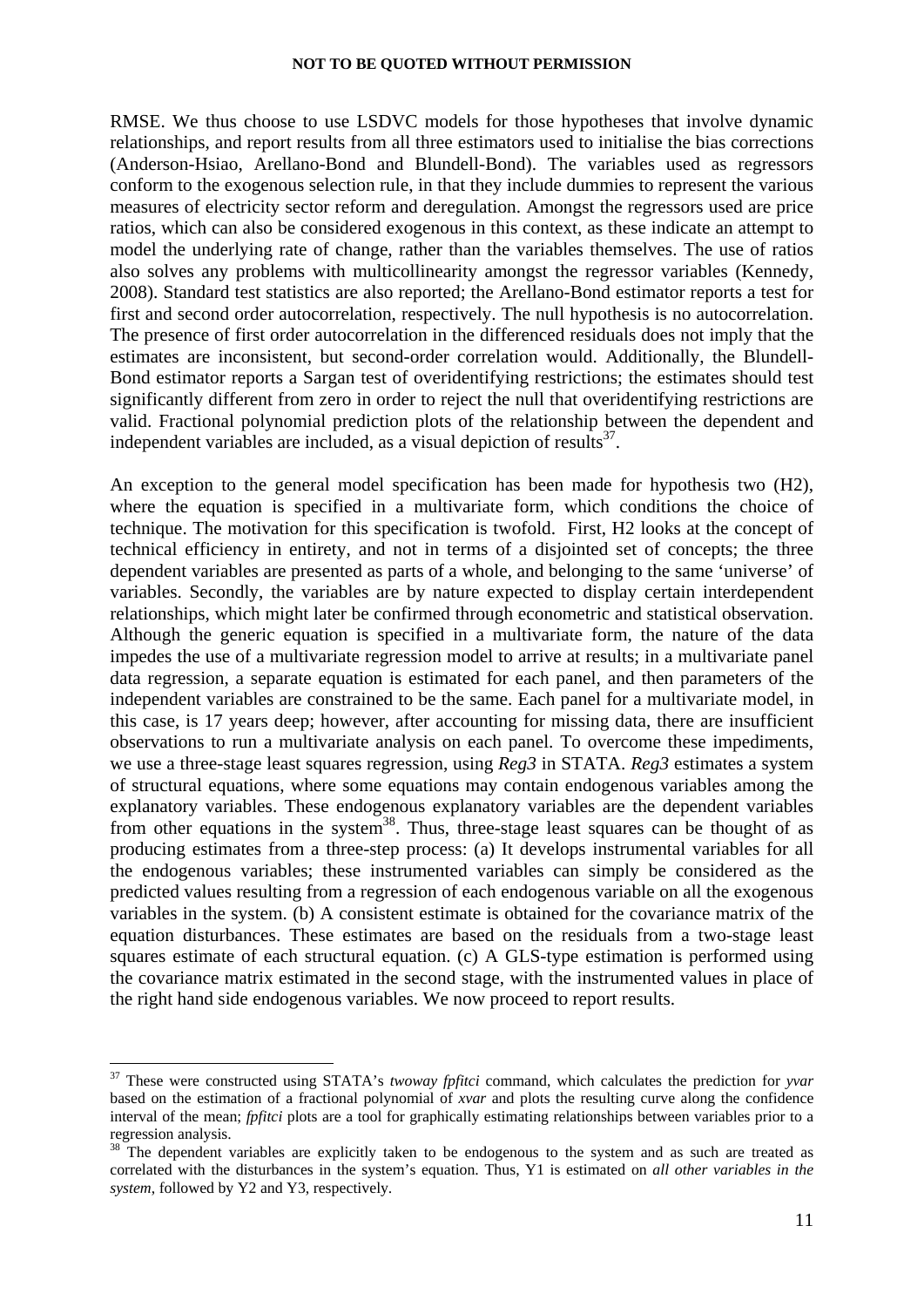RMSE. We thus choose to use LSDVC models for those hypotheses that involve dynamic relationships, and report results from all three estimators used to initialise the bias corrections (Anderson-Hsiao, Arellano-Bond and Blundell-Bond). The variables used as regressors conform to the exogenous selection rule, in that they include dummies to represent the various measures of electricity sector reform and deregulation. Amongst the regressors used are price ratios, which can also be considered exogenous in this context, as these indicate an attempt to model the underlying rate of change, rather than the variables themselves. The use of ratios also solves any problems with multicollinearity amongst the regressor variables (Kennedy, 2008). Standard test statistics are also reported; the Arellano-Bond estimator reports a test for first and second order autocorrelation, respectively. The null hypothesis is no autocorrelation. The presence of first order autocorrelation in the differenced residuals does not imply that the estimates are inconsistent, but second-order correlation would. Additionally, the Blundell-Bond estimator reports a Sargan test of overidentifying restrictions; the estimates should test significantly different from zero in order to reject the null that overidentifying restrictions are valid. Fractional polynomial prediction plots of the relationship between the dependent and independent variables are included, as a visual depiction of results[37].

An exception to the general model specification has been made for hypothesis two (H2), where the equation is specified in a multivariate form, which conditions the choice of technique. The motivation for this specification is twofold. First, H2 looks at the concept of technical efficiency in entirety, and not in terms of a disjointed set of concepts; the three dependent variables are presented as parts of a whole, and belonging to the same 'universe' of variables. Secondly, the variables are by nature expected to display certain interdependent relationships, which might later be confirmed through econometric and statistical observation. Although the generic equation is specified in a multivariate form, the nature of the data impedes the use of a multivariate regression model to arrive at results; in a multivariate panel data regression, a separate equation is estimated for each panel, and then parameters of the independent variables are constrained to be the same. Each panel for a multivariate model, in this case, is 17 years deep; however, after accounting for missing data, there are insufficient observations to run a multivariate analysis on each panel. To overcome these impediments, we use a three-stage least squares regression, using *Reg3* in STATA. *Reg3* estimates a system of structural equations, where some equations may contain endogenous variables among the explanatory variables. These endogenous explanatory variables are the dependent variables from other equations in the system[38]. Thus, three-stage least squares can be thought of as producing estimates from a three-step process: (a) It develops instrumental variables for all the endogenous variables; these instrumented variables can simply be considered as the predicted values resulting from a regression of each endogenous variable on all the exogenous variables in the system. (b) A consistent estimate is obtained for the covariance matrix of the equation disturbances. These estimates are based on the residuals from a two-stage least squares estimate of each structural equation. (c) A GLS-type estimation is performed using the covariance matrix estimated in the second stage, with the instrumented values in place of the right hand side endogenous variables. We now proceed to report results.

---

[37] These were constructed using STATA's *twoway fpfitci* command, which calculates the prediction for *yvar* based on the estimation of a fractional polynomial of *xvar* and plots the resulting curve along the confidence interval of the mean; *fpfitci* plots are a tool for graphically estimating relationships between variables prior to a regression analysis.

[38] The dependent variables are explicitly taken to be endogenous to the system and as such are treated as correlated with the disturbances in the system's equation. Thus, Y1 is estimated on *all other variables in the system*, followed by Y2 and Y3, respectively.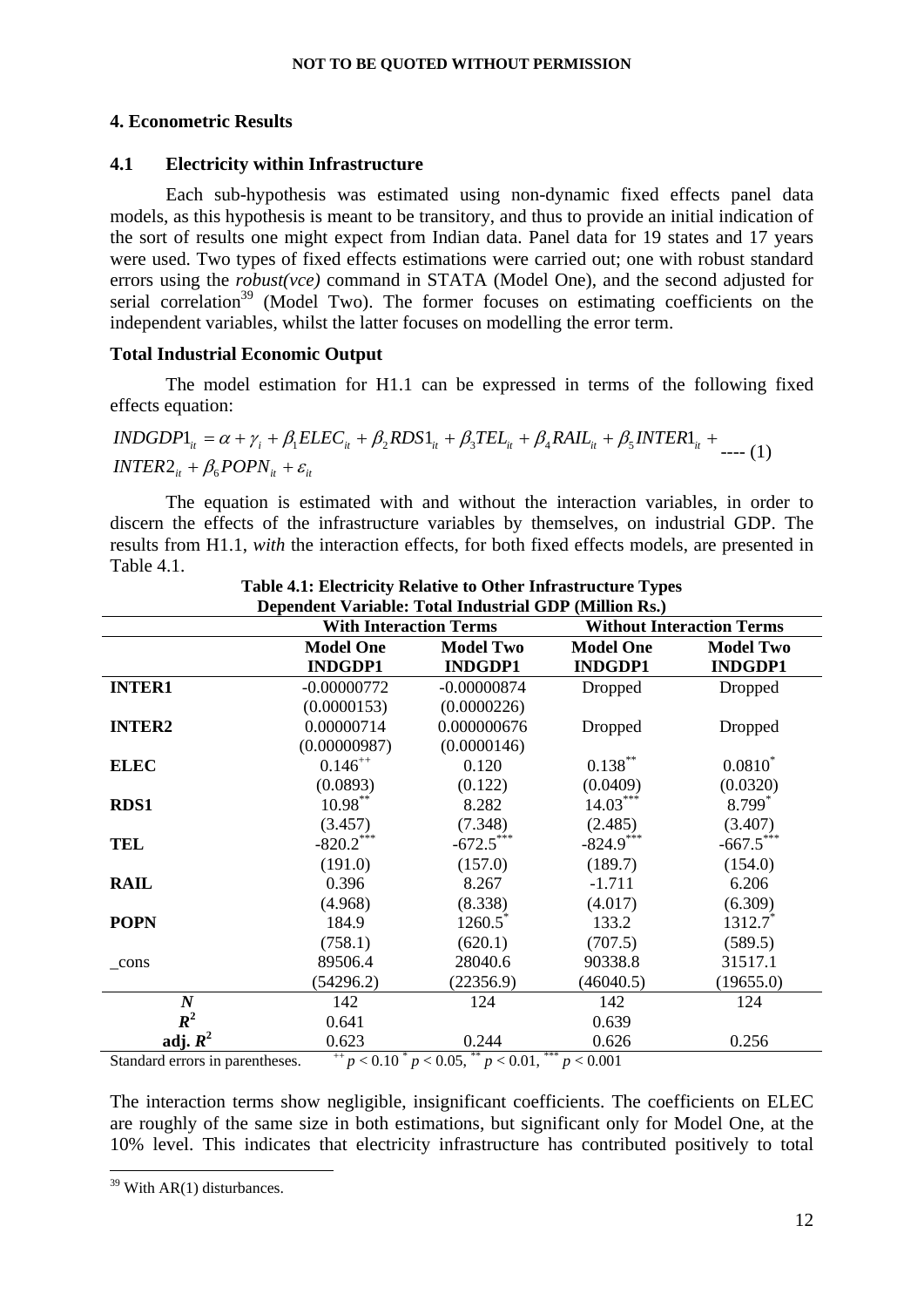## 4. Econometric Results

### 4.1 Electricity within Infrastructure

Each sub-hypothesis was estimated using non-dynamic fixed effects panel data models, as this hypothesis is meant to be transitory, and thus to provide an initial indication of the sort of results one might expect from Indian data. Panel data for 19 states and 17 years were used. Two types of fixed effects estimations were carried out; one with robust standard errors using the *robust(vce)* command in STATA (Model One), and the second adjusted for serial correlation[39] (Model Two). The former focuses on estimating coefficients on the independent variables, whilst the latter focuses on modelling the error term.

**Total Industrial Economic Output**

The model estimation for H1.1 can be expressed in terms of the following fixed effects equation:

$$INDGDP1_{it} = \alpha + \gamma_i + \beta_1 ELEC_{it} + \beta_2 RDS1_{it} + \beta_3 TEL_{it} + \beta_4 RAIL_{it} + \beta_5 INTER1_{it} + INTER2_{it} + \beta_6 POPN_{it} + \varepsilon_{it} \quad \text{---- (1)}$$

The equation is estimated with and without the interaction variables, in order to discern the effects of the infrastructure variables by themselves, on industrial GDP. The results from H1.1, *with* the interaction effects, for both fixed effects models, are presented in Table 4.1.

**Table 4.1: Electricity Relative to Other Infrastructure Types**
**Dependent Variable: Total Industrial GDP (Million Rs.)**

| | With Interaction Terms | | Without Interaction Terms | |
|---|---|---|---|---|
| | **Model One INDGDP1** | **Model Two INDGDP1** | **Model One INDGDP1** | **Model Two INDGDP1** |
| **INTER1** | -0.00000772 | -0.00000874 | Dropped | Dropped |
| | (0.0000153) | (0.0000226) | | |
| **INTER2** | 0.00000714 | 0.000000676 | Dropped | Dropped |
| | (0.00000987) | (0.0000146) | | |
| **ELEC** | $0.146^{++}$ | 0.120 | $0.138^{**}$ | $0.0810^{*}$ |
| | (0.0893) | (0.122) | (0.0409) | (0.0320) |
| **RDS1** | $10.98^{**}$ | 8.282 | $14.03^{***}$ | $8.799^{*}$ |
| | (3.457) | (7.348) | (2.485) | (3.407) |
| **TEL** | $-820.2^{***}$ | $-672.5^{***}$ | $-824.9^{***}$ | $-667.5^{***}$ |
| | (191.0) | (157.0) | (189.7) | (154.0) |
| **RAIL** | 0.396 | 8.267 | -1.711 | 6.206 |
| | (4.968) | (8.338) | (4.017) | (6.309) |
| **POPN** | 184.9 | $1260.5^{*}$ | 133.2 | $1312.7^{*}$ |
| | (758.1) | (620.1) | (707.5) | (589.5) |
| _cons | 89506.4 | 28040.6 | 90338.8 | 31517.1 |
| | (54296.2) | (22356.9) | (46040.5) | (19655.0) |
| ***N*** | 142 | 124 | 142 | 124 |
| $R^2$ | 0.641 | | 0.639 | |
| adj. $R^2$ | 0.623 | 0.244 | 0.626 | 0.256 |

Standard errors in parentheses. $^{++} p < 0.10$ $^{*} p < 0.05$, $^{**} p < 0.01$, $^{***} p < 0.001$

The interaction terms show negligible, insignificant coefficients. The coefficients on ELEC are roughly of the same size in both estimations, but significant only for Model One, at the 10% level. This indicates that electricity infrastructure has contributed positively to total

[39] With AR(1) disturbances.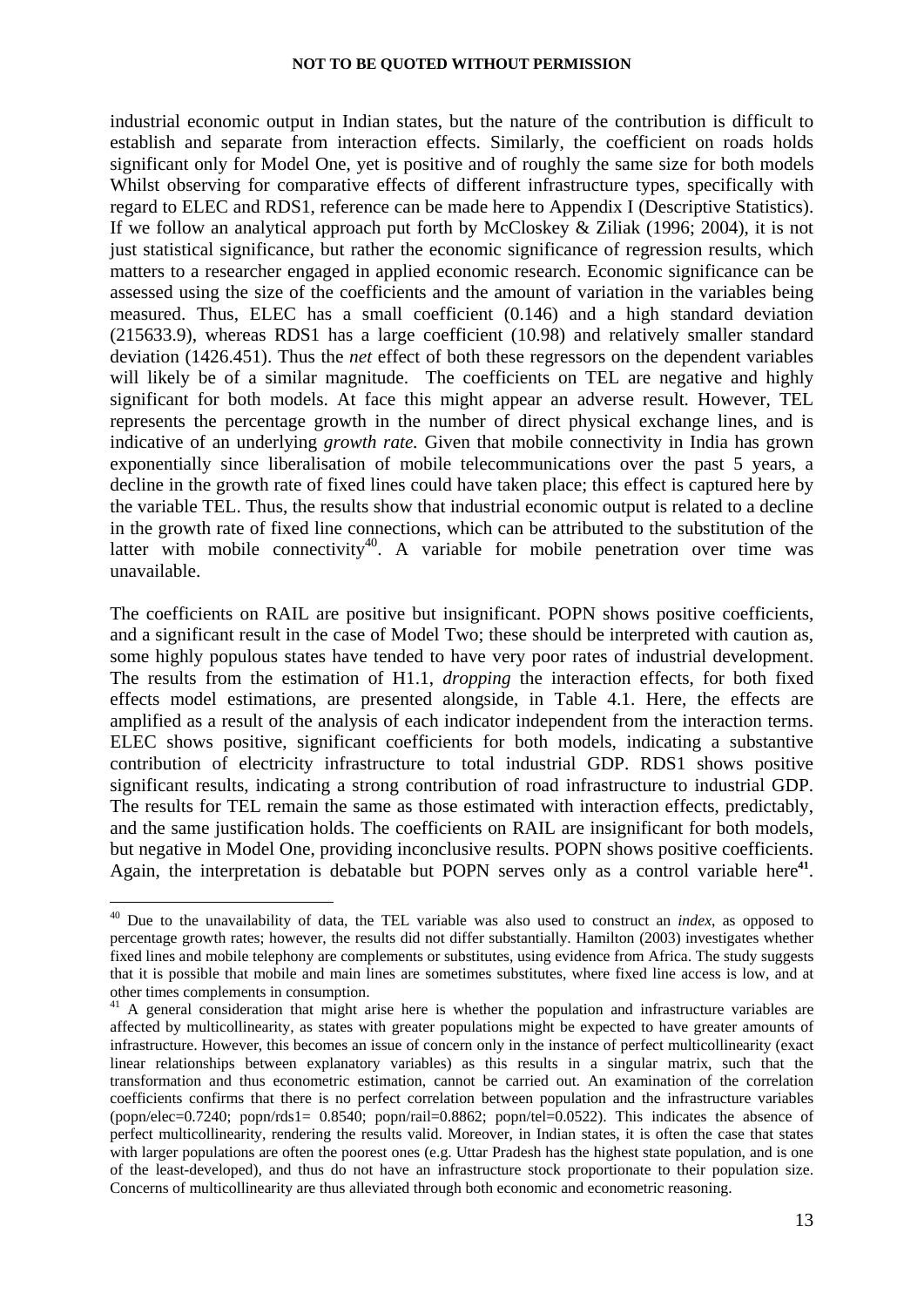industrial economic output in Indian states, but the nature of the contribution is difficult to establish and separate from interaction effects. Similarly, the coefficient on roads holds significant only for Model One, yet is positive and of roughly the same size for both models Whilst observing for comparative effects of different infrastructure types, specifically with regard to ELEC and RDS1, reference can be made here to Appendix I (Descriptive Statistics). If we follow an analytical approach put forth by McCloskey & Ziliak (1996; 2004), it is not just statistical significance, but rather the economic significance of regression results, which matters to a researcher engaged in applied economic research. Economic significance can be assessed using the size of the coefficients and the amount of variation in the variables being measured. Thus, ELEC has a small coefficient (0.146) and a high standard deviation (215633.9), whereas RDS1 has a large coefficient (10.98) and relatively smaller standard deviation (1426.451). Thus the *net* effect of both these regressors on the dependent variables will likely be of a similar magnitude. The coefficients on TEL are negative and highly significant for both models. At face this might appear an adverse result. However, TEL represents the percentage growth in the number of direct physical exchange lines, and is indicative of an underlying *growth rate.* Given that mobile connectivity in India has grown exponentially since liberalisation of mobile telecommunications over the past 5 years, a decline in the growth rate of fixed lines could have taken place; this effect is captured here by the variable TEL. Thus, the results show that industrial economic output is related to a decline in the growth rate of fixed line connections, which can be attributed to the substitution of the latter with mobile connectivity[40]. A variable for mobile penetration over time was unavailable.

The coefficients on RAIL are positive but insignificant. POPN shows positive coefficients, and a significant result in the case of Model Two; these should be interpreted with caution as, some highly populous states have tended to have very poor rates of industrial development. The results from the estimation of H1.1, *dropping* the interaction effects, for both fixed effects model estimations, are presented alongside, in Table 4.1. Here, the effects are amplified as a result of the analysis of each indicator independent from the interaction terms. ELEC shows positive, significant coefficients for both models, indicating a substantive contribution of electricity infrastructure to total industrial GDP. RDS1 shows positive significant results, indicating a strong contribution of road infrastructure to industrial GDP. The results for TEL remain the same as those estimated with interaction effects, predictably, and the same justification holds. The coefficients on RAIL are insignificant for both models, but negative in Model One, providing inconclusive results. POPN shows positive coefficients. Again, the interpretation is debatable but POPN serves only as a control variable here[41].

---

[40] Due to the unavailability of data, the TEL variable was also used to construct an *index*, as opposed to percentage growth rates; however, the results did not differ substantially. Hamilton (2003) investigates whether fixed lines and mobile telephony are complements or substitutes, using evidence from Africa. The study suggests that it is possible that mobile and main lines are sometimes substitutes, where fixed line access is low, and at other times complements in consumption.

[41] A general consideration that might arise here is whether the population and infrastructure variables are affected by multicollinearity, as states with greater populations might be expected to have greater amounts of infrastructure. However, this becomes an issue of concern only in the instance of perfect multicollinearity (exact linear relationships between explanatory variables) as this results in a singular matrix, such that the transformation and thus econometric estimation, cannot be carried out. An examination of the correlation coefficients confirms that there is no perfect correlation between population and the infrastructure variables (popn/elec=0.7240; popn/rds1= 0.8540; popn/rail=0.8862; popn/tel=0.0522). This indicates the absence of perfect multicollinearity, rendering the results valid. Moreover, in Indian states, it is often the case that states with larger populations are often the poorest ones (e.g. Uttar Pradesh has the highest state population, and is one of the least-developed), and thus do not have an infrastructure stock proportionate to their population size. Concerns of multicollinearity are thus alleviated through both economic and econometric reasoning.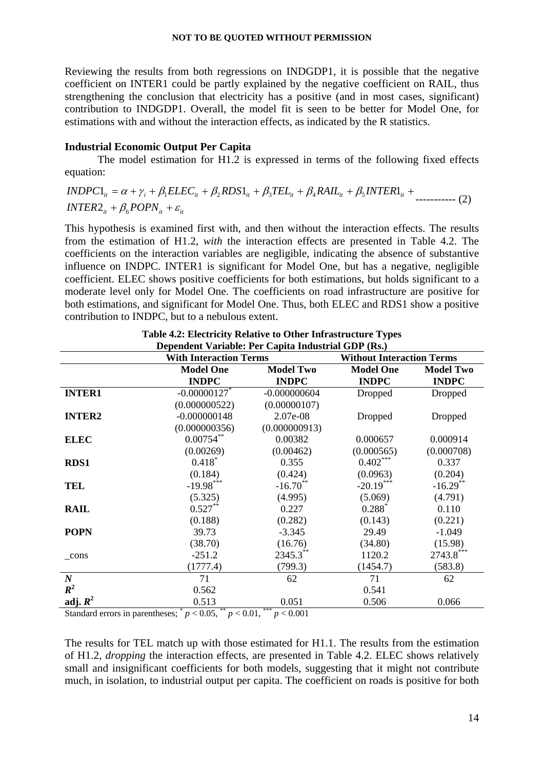Reviewing the results from both regressions on INDGDP1, it is possible that the negative coefficient on INTER1 could be partly explained by the negative coefficient on RAIL, thus strengthening the conclusion that electricity has a positive (and in most cases, significant) contribution to INDGDP1. Overall, the model fit is seen to be better for Model One, for estimations with and without the interaction effects, as indicated by the R statistics.

### Industrial Economic Output Per Capita

The model estimation for H1.2 is expressed in terms of the following fixed effects equation:

$$INDPC1_{it} = \alpha + \gamma_i + \beta_1 ELEC_{it} + \beta_2 RDS1_{it} + \beta_3 TEL_{it} + \beta_4 RAIL_{it} + \beta_5 INTER1_{it} + INTER2_{it} + \beta_6 POPN_{it} + \varepsilon_{it} \quad \text{----------- (2)}$$

This hypothesis is examined first with, and then without the interaction effects. The results from the estimation of H1.2, *with* the interaction effects are presented in Table 4.2. The coefficients on the interaction variables are negligible, indicating the absence of substantive influence on INDPC. INTER1 is significant for Model One, but has a negative, negligible coefficient. ELEC shows positive coefficients for both estimations, but holds significant to a moderate level only for Model One. The coefficients on road infrastructure are positive for both estimations, and significant for Model One. Thus, both ELEC and RDS1 show a positive contribution to INDPC, but to a nebulous extent.

**Table 4.2: Electricity Relative to Other Infrastructure Types**
**Dependent Variable: Per Capita Industrial GDP (Rs.)**

| | With Interaction Terms | | Without Interaction Terms | |
|---|---|---|---|---|
| | **Model One INDPC** | **Model Two INDPC** | **Model One INDPC** | **Model Two INDPC** |
| **INTER1** | -0.00000127* | -0.000000604 | Dropped | Dropped |
| | (0.000000522) | (0.00000107) | | |
| **INTER2** | -0.000000148 | 2.07e-08 | Dropped | Dropped |
| | (0.000000356) | (0.000000913) | | |
| **ELEC** | 0.00754** | 0.00382 | 0.000657 | 0.000914 |
| | (0.00269) | (0.00462) | (0.000565) | (0.000708) |
| **RDS1** | 0.418* | 0.355 | 0.402*** | 0.337 |
| | (0.184) | (0.424) | (0.0963) | (0.204) |
| **TEL** | -19.98*** | -16.70** | -20.19*** | -16.29** |
| | (5.325) | (4.995) | (5.069) | (4.791) |
| **RAIL** | 0.527** | 0.227 | 0.288* | 0.110 |
| | (0.188) | (0.282) | (0.143) | (0.221) |
| **POPN** | 39.73 | -3.345 | 29.49 | -1.049 |
| | (38.70) | (16.76) | (34.80) | (15.98) |
| _cons | -251.2 | 2345.3** | 1120.2 | 2743.8*** |
| | (1777.4) | (799.3) | (1454.7) | (583.8) |
| ***N*** | 71 | 62 | 71 | 62 |
| ***R*$^2$** | 0.562 | | 0.541 | |
| **adj. *R*$^2$** | 0.513 | 0.051 | 0.506 | 0.066 |

Standard errors in parentheses; * $p < 0.05$, ** $p < 0.01$, *** $p < 0.001$

The results for TEL match up with those estimated for H1.1. The results from the estimation of H1.2, *dropping* the interaction effects, are presented in Table 4.2. ELEC shows relatively small and insignificant coefficients for both models, suggesting that it might not contribute much, in isolation, to industrial output per capita. The coefficient on roads is positive for both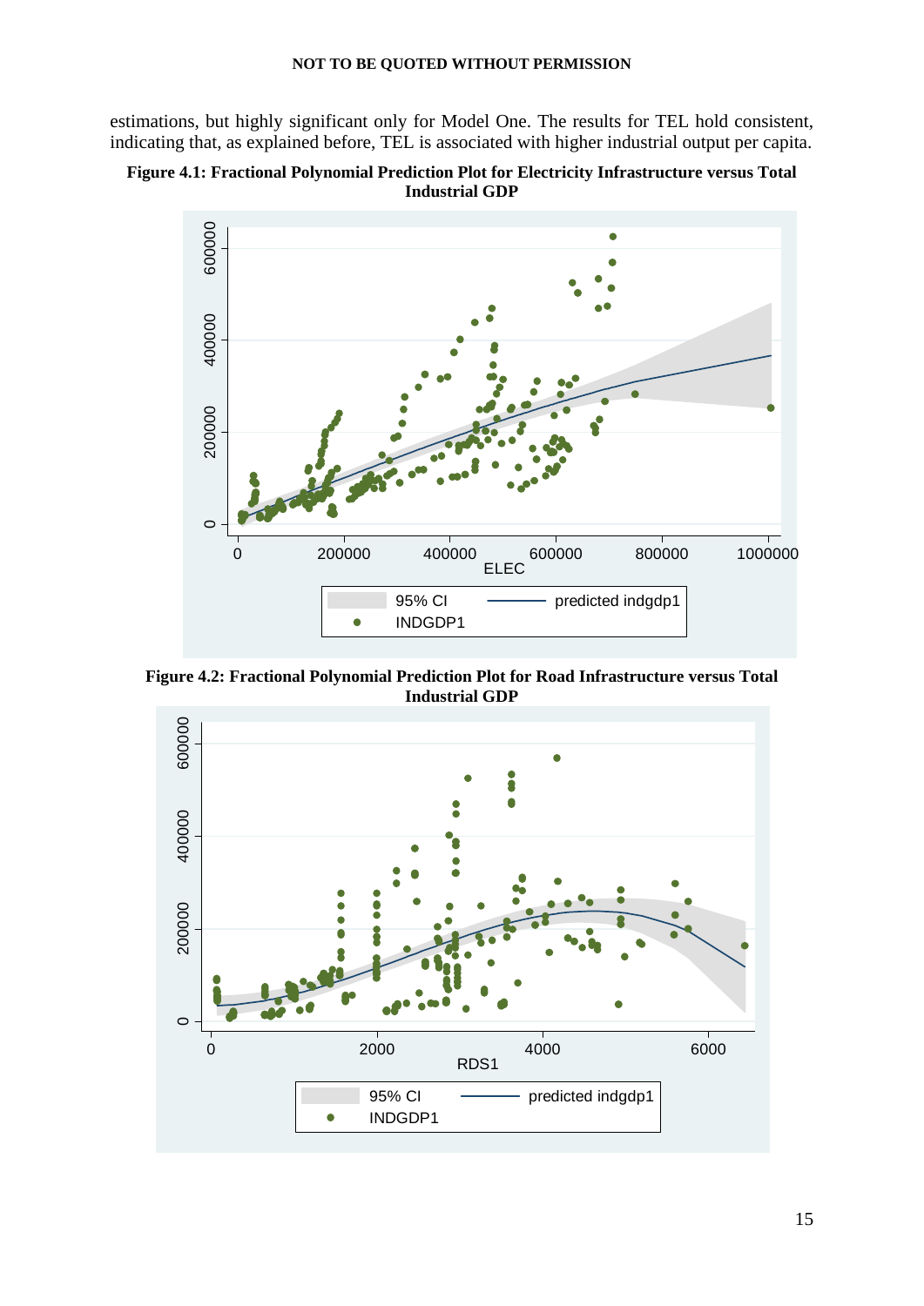estimations, but highly significant only for Model One. The results for TEL hold consistent, indicating that, as explained before, TEL is associated with higher industrial output per capita.

**Figure 4.1: Fractional Polynomial Prediction Plot for Electricity Infrastructure versus Total Industrial GDP**

**Figure 4.2: Fractional Polynomial Prediction Plot for Road Infrastructure versus Total Industrial GDP**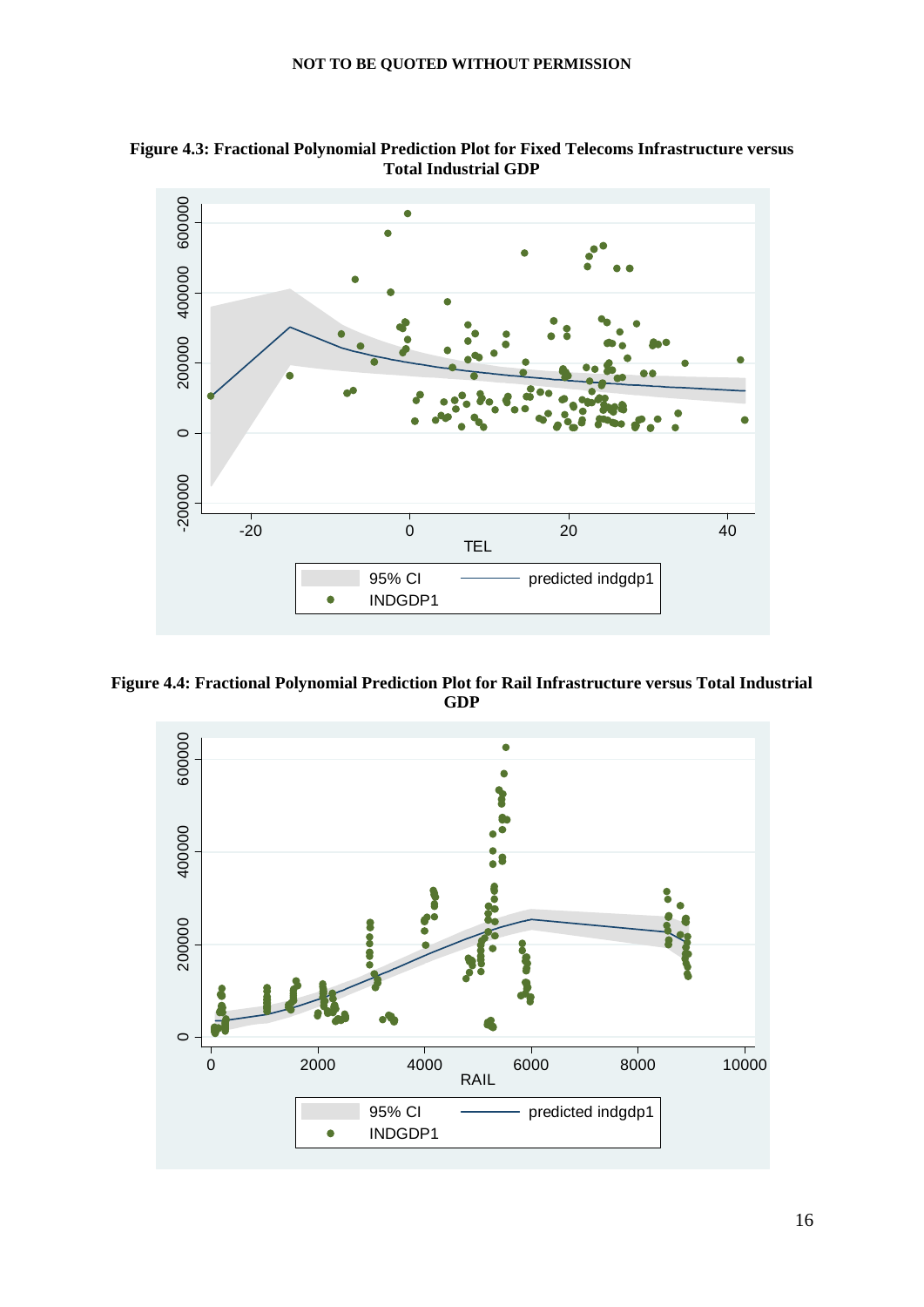**Figure 4.3: Fractional Polynomial Prediction Plot for Fixed Telecoms Infrastructure versus Total Industrial GDP**

**Figure 4.4: Fractional Polynomial Prediction Plot for Rail Infrastructure versus Total Industrial GDP**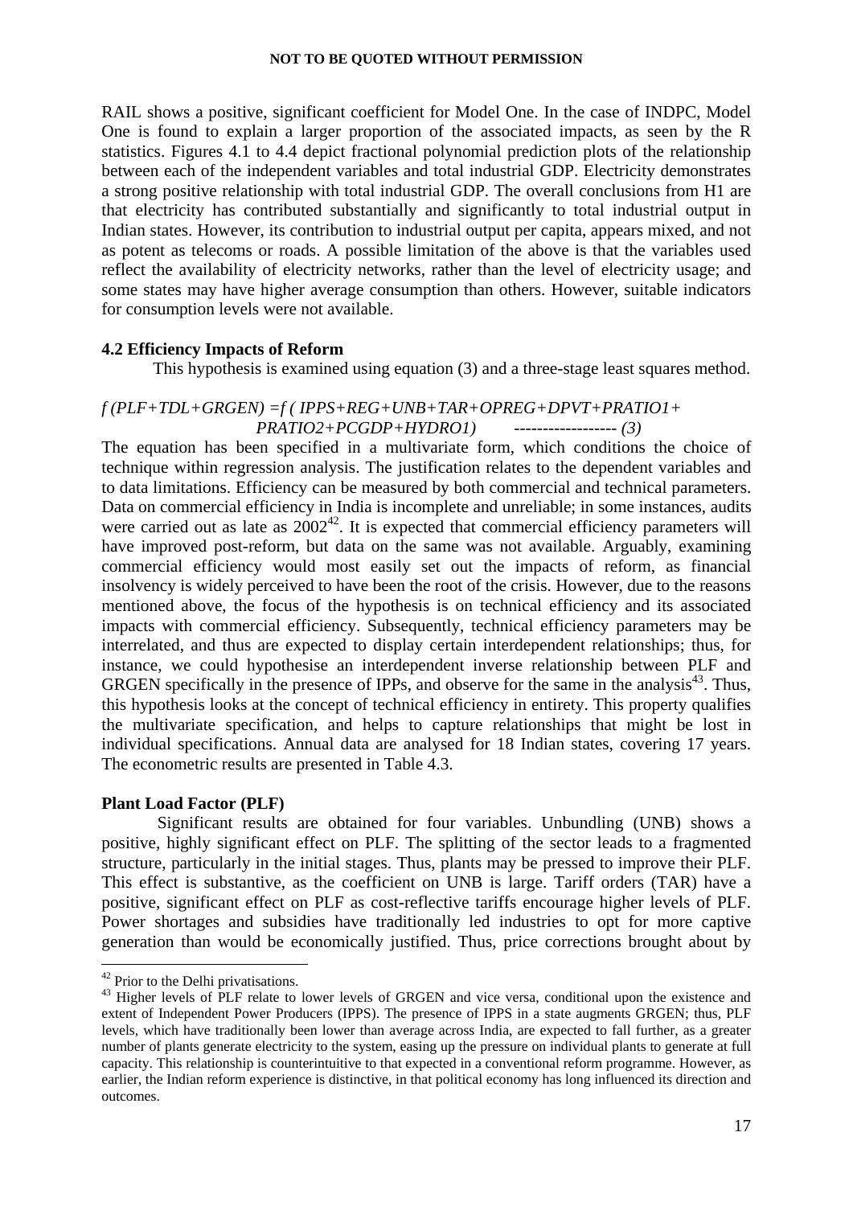RAIL shows a positive, significant coefficient for Model One. In the case of INDPC, Model One is found to explain a larger proportion of the associated impacts, as seen by the R statistics. Figures 4.1 to 4.4 depict fractional polynomial prediction plots of the relationship between each of the independent variables and total industrial GDP. Electricity demonstrates a strong positive relationship with total industrial GDP. The overall conclusions from H1 are that electricity has contributed substantially and significantly to total industrial output in Indian states. However, its contribution to industrial output per capita, appears mixed, and not as potent as telecoms or roads. A possible limitation of the above is that the variables used reflect the availability of electricity networks, rather than the level of electricity usage; and some states may have higher average consumption than others. However, suitable indicators for consumption levels were not available.

### 4.2 Efficiency Impacts of Reform

This hypothesis is examined using equation (3) and a three-stage least squares method.

*f (PLF+TDL+GRGEN) =f ( IPPS+REG+UNB+TAR+OPREG+DPVT+PRATIO1+ PRATIO2+PCGDP+HYDRO1)* ------------------ *(3)*

The equation has been specified in a multivariate form, which conditions the choice of technique within regression analysis. The justification relates to the dependent variables and to data limitations. Efficiency can be measured by both commercial and technical parameters. Data on commercial efficiency in India is incomplete and unreliable; in some instances, audits were carried out as late as 2002[42]. It is expected that commercial efficiency parameters will have improved post-reform, but data on the same was not available. Arguably, examining commercial efficiency would most easily set out the impacts of reform, as financial insolvency is widely perceived to have been the root of the crisis. However, due to the reasons mentioned above, the focus of the hypothesis is on technical efficiency and its associated impacts with commercial efficiency. Subsequently, technical efficiency parameters may be interrelated, and thus are expected to display certain interdependent relationships; thus, for instance, we could hypothesise an interdependent inverse relationship between PLF and GRGEN specifically in the presence of IPPs, and observe for the same in the analysis[43]. Thus, this hypothesis looks at the concept of technical efficiency in entirety. This property qualifies the multivariate specification, and helps to capture relationships that might be lost in individual specifications. Annual data are analysed for 18 Indian states, covering 17 years. The econometric results are presented in Table 4.3.

**Plant Load Factor (PLF)**

Significant results are obtained for four variables. Unbundling (UNB) shows a positive, highly significant effect on PLF. The splitting of the sector leads to a fragmented structure, particularly in the initial stages. Thus, plants may be pressed to improve their PLF. This effect is substantive, as the coefficient on UNB is large. Tariff orders (TAR) have a positive, significant effect on PLF as cost-reflective tariffs encourage higher levels of PLF. Power shortages and subsidies have traditionally led industries to opt for more captive generation than would be economically justified. Thus, price corrections brought about by

---

[42] Prior to the Delhi privatisations.

[43] Higher levels of PLF relate to lower levels of GRGEN and vice versa, conditional upon the existence and extent of Independent Power Producers (IPPS). The presence of IPPS in a state augments GRGEN; thus, PLF levels, which have traditionally been lower than average across India, are expected to fall further, as a greater number of plants generate electricity to the system, easing up the pressure on individual plants to generate at full capacity. This relationship is counterintuitive to that expected in a conventional reform programme. However, as earlier, the Indian reform experience is distinctive, in that political economy has long influenced its direction and outcomes.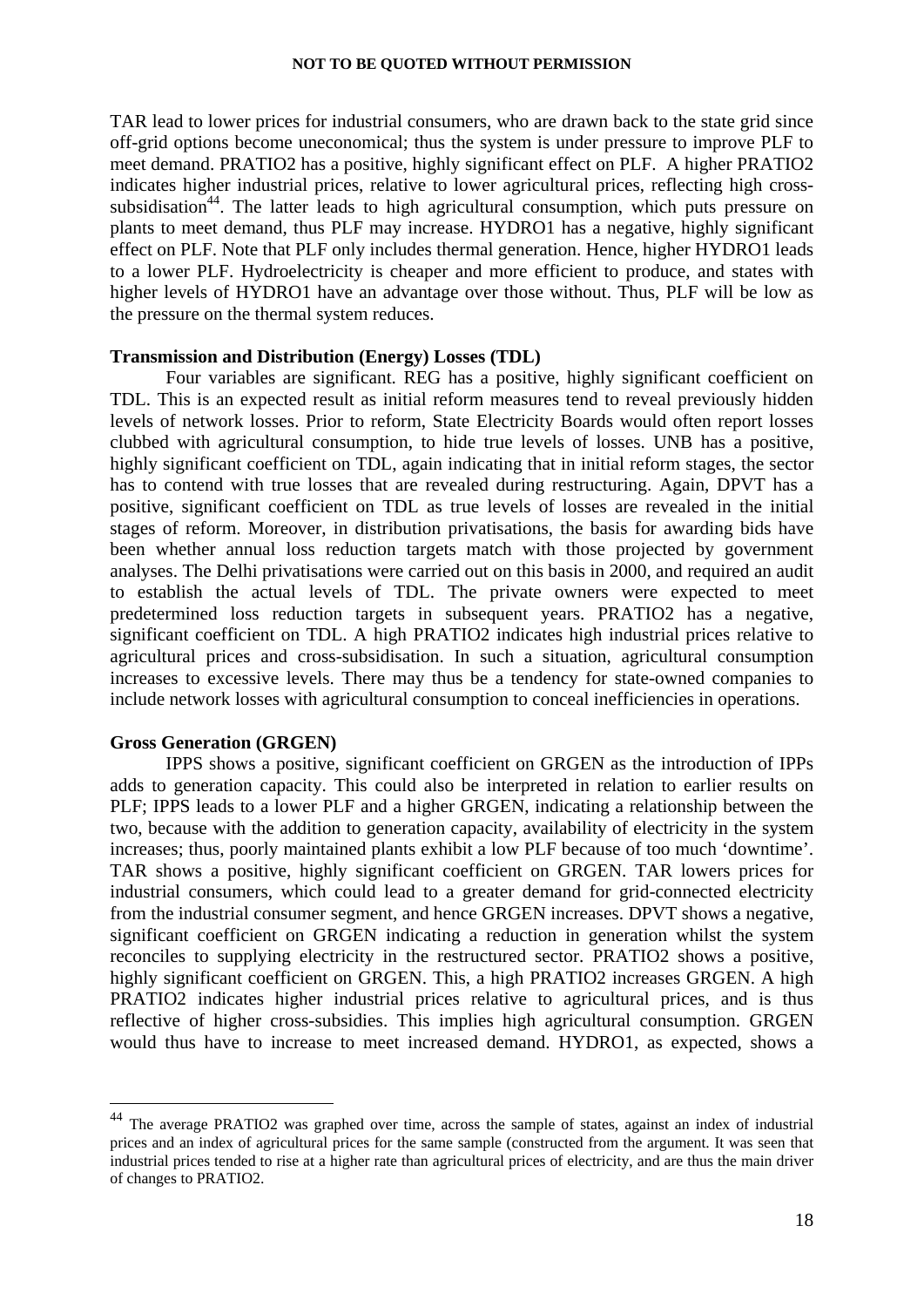TAR lead to lower prices for industrial consumers, who are drawn back to the state grid since off-grid options become uneconomical; thus the system is under pressure to improve PLF to meet demand. PRATIO2 has a positive, highly significant effect on PLF. A higher PRATIO2 indicates higher industrial prices, relative to lower agricultural prices, reflecting high cross-subsidisation[44]. The latter leads to high agricultural consumption, which puts pressure on plants to meet demand, thus PLF may increase. HYDRO1 has a negative, highly significant effect on PLF. Note that PLF only includes thermal generation. Hence, higher HYDRO1 leads to a lower PLF. Hydroelectricity is cheaper and more efficient to produce, and states with higher levels of HYDRO1 have an advantage over those without. Thus, PLF will be low as the pressure on the thermal system reduces.

**Transmission and Distribution (Energy) Losses (TDL)**

Four variables are significant. REG has a positive, highly significant coefficient on TDL. This is an expected result as initial reform measures tend to reveal previously hidden levels of network losses. Prior to reform, State Electricity Boards would often report losses clubbed with agricultural consumption, to hide true levels of losses. UNB has a positive, highly significant coefficient on TDL, again indicating that in initial reform stages, the sector has to contend with true losses that are revealed during restructuring. Again, DPVT has a positive, significant coefficient on TDL as true levels of losses are revealed in the initial stages of reform. Moreover, in distribution privatisations, the basis for awarding bids have been whether annual loss reduction targets match with those projected by government analyses. The Delhi privatisations were carried out on this basis in 2000, and required an audit to establish the actual levels of TDL. The private owners were expected to meet predetermined loss reduction targets in subsequent years. PRATIO2 has a negative, significant coefficient on TDL. A high PRATIO2 indicates high industrial prices relative to agricultural prices and cross-subsidisation. In such a situation, agricultural consumption increases to excessive levels. There may thus be a tendency for state-owned companies to include network losses with agricultural consumption to conceal inefficiencies in operations.

**Gross Generation (GRGEN)**

IPPS shows a positive, significant coefficient on GRGEN as the introduction of IPPs adds to generation capacity. This could also be interpreted in relation to earlier results on PLF; IPPS leads to a lower PLF and a higher GRGEN, indicating a relationship between the two, because with the addition to generation capacity, availability of electricity in the system increases; thus, poorly maintained plants exhibit a low PLF because of too much 'downtime'. TAR shows a positive, highly significant coefficient on GRGEN. TAR lowers prices for industrial consumers, which could lead to a greater demand for grid-connected electricity from the industrial consumer segment, and hence GRGEN increases. DPVT shows a negative, significant coefficient on GRGEN indicating a reduction in generation whilst the system reconciles to supplying electricity in the restructured sector. PRATIO2 shows a positive, highly significant coefficient on GRGEN. This, a high PRATIO2 increases GRGEN. A high PRATIO2 indicates higher industrial prices relative to agricultural prices, and is thus reflective of higher cross-subsidies. This implies high agricultural consumption. GRGEN would thus have to increase to meet increased demand. HYDRO1, as expected, shows a

---

[44] The average PRATIO2 was graphed over time, across the sample of states, against an index of industrial prices and an index of agricultural prices for the same sample (constructed from the argument. It was seen that industrial prices tended to rise at a higher rate than agricultural prices of electricity, and are thus the main driver of changes to PRATIO2.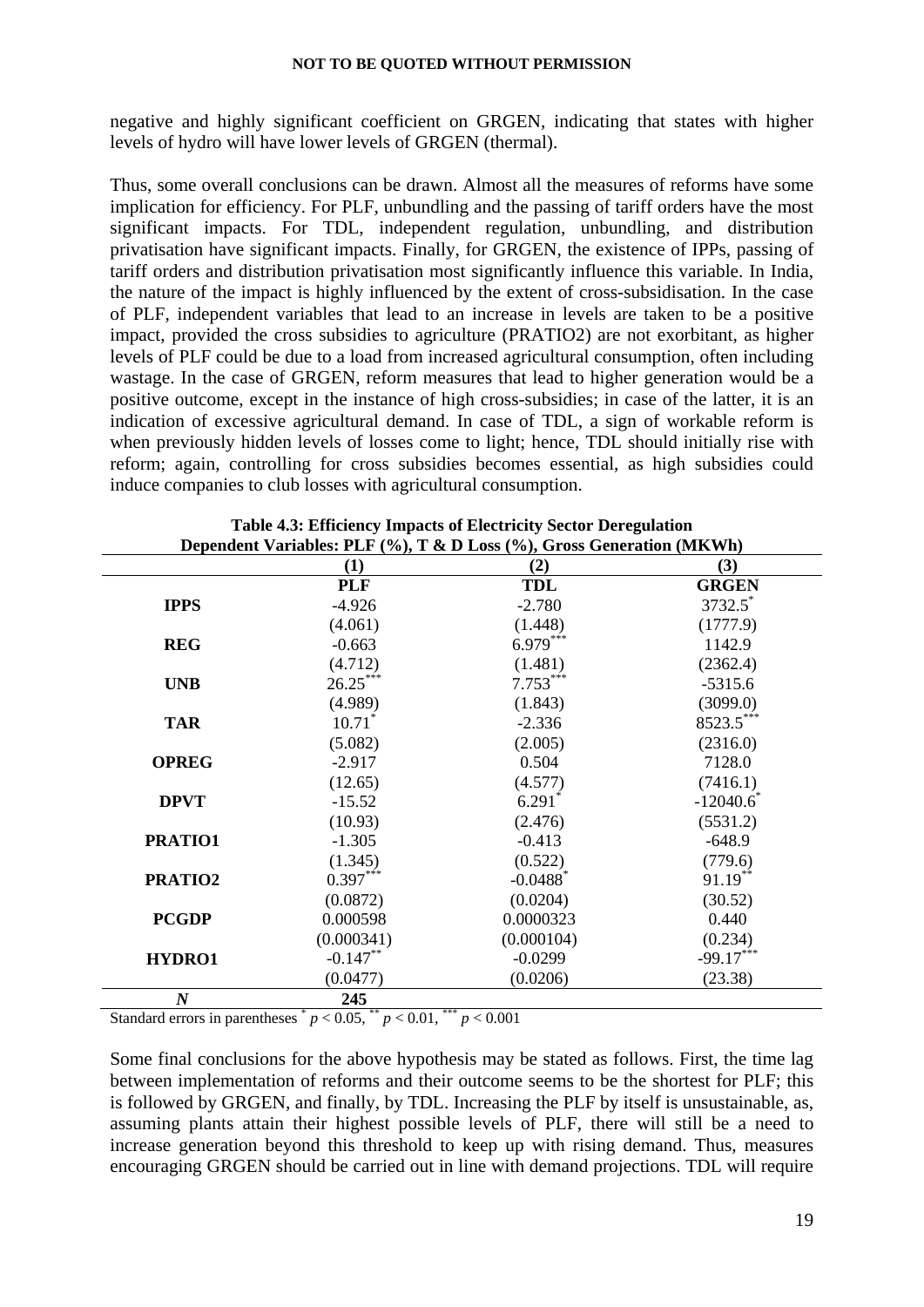negative and highly significant coefficient on GRGEN, indicating that states with higher levels of hydro will have lower levels of GRGEN (thermal).

Thus, some overall conclusions can be drawn. Almost all the measures of reforms have some implication for efficiency. For PLF, unbundling and the passing of tariff orders have the most significant impacts. For TDL, independent regulation, unbundling, and distribution privatisation have significant impacts. Finally, for GRGEN, the existence of IPPs, passing of tariff orders and distribution privatisation most significantly influence this variable. In India, the nature of the impact is highly influenced by the extent of cross-subsidisation. In the case of PLF, independent variables that lead to an increase in levels are taken to be a positive impact, provided the cross subsidies to agriculture (PRATIO2) are not exorbitant, as higher levels of PLF could be due to a load from increased agricultural consumption, often including wastage. In the case of GRGEN, reform measures that lead to higher generation would be a positive outcome, except in the instance of high cross-subsidies; in case of the latter, it is an indication of excessive agricultural demand. In case of TDL, a sign of workable reform is when previously hidden levels of losses come to light; hence, TDL should initially rise with reform; again, controlling for cross subsidies becomes essential, as high subsidies could induce companies to club losses with agricultural consumption.

**Table 4.3: Efficiency Impacts of Electricity Sector Deregulation**
**Dependent Variables: PLF (%), T & D Loss (%), Gross Generation (MKWh)**

| | (1) | (2) | (3) |
|---|---|---|---|
| | **PLF** | **TDL** | **GRGEN** |
| **IPPS** | -4.926 | -2.780 | 3732.5$^{*}$ |
| | (4.061) | (1.448) | (1777.9) |
| **REG** | -0.663 | 6.979$^{***}$ | 1142.9 |
| | (4.712) | (1.481) | (2362.4) |
| **UNB** | 26.25$^{***}$ | 7.753$^{***}$ | -5315.6 |
| | (4.989) | (1.843) | (3099.0) |
| **TAR** | 10.71$^{*}$ | -2.336 | 8523.5$^{***}$ |
| | (5.082) | (2.005) | (2316.0) |
| **OPREG** | -2.917 | 0.504 | 7128.0 |
| | (12.65) | (4.577) | (7416.1) |
| **DPVT** | -15.52 | 6.291$^{*}$ | -12040.6$^{*}$ |
| | (10.93) | (2.476) | (5531.2) |
| **PRATIO1** | -1.305 | -0.413 | -648.9 |
| | (1.345) | (0.522) | (779.6) |
| **PRATIO2** | 0.397$^{***}$ | -0.0488$^{*}$ | 91.19$^{**}$ |
| | (0.0872) | (0.0204) | (30.52) |
| **PCGDP** | 0.000598 | 0.0000323 | 0.440 |
| | (0.000341) | (0.000104) | (0.234) |
| **HYDRO1** | -0.147$^{**}$ | -0.0299 | -99.17$^{***}$ |
| | (0.0477) | (0.0206) | (23.38) |
| ***N*** | **245** | | |

Standard errors in parentheses $^{*}$ $p < 0.05$, $^{**}$ $p < 0.01$, $^{***}$ $p < 0.001$

Some final conclusions for the above hypothesis may be stated as follows. First, the time lag between implementation of reforms and their outcome seems to be the shortest for PLF; this is followed by GRGEN, and finally, by TDL. Increasing the PLF by itself is unsustainable, as, assuming plants attain their highest possible levels of PLF, there will still be a need to increase generation beyond this threshold to keep up with rising demand. Thus, measures encouraging GRGEN should be carried out in line with demand projections. TDL will require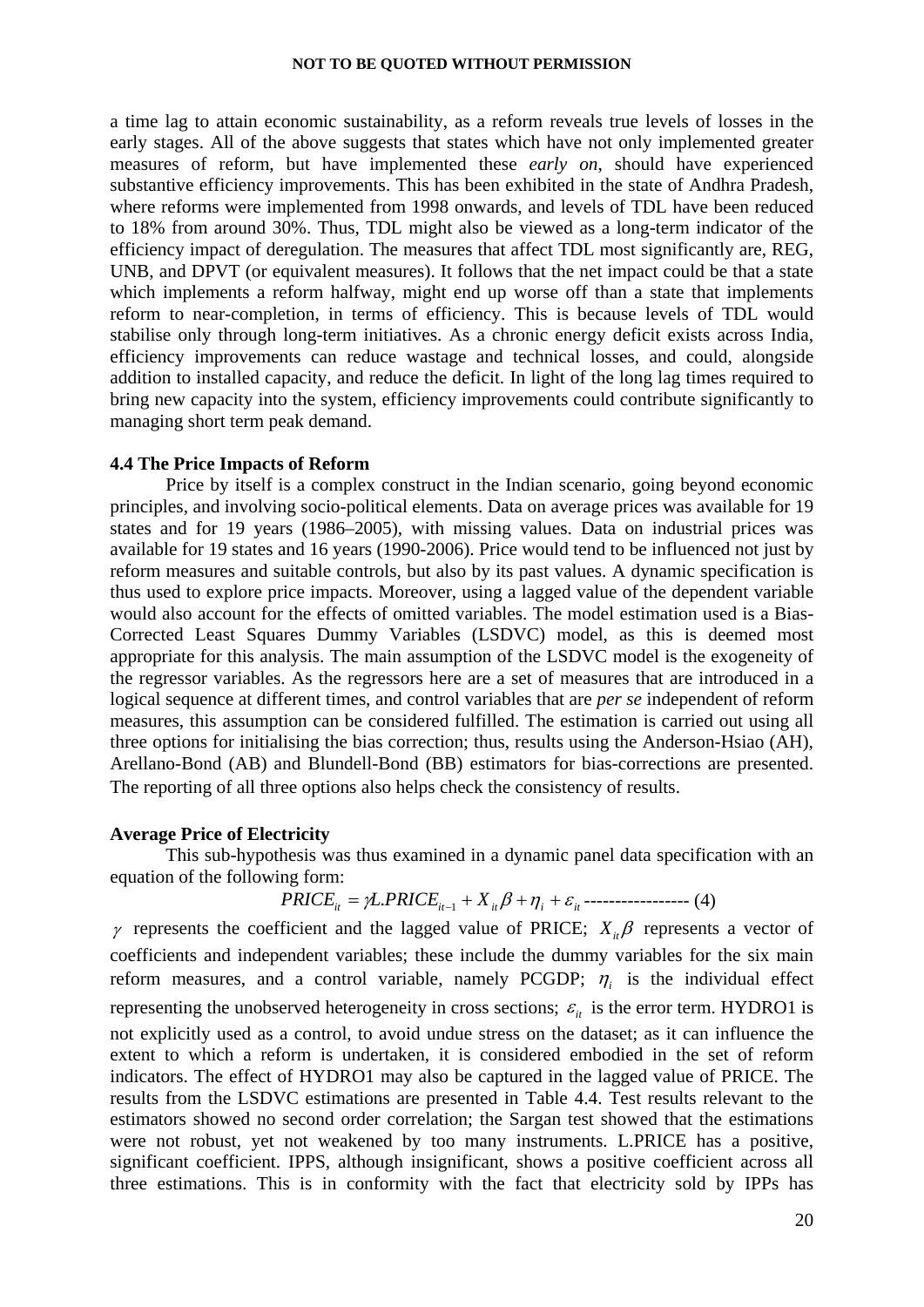a time lag to attain economic sustainability, as a reform reveals true levels of losses in the early stages. All of the above suggests that states which have not only implemented greater measures of reform, but have implemented these *early on*, should have experienced substantive efficiency improvements. This has been exhibited in the state of Andhra Pradesh, where reforms were implemented from 1998 onwards, and levels of TDL have been reduced to 18% from around 30%. Thus, TDL might also be viewed as a long-term indicator of the efficiency impact of deregulation. The measures that affect TDL most significantly are, REG, UNB, and DPVT (or equivalent measures). It follows that the net impact could be that a state which implements a reform halfway, might end up worse off than a state that implements reform to near-completion, in terms of efficiency. This is because levels of TDL would stabilise only through long-term initiatives. As a chronic energy deficit exists across India, efficiency improvements can reduce wastage and technical losses, and could, alongside addition to installed capacity, and reduce the deficit. In light of the long lag times required to bring new capacity into the system, efficiency improvements could contribute significantly to managing short term peak demand.

### 4.4 The Price Impacts of Reform

Price by itself is a complex construct in the Indian scenario, going beyond economic principles, and involving socio-political elements. Data on average prices was available for 19 states and for 19 years (1986–2005), with missing values. Data on industrial prices was available for 19 states and 16 years (1990-2006). Price would tend to be influenced not just by reform measures and suitable controls, but also by its past values. A dynamic specification is thus used to explore price impacts. Moreover, using a lagged value of the dependent variable would also account for the effects of omitted variables. The model estimation used is a Bias-Corrected Least Squares Dummy Variables (LSDVC) model, as this is deemed most appropriate for this analysis. The main assumption of the LSDVC model is the exogeneity of the regressor variables. As the regressors here are a set of measures that are introduced in a logical sequence at different times, and control variables that are *per se* independent of reform measures, this assumption can be considered fulfilled. The estimation is carried out using all three options for initialising the bias correction; thus, results using the Anderson-Hsiao (AH), Arellano-Bond (AB) and Blundell-Bond (BB) estimators for bias-corrections are presented. The reporting of all three options also helps check the consistency of results.

**Average Price of Electricity**

This sub-hypothesis was thus examined in a dynamic panel data specification with an equation of the following form:

$$PRICE_{it} = \gamma L.PRICE_{it-1} + X_{it}\beta + \eta_i + \varepsilon_{it} \text{ ----------------- (4)}$$

$\gamma$ represents the coefficient and the lagged value of PRICE; $X_{it}\beta$ represents a vector of coefficients and independent variables; these include the dummy variables for the six main reform measures, and a control variable, namely PCGDP; $\eta_i$ is the individual effect representing the unobserved heterogeneity in cross sections; $\varepsilon_{it}$ is the error term. HYDRO1 is not explicitly used as a control, to avoid undue stress on the dataset; as it can influence the extent to which a reform is undertaken, it is considered embodied in the set of reform indicators. The effect of HYDRO1 may also be captured in the lagged value of PRICE. The results from the LSDVC estimations are presented in Table 4.4. Test results relevant to the estimators showed no second order correlation; the Sargan test showed that the estimations were not robust, yet not weakened by too many instruments. L.PRICE has a positive, significant coefficient. IPPS, although insignificant, shows a positive coefficient across all three estimations. This is in conformity with the fact that electricity sold by IPPs has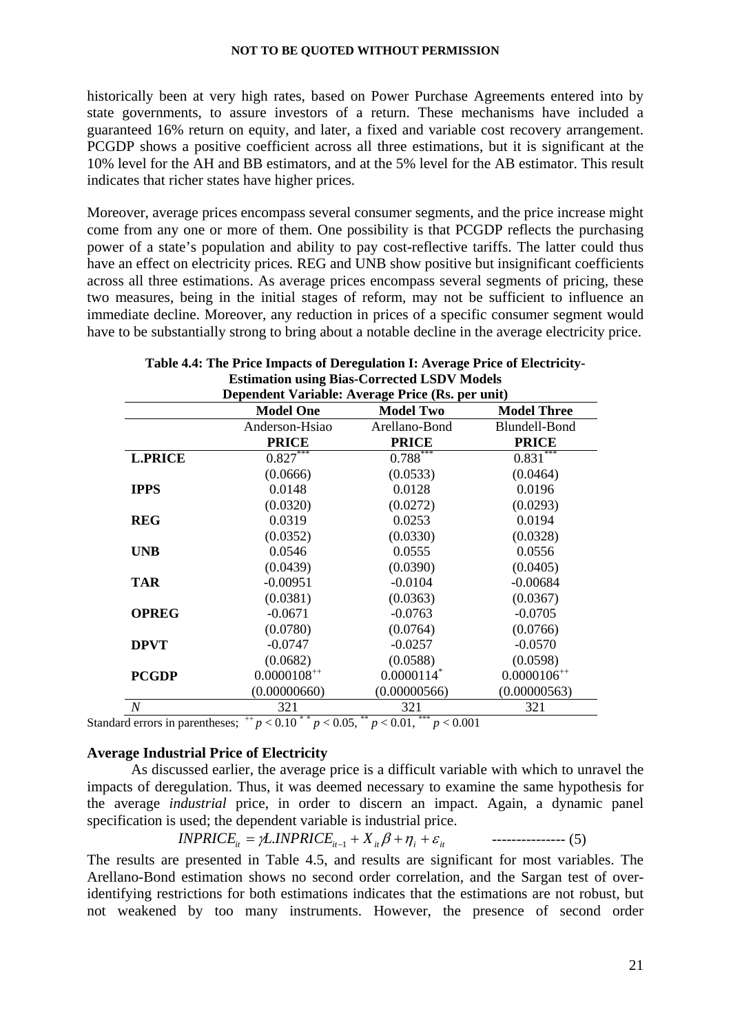historically been at very high rates, based on Power Purchase Agreements entered into by state governments, to assure investors of a return. These mechanisms have included a guaranteed 16% return on equity, and later, a fixed and variable cost recovery arrangement. PCGDP shows a positive coefficient across all three estimations, but it is significant at the 10% level for the AH and BB estimators, and at the 5% level for the AB estimator. This result indicates that richer states have higher prices.

Moreover, average prices encompass several consumer segments, and the price increase might come from any one or more of them. One possibility is that PCGDP reflects the purchasing power of a state's population and ability to pay cost-reflective tariffs. The latter could thus have an effect on electricity prices. REG and UNB show positive but insignificant coefficients across all three estimations. As average prices encompass several segments of pricing, these two measures, being in the initial stages of reform, may not be sufficient to influence an immediate decline. Moreover, any reduction in prices of a specific consumer segment would have to be substantially strong to bring about a notable decline in the average electricity price.

**Table 4.4: The Price Impacts of Deregulation I: Average Price of Electricity-Estimation using Bias-Corrected LSDV Models**
**Dependent Variable: Average Price (Rs. per unit)**

| | **Model One** | **Model Two** | **Model Three** |
|---|---|---|---|
| | Anderson-Hsiao | Arellano-Bond | Blundell-Bond |
| | **PRICE** | **PRICE** | **PRICE** |
| **L.PRICE** | $0.827^{***}$ | $0.788^{***}$ | $0.831^{***}$ |
| | (0.0666) | (0.0533) | (0.0464) |
| **IPPS** | 0.0148 | 0.0128 | 0.0196 |
| | (0.0320) | (0.0272) | (0.0293) |
| **REG** | 0.0319 | 0.0253 | 0.0194 |
| | (0.0352) | (0.0330) | (0.0328) |
| **UNB** | 0.0546 | 0.0555 | 0.0556 |
| | (0.0439) | (0.0390) | (0.0405) |
| **TAR** | -0.00951 | -0.0104 | -0.00684 |
| | (0.0381) | (0.0363) | (0.0367) |
| **OPREG** | -0.0671 | -0.0763 | -0.0705 |
| | (0.0780) | (0.0764) | (0.0766) |
| **DPVT** | -0.0747 | -0.0257 | -0.0570 |
| | (0.0682) | (0.0588) | (0.0598) |
| **PCGDP** | $0.0000108^{++}$ | $0.0000114^{*}$ | $0.0000106^{++}$ |
| | (0.00000660) | (0.00000566) | (0.00000563) |
| *N* | 321 | 321 | 321 |

Standard errors in parentheses; $^{++}$ $p < 0.10$ $^{*}$ $p < 0.05$, $^{**}$ $p < 0.01$, $^{***}$ $p < 0.001$

### Average Industrial Price of Electricity

As discussed earlier, the average price is a difficult variable with which to unravel the impacts of deregulation. Thus, it was deemed necessary to examine the same hypothesis for the average *industrial* price, in order to discern an impact. Again, a dynamic panel specification is used; the dependent variable is industrial price.

$$INPRICE_{it} = \gamma L.INPRICE_{it-1} + X_{it}\beta + \eta_i + \varepsilon_{it} \qquad \text{--------------- (5)}$$

The results are presented in Table 4.5, and results are significant for most variables. The Arellano-Bond estimation shows no second order correlation, and the Sargan test of over-identifying restrictions for both estimations indicates that the estimations are not robust, but not weakened by too many instruments. However, the presence of second order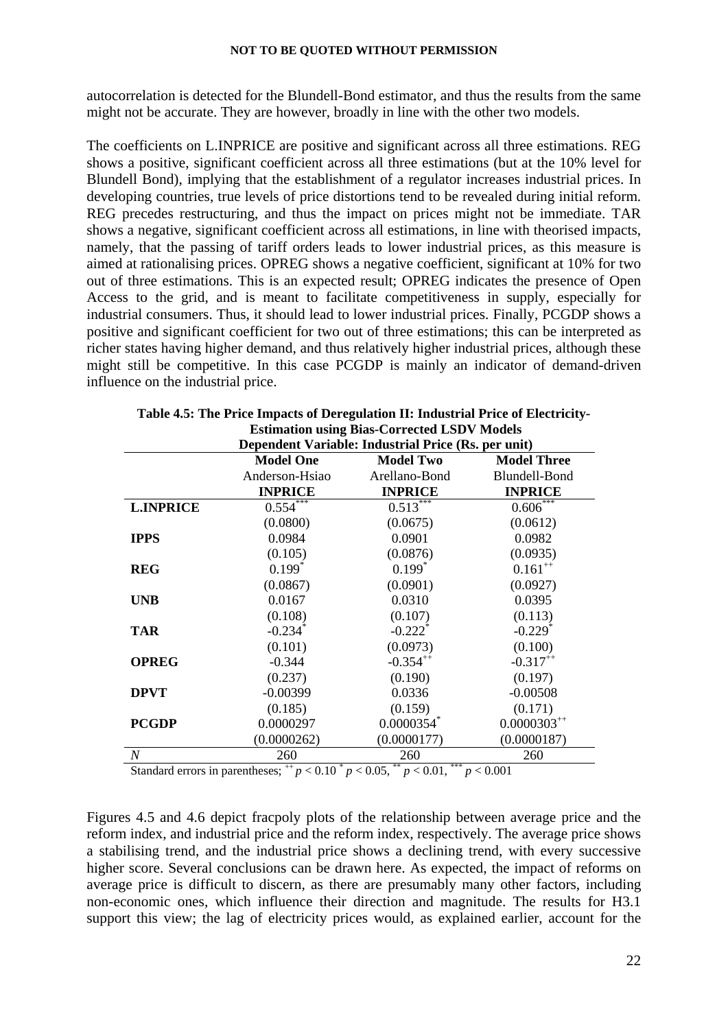autocorrelation is detected for the Blundell-Bond estimator, and thus the results from the same might not be accurate. They are however, broadly in line with the other two models.

The coefficients on L.INPRICE are positive and significant across all three estimations. REG shows a positive, significant coefficient across all three estimations (but at the 10% level for Blundell Bond), implying that the establishment of a regulator increases industrial prices. In developing countries, true levels of price distortions tend to be revealed during initial reform. REG precedes restructuring, and thus the impact on prices might not be immediate. TAR shows a negative, significant coefficient across all estimations, in line with theorised impacts, namely, that the passing of tariff orders leads to lower industrial prices, as this measure is aimed at rationalising prices. OPREG shows a negative coefficient, significant at 10% for two out of three estimations. This is an expected result; OPREG indicates the presence of Open Access to the grid, and is meant to facilitate competitiveness in supply, especially for industrial consumers. Thus, it should lead to lower industrial prices. Finally, PCGDP shows a positive and significant coefficient for two out of three estimations; this can be interpreted as richer states having higher demand, and thus relatively higher industrial prices, although these might still be competitive. In this case PCGDP is mainly an indicator of demand-driven influence on the industrial price.

**Table 4.5: The Price Impacts of Deregulation II: Industrial Price of Electricity-Estimation using Bias-Corrected LSDV Models**

**Dependent Variable: Industrial Price (Rs. per unit)**

| | **Model One** | **Model Two** | **Model Three** |
|---|---|---|---|
| | Anderson-Hsiao | Arellano-Bond | Blundell-Bond |
| | **INPRICE** | **INPRICE** | **INPRICE** |
| **L.INPRICE** | 0.554*** | 0.513*** | 0.606*** |
| | (0.0800) | (0.0675) | (0.0612) |
| **IPPS** | 0.0984 | 0.0901 | 0.0982 |
| | (0.105) | (0.0876) | (0.0935) |
| **REG** | 0.199* | 0.199* | 0.161++ |
| | (0.0867) | (0.0901) | (0.0927) |
| **UNB** | 0.0167 | 0.0310 | 0.0395 |
| | (0.108) | (0.107) | (0.113) |
| **TAR** | -0.234* | -0.222* | -0.229* |
| | (0.101) | (0.0973) | (0.100) |
| **OPREG** | -0.344 | -0.354++ | -0.317++ |
| | (0.237) | (0.190) | (0.197) |
| **DPVT** | -0.00399 | 0.0336 | -0.00508 |
| | (0.185) | (0.159) | (0.171) |
| **PCGDP** | 0.0000297 | 0.0000354* | 0.0000303++ |
| | (0.0000262) | (0.0000177) | (0.0000187) |
| *N* | 260 | 260 | 260 |

Standard errors in parentheses; ++ $p < 0.10$ * $p < 0.05$, ** $p < 0.01$, *** $p < 0.001$

Figures 4.5 and 4.6 depict fracpoly plots of the relationship between average price and the reform index, and industrial price and the reform index, respectively. The average price shows a stabilising trend, and the industrial price shows a declining trend, with every successive higher score. Several conclusions can be drawn here. As expected, the impact of reforms on average price is difficult to discern, as there are presumably many other factors, including non-economic ones, which influence their direction and magnitude. The results for H3.1 support this view; the lag of electricity prices would, as explained earlier, account for the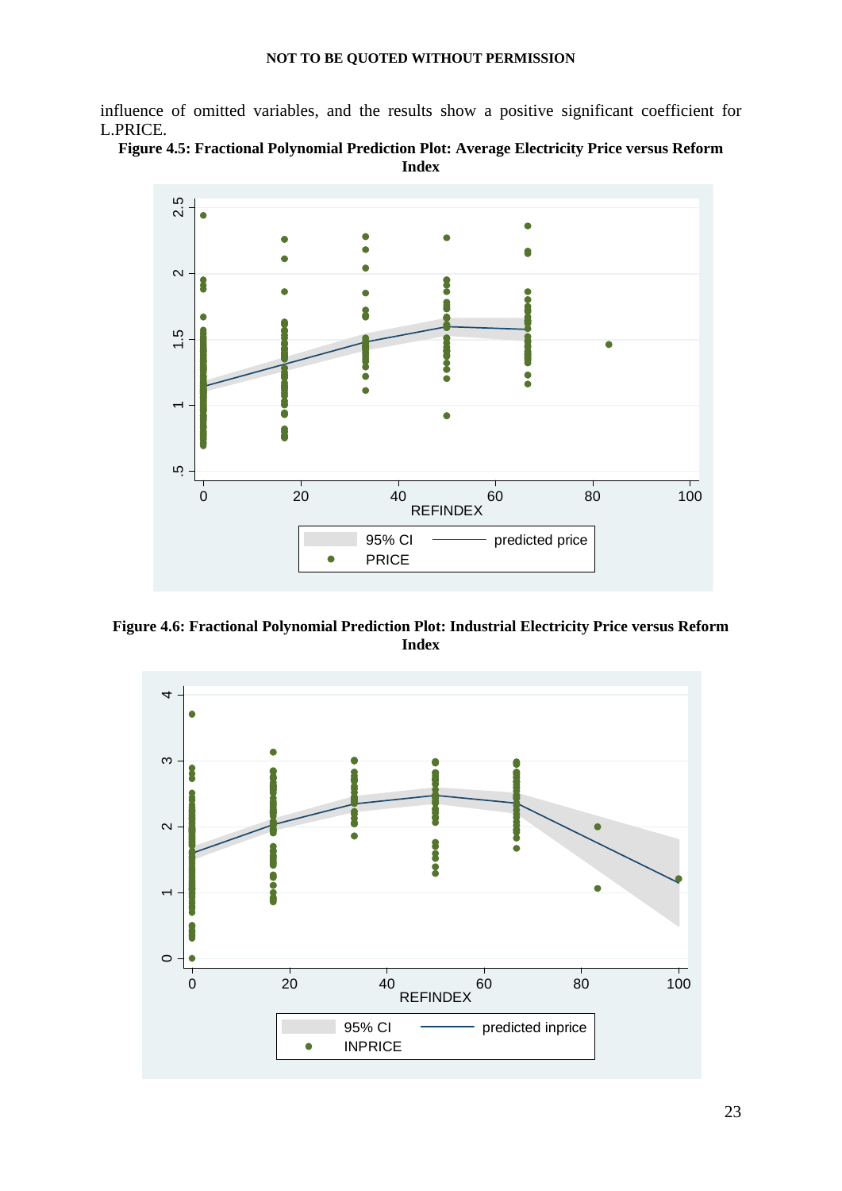influence of omitted variables, and the results show a positive significant coefficient for L.PRICE.

**Figure 4.5: Fractional Polynomial Prediction Plot: Average Electricity Price versus Reform Index**

**Figure 4.6: Fractional Polynomial Prediction Plot: Industrial Electricity Price versus Reform Index**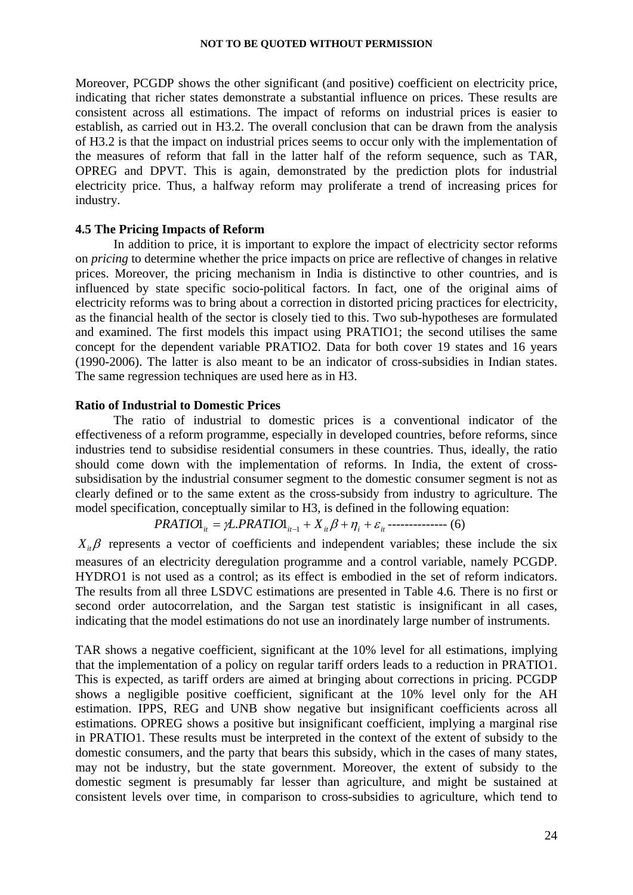Moreover, PCGDP shows the other significant (and positive) coefficient on electricity price, indicating that richer states demonstrate a substantial influence on prices. These results are consistent across all estimations. The impact of reforms on industrial prices is easier to establish, as carried out in H3.2. The overall conclusion that can be drawn from the analysis of H3.2 is that the impact on industrial prices seems to occur only with the implementation of the measures of reform that fall in the latter half of the reform sequence, such as TAR, OPREG and DPVT. This is again, demonstrated by the prediction plots for industrial electricity price. Thus, a halfway reform may proliferate a trend of increasing prices for industry.

**4.5 The Pricing Impacts of Reform**

In addition to price, it is important to explore the impact of electricity sector reforms on *pricing* to determine whether the price impacts on price are reflective of changes in relative prices. Moreover, the pricing mechanism in India is distinctive to other countries, and is influenced by state specific socio-political factors. In fact, one of the original aims of electricity reforms was to bring about a correction in distorted pricing practices for electricity, as the financial health of the sector is closely tied to this. Two sub-hypotheses are formulated and examined. The first models this impact using PRATIO1; the second utilises the same concept for the dependent variable PRATIO2. Data for both cover 19 states and 16 years (1990-2006). The latter is also meant to be an indicator of cross-subsidies in Indian states. The same regression techniques are used here as in H3.

**Ratio of Industrial to Domestic Prices**

The ratio of industrial to domestic prices is a conventional indicator of the effectiveness of a reform programme, especially in developed countries, before reforms, since industries tend to subsidise residential consumers in these countries. Thus, ideally, the ratio should come down with the implementation of reforms. In India, the extent of cross-subsidisation by the industrial consumer segment to the domestic consumer segment is not as clearly defined or to the same extent as the cross-subsidy from industry to agriculture. The model specification, conceptually similar to H3, is defined in the following equation:

$$PRATIO1_{it} = \gamma L.PRATIO1_{it-1} + X_{it}\beta + \eta_i + \varepsilon_{it} \text{ -------------- (6)}$$

$X_{it}\beta$ represents a vector of coefficients and independent variables; these include the six measures of an electricity deregulation programme and a control variable, namely PCGDP. HYDRO1 is not used as a control; as its effect is embodied in the set of reform indicators. The results from all three LSDVC estimations are presented in Table 4.6. There is no first or second order autocorrelation, and the Sargan test statistic is insignificant in all cases, indicating that the model estimations do not use an inordinately large number of instruments.

TAR shows a negative coefficient, significant at the 10% level for all estimations, implying that the implementation of a policy on regular tariff orders leads to a reduction in PRATIO1. This is expected, as tariff orders are aimed at bringing about corrections in pricing. PCGDP shows a negligible positive coefficient, significant at the 10% level only for the AH estimation. IPPS, REG and UNB show negative but insignificant coefficients across all estimations. OPREG shows a positive but insignificant coefficient, implying a marginal rise in PRATIO1. These results must be interpreted in the context of the extent of subsidy to the domestic consumers, and the party that bears this subsidy, which in the cases of many states, may not be industry, but the state government. Moreover, the extent of subsidy to the domestic segment is presumably far lesser than agriculture, and might be sustained at consistent levels over time, in comparison to cross-subsidies to agriculture, which tend to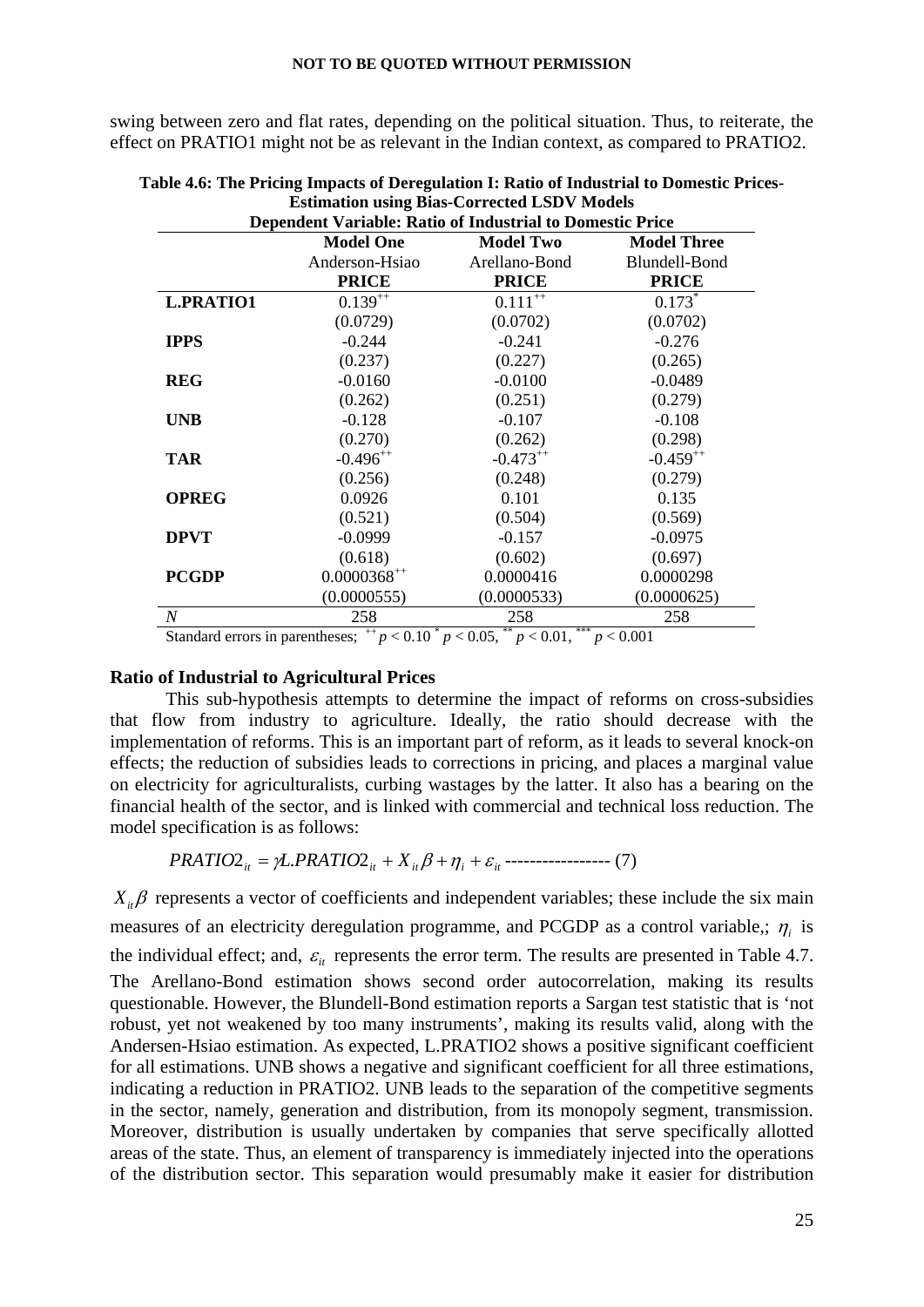swing between zero and flat rates, depending on the political situation. Thus, to reiterate, the effect on PRATIO1 might not be as relevant in the Indian context, as compared to PRATIO2.

**Table 4.6: The Pricing Impacts of Deregulation I: Ratio of Industrial to Domestic Prices-Estimation using Bias-Corrected LSDV Models**

| Dependent Variable: Ratio of Industrial to Domestic Price | | | |
|---|---|---|---|
| | **Model One** | **Model Two** | **Model Three** |
| | Anderson-Hsiao | Arellano-Bond | Blundell-Bond |
| | **PRICE** | **PRICE** | **PRICE** |
| **L.PRATIO1** | $0.139^{++}$ | $0.111^{++}$ | $0.173^{*}$ |
| | (0.0729) | (0.0702) | (0.0702) |
| **IPPS** | -0.244 | -0.241 | -0.276 |
| | (0.237) | (0.227) | (0.265) |
| **REG** | -0.0160 | -0.0100 | -0.0489 |
| | (0.262) | (0.251) | (0.279) |
| **UNB** | -0.128 | -0.107 | -0.108 |
| | (0.270) | (0.262) | (0.298) |
| **TAR** | $-0.496^{++}$ | $-0.473^{++}$ | $-0.459^{++}$ |
| | (0.256) | (0.248) | (0.279) |
| **OPREG** | 0.0926 | 0.101 | 0.135 |
| | (0.521) | (0.504) | (0.569) |
| **DPVT** | -0.0999 | -0.157 | -0.0975 |
| | (0.618) | (0.602) | (0.697) |
| **PCGDP** | $0.0000368^{++}$ | 0.0000416 | 0.0000298 |
| | (0.0000555) | (0.0000533) | (0.0000625) |
| *N* | 258 | 258 | 258 |

Standard errors in parentheses; $^{++}p < 0.10$ $^{*}p < 0.05$, $^{**}p < 0.01$, $^{***}p < 0.001$

**Ratio of Industrial to Agricultural Prices**

This sub-hypothesis attempts to determine the impact of reforms on cross-subsidies that flow from industry to agriculture. Ideally, the ratio should decrease with the implementation of reforms. This is an important part of reform, as it leads to several knock-on effects; the reduction of subsidies leads to corrections in pricing, and places a marginal value on electricity for agriculturalists, curbing wastages by the latter. It also has a bearing on the financial health of the sector, and is linked with commercial and technical loss reduction. The model specification is as follows:

$$PRATIO2_{it} = \gamma L.PRATIO2_{it} + X_{it}\beta + \eta_i + \varepsilon_{it} \text{ ----------------- (7)}$$

$X_{it}\beta$ represents a vector of coefficients and independent variables; these include the six main measures of an electricity deregulation programme, and PCGDP as a control variable,; $\eta_i$ is the individual effect; and, $\varepsilon_{it}$ represents the error term. The results are presented in Table 4.7. The Arellano-Bond estimation shows second order autocorrelation, making its results questionable. However, the Blundell-Bond estimation reports a Sargan test statistic that is 'not robust, yet not weakened by too many instruments', making its results valid, along with the Andersen-Hsiao estimation. As expected, L.PRATIO2 shows a positive significant coefficient for all estimations. UNB shows a negative and significant coefficient for all three estimations, indicating a reduction in PRATIO2. UNB leads to the separation of the competitive segments in the sector, namely, generation and distribution, from its monopoly segment, transmission. Moreover, distribution is usually undertaken by companies that serve specifically allotted areas of the state. Thus, an element of transparency is immediately injected into the operations of the distribution sector. This separation would presumably make it easier for distribution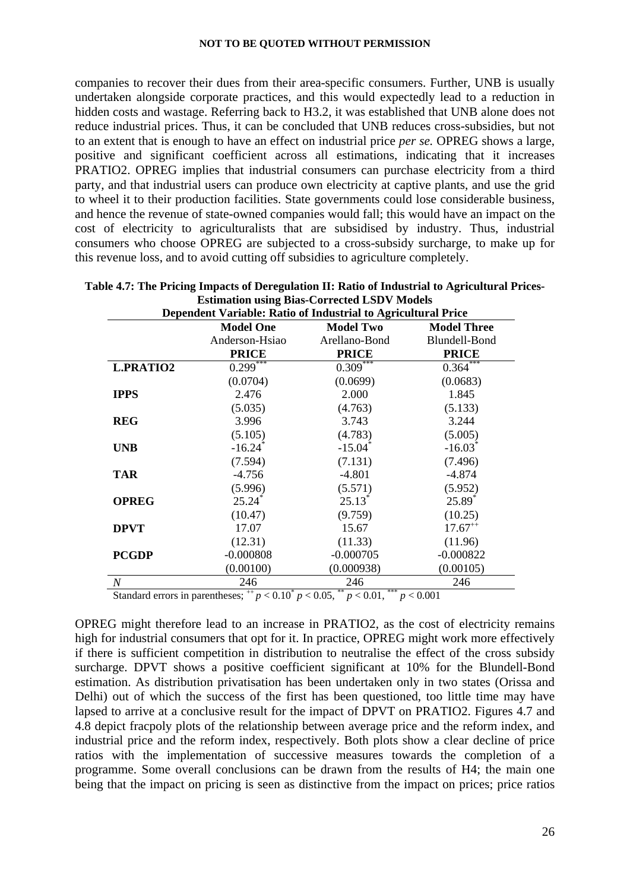companies to recover their dues from their area-specific consumers. Further, UNB is usually undertaken alongside corporate practices, and this would expectedly lead to a reduction in hidden costs and wastage. Referring back to H3.2, it was established that UNB alone does not reduce industrial prices. Thus, it can be concluded that UNB reduces cross-subsidies, but not to an extent that is enough to have an effect on industrial price *per se.* OPREG shows a large, positive and significant coefficient across all estimations, indicating that it increases PRATIO2. OPREG implies that industrial consumers can purchase electricity from a third party, and that industrial users can produce own electricity at captive plants, and use the grid to wheel it to their production facilities. State governments could lose considerable business, and hence the revenue of state-owned companies would fall; this would have an impact on the cost of electricity to agriculturalists that are subsidised by industry. Thus, industrial consumers who choose OPREG are subjected to a cross-subsidy surcharge, to make up for this revenue loss, and to avoid cutting off subsidies to agriculture completely.

**Table 4.7: The Pricing Impacts of Deregulation II: Ratio of Industrial to Agricultural Prices-Estimation using Bias-Corrected LSDV Models**

| Dependent Variable: Ratio of Industrial to Agricultural Price | | | |
|---|---|---|---|
| | **Model One** | **Model Two** | **Model Three** |
| | Anderson-Hsiao | Arellano-Bond | Blundell-Bond |
| | **PRICE** | **PRICE** | **PRICE** |
| **L.PRATIO2** | $0.299^{***}$ | $0.309^{***}$ | $0.364^{***}$ |
| | (0.0704) | (0.0699) | (0.0683) |
| **IPPS** | 2.476 | 2.000 | 1.845 |
| | (5.035) | (4.763) | (5.133) |
| **REG** | 3.996 | 3.743 | 3.244 |
| | (5.105) | (4.783) | (5.005) |
| **UNB** | $-16.24^{*}$ | $-15.04^{*}$ | $-16.03^{*}$ |
| | (7.594) | (7.131) | (7.496) |
| **TAR** | -4.756 | -4.801 | -4.874 |
| | (5.996) | (5.571) | (5.952) |
| **OPREG** | $25.24^{*}$ | $25.13^{*}$ | $25.89^{*}$ |
| | (10.47) | (9.759) | (10.25) |
| **DPVT** | 17.07 | 15.67 | $17.67^{++}$ |
| | (12.31) | (11.33) | (11.96) |
| **PCGDP** | -0.000808 | -0.000705 | -0.000822 |
| | (0.00100) | (0.000938) | (0.00105) |
| *N* | 246 | 246 | 246 |

Standard errors in parentheses; $^{++}$ $p < 0.10$ $^{*}$ $p < 0.05$, $^{**}$ $p < 0.01$, $^{***}$ $p < 0.001$

OPREG might therefore lead to an increase in PRATIO2, as the cost of electricity remains high for industrial consumers that opt for it. In practice, OPREG might work more effectively if there is sufficient competition in distribution to neutralise the effect of the cross subsidy surcharge. DPVT shows a positive coefficient significant at 10% for the Blundell-Bond estimation. As distribution privatisation has been undertaken only in two states (Orissa and Delhi) out of which the success of the first has been questioned, too little time may have lapsed to arrive at a conclusive result for the impact of DPVT on PRATIO2. Figures 4.7 and 4.8 depict fracpoly plots of the relationship between average price and the reform index, and industrial price and the reform index, respectively. Both plots show a clear decline of price ratios with the implementation of successive measures towards the completion of a programme. Some overall conclusions can be drawn from the results of H4; the main one being that the impact on pricing is seen as distinctive from the impact on prices; price ratios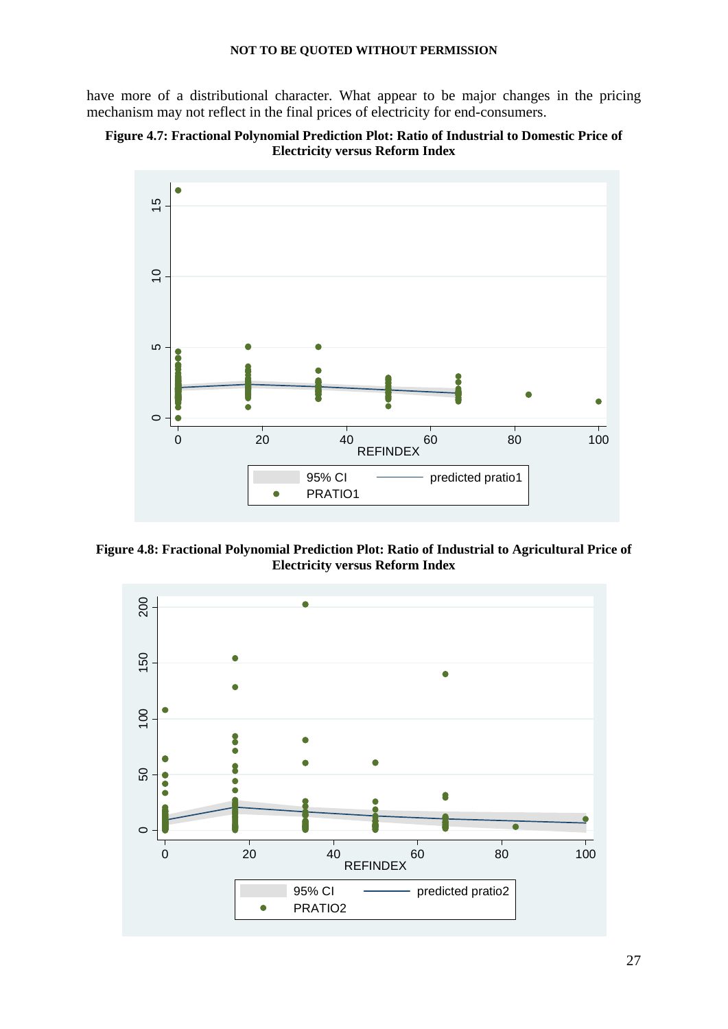have more of a distributional character. What appear to be major changes in the pricing mechanism may not reflect in the final prices of electricity for end-consumers.

**Figure 4.7: Fractional Polynomial Prediction Plot: Ratio of Industrial to Domestic Price of Electricity versus Reform Index**

**Figure 4.8: Fractional Polynomial Prediction Plot: Ratio of Industrial to Agricultural Price of Electricity versus Reform Index**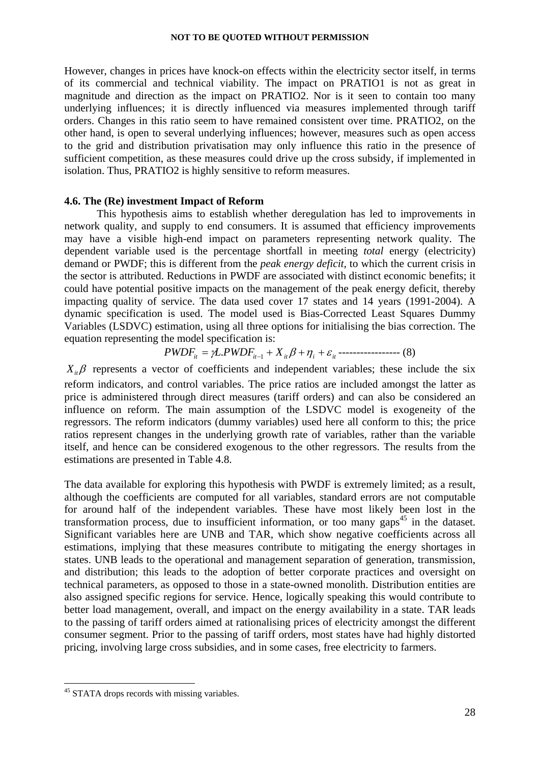However, changes in prices have knock-on effects within the electricity sector itself, in terms of its commercial and technical viability. The impact on PRATIO1 is not as great in magnitude and direction as the impact on PRATIO2. Nor is it seen to contain too many underlying influences; it is directly influenced via measures implemented through tariff orders. Changes in this ratio seem to have remained consistent over time. PRATIO2, on the other hand, is open to several underlying influences; however, measures such as open access to the grid and distribution privatisation may only influence this ratio in the presence of sufficient competition, as these measures could drive up the cross subsidy, if implemented in isolation. Thus, PRATIO2 is highly sensitive to reform measures.

### 4.6. The (Re) investment Impact of Reform

This hypothesis aims to establish whether deregulation has led to improvements in network quality, and supply to end consumers. It is assumed that efficiency improvements may have a visible high-end impact on parameters representing network quality. The dependent variable used is the percentage shortfall in meeting *total* energy (electricity) demand or PWDF; this is different from the *peak energy deficit*, to which the current crisis in the sector is attributed. Reductions in PWDF are associated with distinct economic benefits; it could have potential positive impacts on the management of the peak energy deficit, thereby impacting quality of service. The data used cover 17 states and 14 years (1991-2004). A dynamic specification is used. The model used is Bias-Corrected Least Squares Dummy Variables (LSDVC) estimation, using all three options for initialising the bias correction. The equation representing the model specification is:

$$PWDF_{it} = \gamma L.PWDF_{it-1} + X_{it}\beta + \eta_i + \varepsilon_{it} \text{ ----------------- (8)}$$

$X_{it}\beta$ represents a vector of coefficients and independent variables; these include the six reform indicators, and control variables. The price ratios are included amongst the latter as price is administered through direct measures (tariff orders) and can also be considered an influence on reform. The main assumption of the LSDVC model is exogeneity of the regressors. The reform indicators (dummy variables) used here all conform to this; the price ratios represent changes in the underlying growth rate of variables, rather than the variable itself, and hence can be considered exogenous to the other regressors. The results from the estimations are presented in Table 4.8.

The data available for exploring this hypothesis with PWDF is extremely limited; as a result, although the coefficients are computed for all variables, standard errors are not computable for around half of the independent variables. These have most likely been lost in the transformation process, due to insufficient information, or too many gaps[45] in the dataset. Significant variables here are UNB and TAR, which show negative coefficients across all estimations, implying that these measures contribute to mitigating the energy shortages in states. UNB leads to the operational and management separation of generation, transmission, and distribution; this leads to the adoption of better corporate practices and oversight on technical parameters, as opposed to those in a state-owned monolith. Distribution entities are also assigned specific regions for service. Hence, logically speaking this would contribute to better load management, overall, and impact on the energy availability in a state. TAR leads to the passing of tariff orders aimed at rationalising prices of electricity amongst the different consumer segment. Prior to the passing of tariff orders, most states have had highly distorted pricing, involving large cross subsidies, and in some cases, free electricity to farmers.

[45] STATA drops records with missing variables.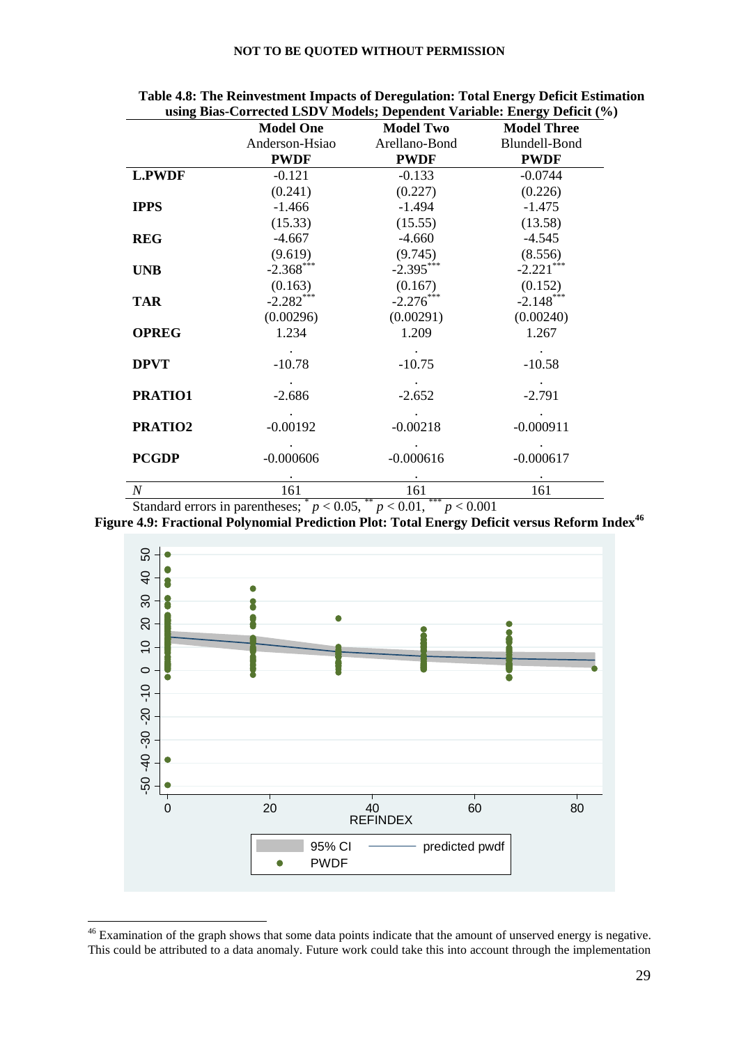**Table 4.8: The Reinvestment Impacts of Deregulation: Total Energy Deficit Estimation using Bias-Corrected LSDV Models; Dependent Variable: Energy Deficit (%)**

| | Model One | Model Two | Model Three |
|---|---|---|---|
| | Anderson-Hsiao | Arellano-Bond | Blundell-Bond |
| | **PWDF** | **PWDF** | **PWDF** |
| **L.PWDF** | -0.121 | -0.133 | -0.0744 |
| | (0.241) | (0.227) | (0.226) |
| **IPPS** | -1.466 | -1.494 | -1.475 |
| | (15.33) | (15.55) | (13.58) |
| **REG** | -4.667 | -4.660 | -4.545 |
| | (9.619) | (9.745) | (8.556) |
| **UNB** | -2.368*** | -2.395*** | -2.221*** |
| | (0.163) | (0.167) | (0.152) |
| **TAR** | -2.282*** | -2.276*** | -2.148*** |
| | (0.00296) | (0.00291) | (0.00240) |
| **OPREG** | 1.234 | 1.209 | 1.267 |
| | . | . | . |
| **DPVT** | -10.78 | -10.75 | -10.58 |
| | . | . | . |
| **PRATIO1** | -2.686 | -2.652 | -2.791 |
| | . | . | . |
| **PRATIO2** | -0.00192 | -0.00218 | -0.000911 |
| | . | . | . |
| **PCGDP** | -0.000606 | -0.000616 | -0.000617 |
| | . | . | . |
| *N* | 161 | 161 | 161 |

Standard errors in parentheses; * $p < 0.05$, ** $p < 0.01$, *** $p < 0.001$

**Figure 4.9: Fractional Polynomial Prediction Plot: Total Energy Deficit versus Reform Index**[46]

[46] Examination of the graph shows that some data points indicate that the amount of unserved energy is negative. This could be attributed to a data anomaly. Future work could take this into account through the implementation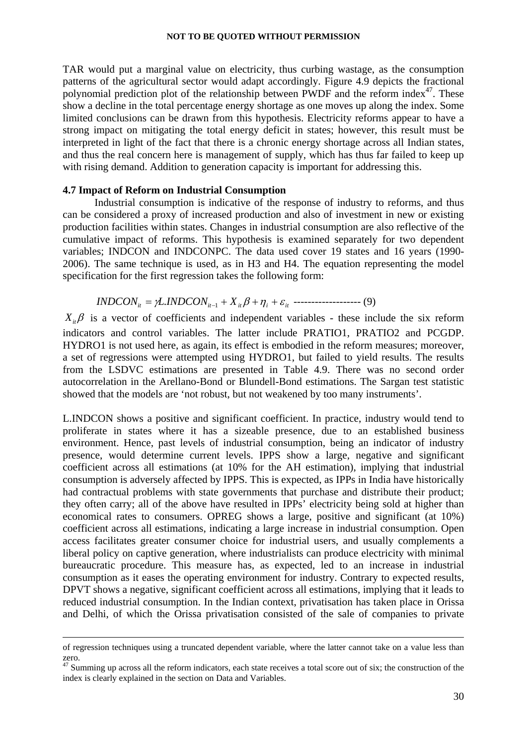TAR would put a marginal value on electricity, thus curbing wastage, as the consumption patterns of the agricultural sector would adapt accordingly. Figure 4.9 depicts the fractional polynomial prediction plot of the relationship between PWDF and the reform index[47]. These show a decline in the total percentage energy shortage as one moves up along the index. Some limited conclusions can be drawn from this hypothesis. Electricity reforms appear to have a strong impact on mitigating the total energy deficit in states; however, this result must be interpreted in light of the fact that there is a chronic energy shortage across all Indian states, and thus the real concern here is management of supply, which has thus far failed to keep up with rising demand. Addition to generation capacity is important for addressing this.

**4.7 Impact of Reform on Industrial Consumption**

Industrial consumption is indicative of the response of industry to reforms, and thus can be considered a proxy of increased production and also of investment in new or existing production facilities within states. Changes in industrial consumption are also reflective of the cumulative impact of reforms. This hypothesis is examined separately for two dependent variables; INDCON and INDCONPC. The data used cover 19 states and 16 years (1990-2006). The same technique is used, as in H3 and H4. The equation representing the model specification for the first regression takes the following form:

$$INDCON_{it} = \gamma L.INDCON_{it-1} + X_{it}\beta + \eta_i + \varepsilon_{it} \text{ ------------------- (9)}$$

$X_{it}\beta$ is a vector of coefficients and independent variables - these include the six reform indicators and control variables. The latter include PRATIO1, PRATIO2 and PCGDP. HYDRO1 is not used here, as again, its effect is embodied in the reform measures; moreover, a set of regressions were attempted using HYDRO1, but failed to yield results. The results from the LSDVC estimations are presented in Table 4.9. There was no second order autocorrelation in the Arellano-Bond or Blundell-Bond estimations. The Sargan test statistic showed that the models are 'not robust, but not weakened by too many instruments'.

L.INDCON shows a positive and significant coefficient. In practice, industry would tend to proliferate in states where it has a sizeable presence, due to an established business environment. Hence, past levels of industrial consumption, being an indicator of industry presence, would determine current levels. IPPS show a large, negative and significant coefficient across all estimations (at 10% for the AH estimation), implying that industrial consumption is adversely affected by IPPS. This is expected, as IPPs in India have historically had contractual problems with state governments that purchase and distribute their product; they often carry; all of the above have resulted in IPPs' electricity being sold at higher than economical rates to consumers. OPREG shows a large, positive and significant (at 10%) coefficient across all estimations, indicating a large increase in industrial consumption. Open access facilitates greater consumer choice for industrial users, and usually complements a liberal policy on captive generation, where industrialists can produce electricity with minimal bureaucratic procedure. This measure has, as expected, led to an increase in industrial consumption as it eases the operating environment for industry. Contrary to expected results, DPVT shows a negative, significant coefficient across all estimations, implying that it leads to reduced industrial consumption. In the Indian context, privatisation has taken place in Orissa and Delhi, of which the Orissa privatisation consisted of the sale of companies to private

---

of regression techniques using a truncated dependent variable, where the latter cannot take on a value less than zero.

[47] Summing up across all the reform indicators, each state receives a total score out of six; the construction of the index is clearly explained in the section on Data and Variables.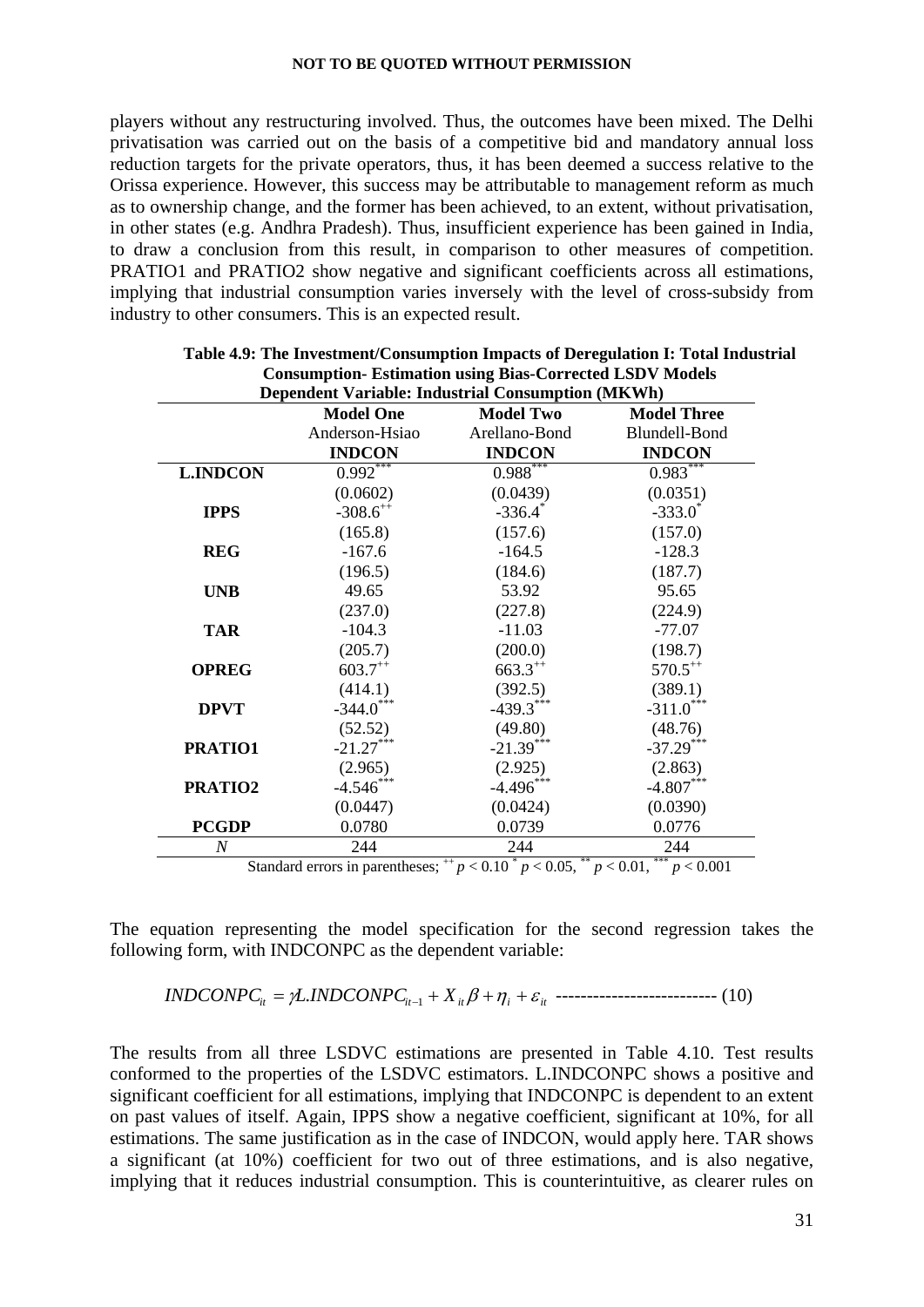players without any restructuring involved. Thus, the outcomes have been mixed. The Delhi privatisation was carried out on the basis of a competitive bid and mandatory annual loss reduction targets for the private operators, thus, it has been deemed a success relative to the Orissa experience. However, this success may be attributable to management reform as much as to ownership change, and the former has been achieved, to an extent, without privatisation, in other states (e.g. Andhra Pradesh). Thus, insufficient experience has been gained in India, to draw a conclusion from this result, in comparison to other measures of competition. PRATIO1 and PRATIO2 show negative and significant coefficients across all estimations, implying that industrial consumption varies inversely with the level of cross-subsidy from industry to other consumers. This is an expected result.

**Table 4.9: The Investment/Consumption Impacts of Deregulation I: Total Industrial Consumption- Estimation using Bias-Corrected LSDV Models**

**Dependent Variable: Industrial Consumption (MKWh)**

| | **Model One** | **Model Two** | **Model Three** |
|---|---|---|---|
| | Anderson-Hsiao | Arellano-Bond | Blundell-Bond |
| | **INDCON** | **INDCON** | **INDCON** |
| **L.INDCON** | $0.992^{***}$ | $0.988^{***}$ | $0.983^{***}$ |
| | (0.0602) | (0.0439) | (0.0351) |
| **IPPS** | $-308.6^{++}$ | $-336.4^{*}$ | $-333.0^{*}$ |
| | (165.8) | (157.6) | (157.0) |
| **REG** | -167.6 | -164.5 | -128.3 |
| | (196.5) | (184.6) | (187.7) |
| **UNB** | 49.65 | 53.92 | 95.65 |
| | (237.0) | (227.8) | (224.9) |
| **TAR** | -104.3 | -11.03 | -77.07 |
| | (205.7) | (200.0) | (198.7) |
| **OPREG** | $603.7^{++}$ | $663.3^{++}$ | $570.5^{++}$ |
| | (414.1) | (392.5) | (389.1) |
| **DPVT** | $-344.0^{***}$ | $-439.3^{***}$ | $-311.0^{***}$ |
| | (52.52) | (49.80) | (48.76) |
| **PRATIO1** | $-21.27^{***}$ | $-21.39^{***}$ | $-37.29^{***}$ |
| | (2.965) | (2.925) | (2.863) |
| **PRATIO2** | $-4.546^{***}$ | $-4.496^{***}$ | $-4.807^{***}$ |
| | (0.0447) | (0.0424) | (0.0390) |
| **PCGDP** | 0.0780 | 0.0739 | 0.0776 |
| *N* | 244 | 244 | 244 |

Standard errors in parentheses; $^{++}$ $p < 0.10$ $^{*}$ $p < 0.05$, $^{**}$ $p < 0.01$, $^{***}$ $p < 0.001$

The equation representing the model specification for the second regression takes the following form, with INDCONPC as the dependent variable:

$$INDCONPC_{it} = \gamma L.INDCONPC_{it-1} + X_{it}\beta + \eta_i + \varepsilon_{it} \text{ -------------------------- (10)}$$

The results from all three LSDVC estimations are presented in Table 4.10. Test results conformed to the properties of the LSDVC estimators. L.INDCONPC shows a positive and significant coefficient for all estimations, implying that INDCONPC is dependent to an extent on past values of itself. Again, IPPS show a negative coefficient, significant at 10%, for all estimations. The same justification as in the case of INDCON, would apply here. TAR shows a significant (at 10%) coefficient for two out of three estimations, and is also negative, implying that it reduces industrial consumption. This is counterintuitive, as clearer rules on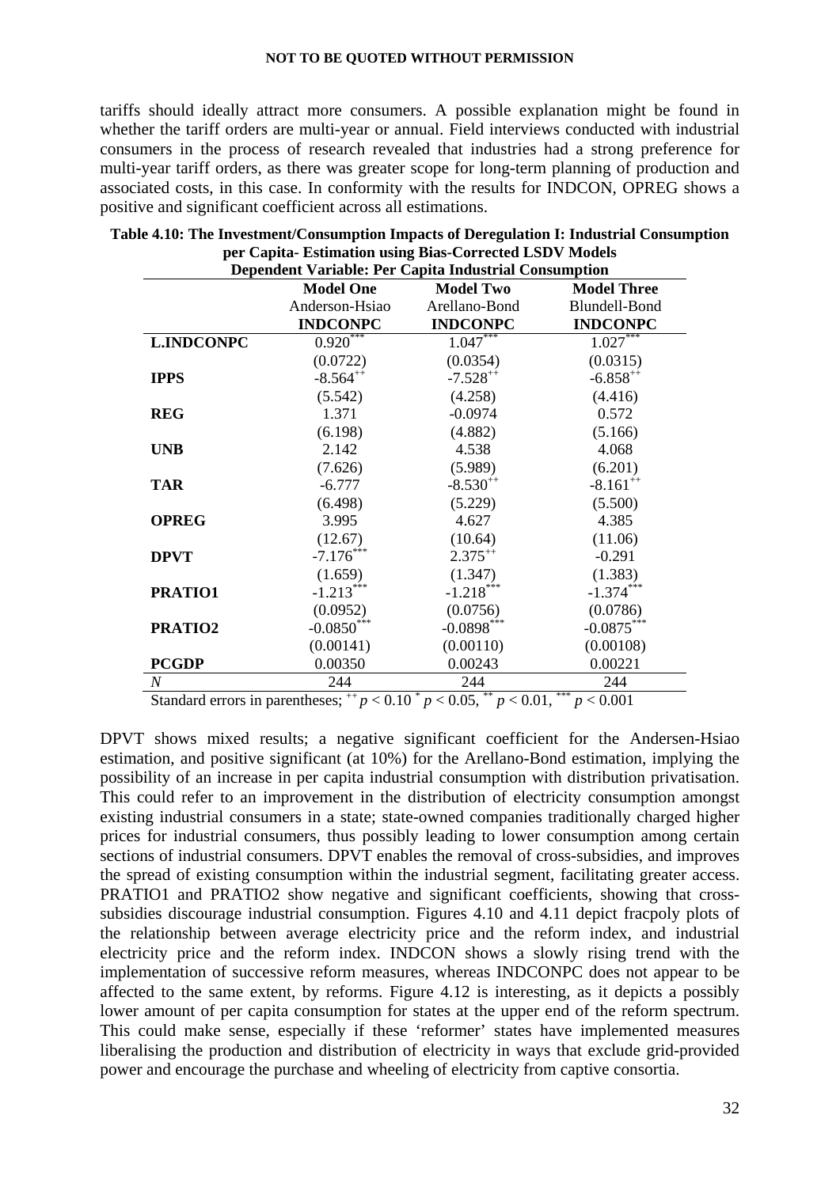tariffs should ideally attract more consumers. A possible explanation might be found in whether the tariff orders are multi-year or annual. Field interviews conducted with industrial consumers in the process of research revealed that industries had a strong preference for multi-year tariff orders, as there was greater scope for long-term planning of production and associated costs, in this case. In conformity with the results for INDCON, OPREG shows a positive and significant coefficient across all estimations.

**Table 4.10: The Investment/Consumption Impacts of Deregulation I: Industrial Consumption per Capita- Estimation using Bias-Corrected LSDV Models**

| Dependent Variable: Per Capita Industrial Consumption | | | |
|---|---|---|---|
| | **Model One** | **Model Two** | **Model Three** |
| | Anderson-Hsiao | Arellano-Bond | Blundell-Bond |
| | **INDCONPC** | **INDCONPC** | **INDCONPC** |
| **L.INDCONPC** | $0.920^{***}$ | $1.047^{***}$ | $1.027^{***}$ |
| | (0.0722) | (0.0354) | (0.0315) |
| **IPPS** | $-8.564^{++}$ | $-7.528^{++}$ | $-6.858^{++}$ |
| | (5.542) | (4.258) | (4.416) |
| **REG** | 1.371 | -0.0974 | 0.572 |
| | (6.198) | (4.882) | (5.166) |
| **UNB** | 2.142 | 4.538 | 4.068 |
| | (7.626) | (5.989) | (6.201) |
| **TAR** | -6.777 | $-8.530^{++}$ | $-8.161^{++}$ |
| | (6.498) | (5.229) | (5.500) |
| **OPREG** | 3.995 | 4.627 | 4.385 |
| | (12.67) | (10.64) | (11.06) |
| **DPVT** | $-7.176^{***}$ | $2.375^{++}$ | -0.291 |
| | (1.659) | (1.347) | (1.383) |
| **PRATIO1** | $-1.213^{***}$ | $-1.218^{***}$ | $-1.374^{***}$ |
| | (0.0952) | (0.0756) | (0.0786) |
| **PRATIO2** | $-0.0850^{***}$ | $-0.0898^{***}$ | $-0.0875^{***}$ |
| | (0.00141) | (0.00110) | (0.00108) |
| **PCGDP** | 0.00350 | 0.00243 | 0.00221 |
| $N$ | 244 | 244 | 244 |

Standard errors in parentheses; $^{++}$ $p < 0.10$ $^{*}$ $p < 0.05$, $^{**}$ $p < 0.01$, $^{***}$ $p < 0.001$

DPVT shows mixed results; a negative significant coefficient for the Andersen-Hsiao estimation, and positive significant (at 10%) for the Arellano-Bond estimation, implying the possibility of an increase in per capita industrial consumption with distribution privatisation. This could refer to an improvement in the distribution of electricity consumption amongst existing industrial consumers in a state; state-owned companies traditionally charged higher prices for industrial consumers, thus possibly leading to lower consumption among certain sections of industrial consumers. DPVT enables the removal of cross-subsidies, and improves the spread of existing consumption within the industrial segment, facilitating greater access. PRATIO1 and PRATIO2 show negative and significant coefficients, showing that cross-subsidies discourage industrial consumption. Figures 4.10 and 4.11 depict fracpoly plots of the relationship between average electricity price and the reform index, and industrial electricity price and the reform index. INDCON shows a slowly rising trend with the implementation of successive reform measures, whereas INDCONPC does not appear to be affected to the same extent, by reforms. Figure 4.12 is interesting, as it depicts a possibly lower amount of per capita consumption for states at the upper end of the reform spectrum. This could make sense, especially if these 'reformer' states have implemented measures liberalising the production and distribution of electricity in ways that exclude grid-provided power and encourage the purchase and wheeling of electricity from captive consortia.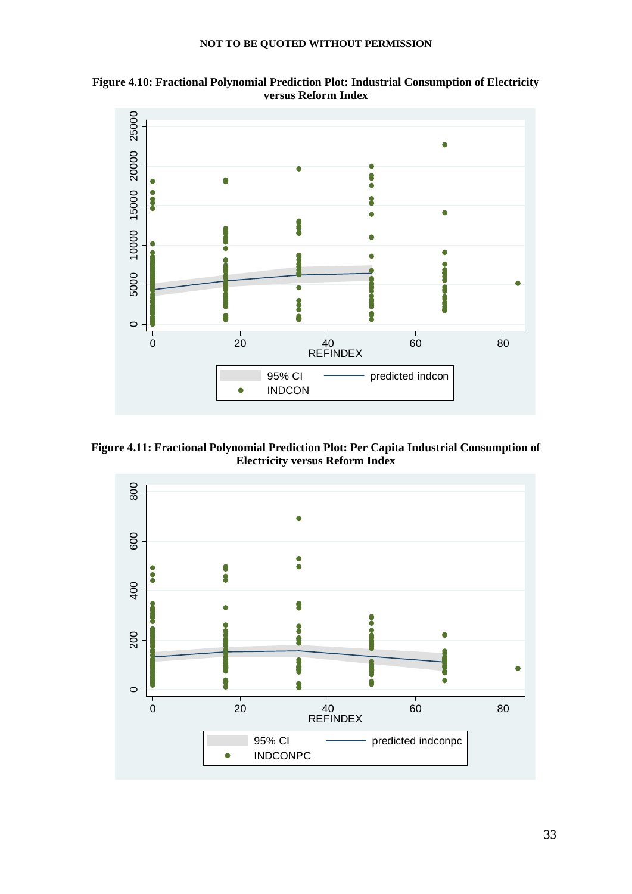**Figure 4.10: Fractional Polynomial Prediction Plot: Industrial Consumption of Electricity versus Reform Index**

**Figure 4.11: Fractional Polynomial Prediction Plot: Per Capita Industrial Consumption of Electricity versus Reform Index**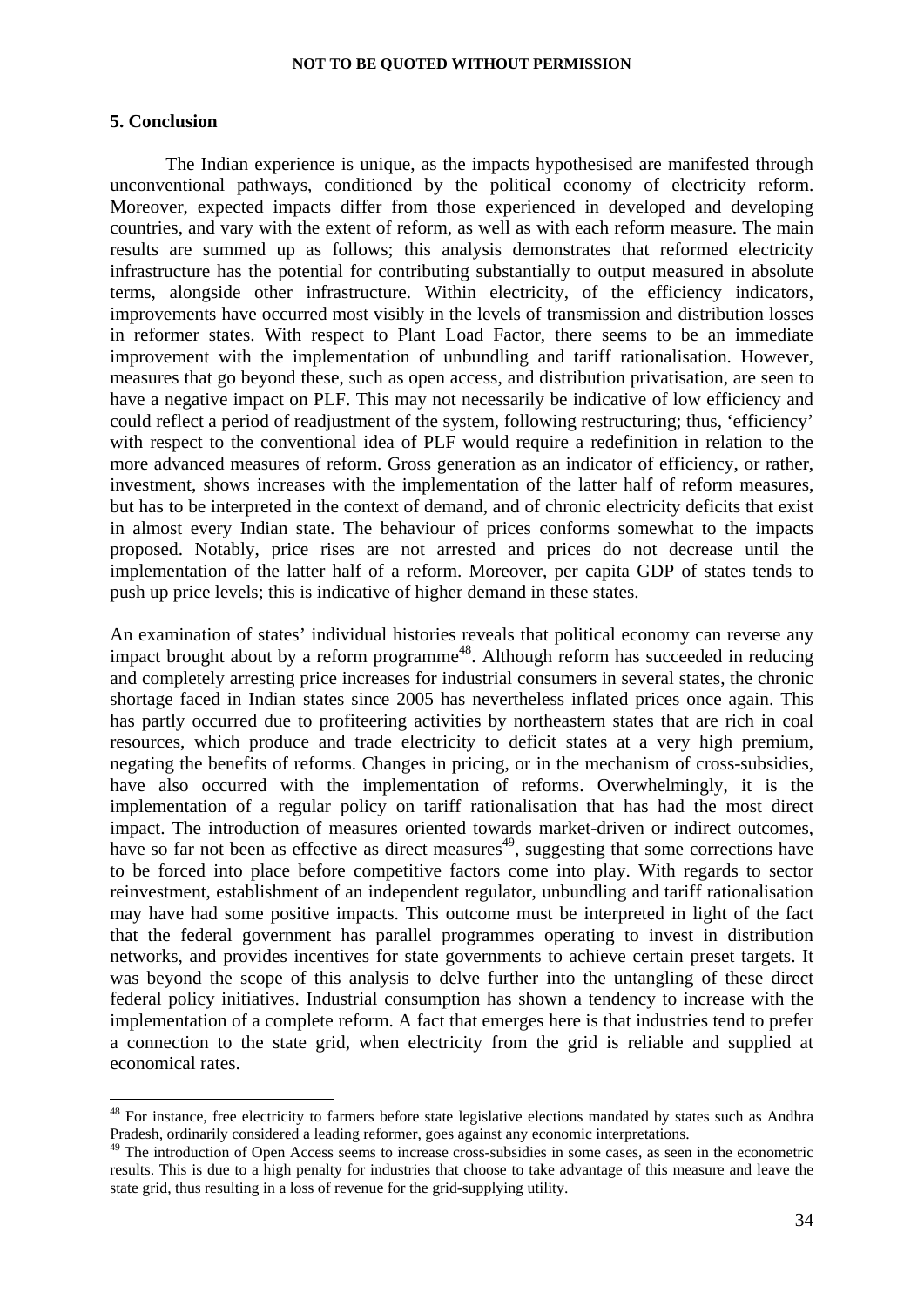## 5. Conclusion

The Indian experience is unique, as the impacts hypothesised are manifested through unconventional pathways, conditioned by the political economy of electricity reform. Moreover, expected impacts differ from those experienced in developed and developing countries, and vary with the extent of reform, as well as with each reform measure. The main results are summed up as follows; this analysis demonstrates that reformed electricity infrastructure has the potential for contributing substantially to output measured in absolute terms, alongside other infrastructure. Within electricity, of the efficiency indicators, improvements have occurred most visibly in the levels of transmission and distribution losses in reformer states. With respect to Plant Load Factor, there seems to be an immediate improvement with the implementation of unbundling and tariff rationalisation. However, measures that go beyond these, such as open access, and distribution privatisation, are seen to have a negative impact on PLF. This may not necessarily be indicative of low efficiency and could reflect a period of readjustment of the system, following restructuring; thus, 'efficiency' with respect to the conventional idea of PLF would require a redefinition in relation to the more advanced measures of reform. Gross generation as an indicator of efficiency, or rather, investment, shows increases with the implementation of the latter half of reform measures, but has to be interpreted in the context of demand, and of chronic electricity deficits that exist in almost every Indian state. The behaviour of prices conforms somewhat to the impacts proposed. Notably, price rises are not arrested and prices do not decrease until the implementation of the latter half of a reform. Moreover, per capita GDP of states tends to push up price levels; this is indicative of higher demand in these states.

An examination of states' individual histories reveals that political economy can reverse any impact brought about by a reform programme[48]. Although reform has succeeded in reducing and completely arresting price increases for industrial consumers in several states, the chronic shortage faced in Indian states since 2005 has nevertheless inflated prices once again. This has partly occurred due to profiteering activities by northeastern states that are rich in coal resources, which produce and trade electricity to deficit states at a very high premium, negating the benefits of reforms. Changes in pricing, or in the mechanism of cross-subsidies, have also occurred with the implementation of reforms. Overwhelmingly, it is the implementation of a regular policy on tariff rationalisation that has had the most direct impact. The introduction of measures oriented towards market-driven or indirect outcomes, have so far not been as effective as direct measures[49], suggesting that some corrections have to be forced into place before competitive factors come into play. With regards to sector reinvestment, establishment of an independent regulator, unbundling and tariff rationalisation may have had some positive impacts. This outcome must be interpreted in light of the fact that the federal government has parallel programmes operating to invest in distribution networks, and provides incentives for state governments to achieve certain preset targets. It was beyond the scope of this analysis to delve further into the untangling of these direct federal policy initiatives. Industrial consumption has shown a tendency to increase with the implementation of a complete reform. A fact that emerges here is that industries tend to prefer a connection to the state grid, when electricity from the grid is reliable and supplied at economical rates.

---

[48] For instance, free electricity to farmers before state legislative elections mandated by states such as Andhra Pradesh, ordinarily considered a leading reformer, goes against any economic interpretations.

[49] The introduction of Open Access seems to increase cross-subsidies in some cases, as seen in the econometric results. This is due to a high penalty for industries that choose to take advantage of this measure and leave the state grid, thus resulting in a loss of revenue for the grid-supplying utility.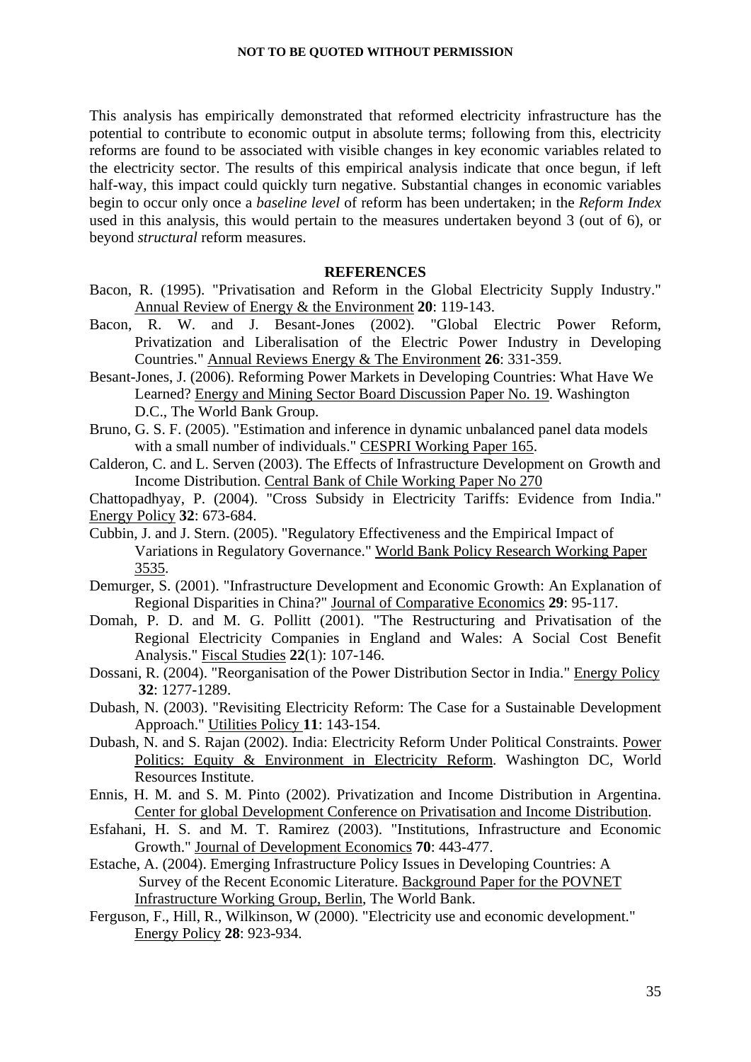This analysis has empirically demonstrated that reformed electricity infrastructure has the potential to contribute to economic output in absolute terms; following from this, electricity reforms are found to be associated with visible changes in key economic variables related to the electricity sector. The results of this empirical analysis indicate that once begun, if left half-way, this impact could quickly turn negative. Substantial changes in economic variables begin to occur only once a *baseline level* of reform has been undertaken; in the *Reform Index* used in this analysis, this would pertain to the measures undertaken beyond 3 (out of 6), or beyond *structural* reform measures.

## REFERENCES

Bacon, R. (1995). "Privatisation and Reform in the Global Electricity Supply Industry." Annual Review of Energy & the Environment **20**: 119-143.

Bacon, R. W. and J. Besant-Jones (2002). "Global Electric Power Reform, Privatization and Liberalisation of the Electric Power Industry in Developing Countries." Annual Reviews Energy & The Environment **26**: 331-359.

Besant-Jones, J. (2006). Reforming Power Markets in Developing Countries: What Have We Learned? Energy and Mining Sector Board Discussion Paper No. 19. Washington D.C., The World Bank Group.

Bruno, G. S. F. (2005). "Estimation and inference in dynamic unbalanced panel data models with a small number of individuals." CESPRI Working Paper 165.

Calderon, C. and L. Serven (2003). The Effects of Infrastructure Development on Growth and Income Distribution. Central Bank of Chile Working Paper No 270

Chattopadhyay, P. (2004). "Cross Subsidy in Electricity Tariffs: Evidence from India." Energy Policy **32**: 673-684.

Cubbin, J. and J. Stern. (2005). "Regulatory Effectiveness and the Empirical Impact of Variations in Regulatory Governance." World Bank Policy Research Working Paper 3535.

Demurger, S. (2001). "Infrastructure Development and Economic Growth: An Explanation of Regional Disparities in China?" Journal of Comparative Economics **29**: 95-117.

Domah, P. D. and M. G. Pollitt (2001). "The Restructuring and Privatisation of the Regional Electricity Companies in England and Wales: A Social Cost Benefit Analysis." Fiscal Studies **22**(1): 107-146.

Dossani, R. (2004). "Reorganisation of the Power Distribution Sector in India." Energy Policy **32**: 1277-1289.

Dubash, N. (2003). "Revisiting Electricity Reform: The Case for a Sustainable Development Approach." Utilities Policy **11**: 143-154.

Dubash, N. and S. Rajan (2002). India: Electricity Reform Under Political Constraints. Power Politics: Equity & Environment in Electricity Reform. Washington DC, World Resources Institute.

Ennis, H. M. and S. M. Pinto (2002). Privatization and Income Distribution in Argentina. Center for global Development Conference on Privatisation and Income Distribution.

Esfahani, H. S. and M. T. Ramirez (2003). "Institutions, Infrastructure and Economic Growth." Journal of Development Economics **70**: 443-477.

Estache, A. (2004). Emerging Infrastructure Policy Issues in Developing Countries: A Survey of the Recent Economic Literature. Background Paper for the POVNET Infrastructure Working Group, Berlin, The World Bank.

Ferguson, F., Hill, R., Wilkinson, W (2000). "Electricity use and economic development." Energy Policy **28**: 923-934.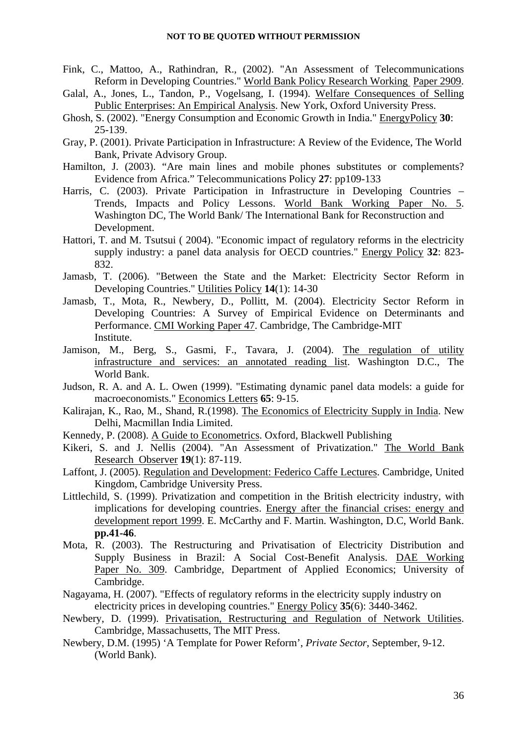Fink, C., Mattoo, A., Rathindran, R., (2002). "An Assessment of Telecommunications Reform in Developing Countries." World Bank Policy Research Working Paper 2909.

Galal, A., Jones, L., Tandon, P., Vogelsang, I. (1994). Welfare Consequences of Selling Public Enterprises: An Empirical Analysis. New York, Oxford University Press.

Ghosh, S. (2002). "Energy Consumption and Economic Growth in India." EnergyPolicy **30**: 25-139.

Gray, P. (2001). Private Participation in Infrastructure: A Review of the Evidence, The World Bank, Private Advisory Group.

Hamilton, J. (2003). "Are main lines and mobile phones substitutes or complements? Evidence from Africa." Telecommunications Policy **27**: pp109-133

Harris, C. (2003). Private Participation in Infrastructure in Developing Countries – Trends, Impacts and Policy Lessons. World Bank Working Paper No. 5. Washington DC, The World Bank/ The International Bank for Reconstruction and Development.

Hattori, T. and M. Tsutsui ( 2004). "Economic impact of regulatory reforms in the electricity supply industry: a panel data analysis for OECD countries." Energy Policy **32**: 823-832.

Jamasb, T. (2006). "Between the State and the Market: Electricity Sector Reform in Developing Countries." Utilities Policy **14**(1): 14-30

Jamasb, T., Mota, R., Newbery, D., Pollitt, M. (2004). Electricity Sector Reform in Developing Countries: A Survey of Empirical Evidence on Determinants and Performance. CMI Working Paper 47. Cambridge, The Cambridge-MIT Institute.

Jamison, M., Berg, S., Gasmi, F., Tavara, J. (2004). The regulation of utility infrastructure and services: an annotated reading list. Washington D.C., The World Bank.

Judson, R. A. and A. L. Owen (1999). "Estimating dynamic panel data models: a guide for macroeconomists." Economics Letters **65**: 9-15.

Kalirajan, K., Rao, M., Shand, R.(1998). The Economics of Electricity Supply in India. New Delhi, Macmillan India Limited.

Kennedy, P. (2008). A Guide to Econometrics. Oxford, Blackwell Publishing

Kikeri, S. and J. Nellis (2004). "An Assessment of Privatization." The World Bank Research Observer **19**(1): 87-119.

Laffont, J. (2005). Regulation and Development: Federico Caffe Lectures. Cambridge, United Kingdom, Cambridge University Press.

Littlechild, S. (1999). Privatization and competition in the British electricity industry, with implications for developing countries. Energy after the financial crises: energy and development report 1999. E. McCarthy and F. Martin. Washington, D.C, World Bank. **pp.41-46**.

Mota, R. (2003). The Restructuring and Privatisation of Electricity Distribution and Supply Business in Brazil: A Social Cost-Benefit Analysis. DAE Working Paper No. 309. Cambridge, Department of Applied Economics; University of Cambridge.

Nagayama, H. (2007). "Effects of regulatory reforms in the electricity supply industry on electricity prices in developing countries." Energy Policy **35**(6): 3440-3462.

Newbery, D. (1999). Privatisation, Restructuring and Regulation of Network Utilities. Cambridge, Massachusetts, The MIT Press.

Newbery, D.M. (1995) 'A Template for Power Reform', *Private Sector*, September, 9-12. (World Bank).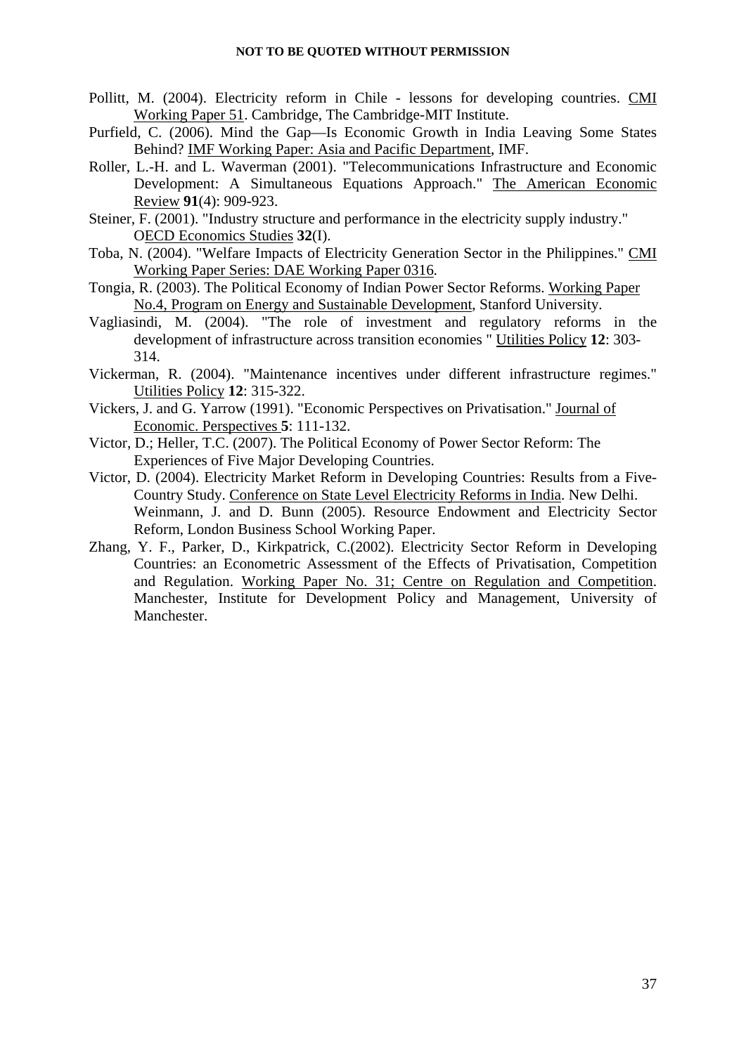Pollitt, M. (2004). Electricity reform in Chile - lessons for developing countries. CMI Working Paper 51. Cambridge, The Cambridge-MIT Institute.

Purfield, C. (2006). Mind the Gap—Is Economic Growth in India Leaving Some States Behind? IMF Working Paper: Asia and Pacific Department, IMF.

Roller, L.-H. and L. Waverman (2001). "Telecommunications Infrastructure and Economic Development: A Simultaneous Equations Approach." The American Economic Review **91**(4): 909-923.

Steiner, F. (2001). "Industry structure and performance in the electricity supply industry." OECD Economics Studies **32**(I).

Toba, N. (2004). "Welfare Impacts of Electricity Generation Sector in the Philippines." CMI Working Paper Series: DAE Working Paper 0316.

Tongia, R. (2003). The Political Economy of Indian Power Sector Reforms. Working Paper No.4, Program on Energy and Sustainable Development, Stanford University.

Vagliasindi, M. (2004). "The role of investment and regulatory reforms in the development of infrastructure across transition economies " Utilities Policy **12**: 303-314.

Vickerman, R. (2004). "Maintenance incentives under different infrastructure regimes." Utilities Policy **12**: 315-322.

Vickers, J. and G. Yarrow (1991). "Economic Perspectives on Privatisation." Journal of Economic. Perspectives **5**: 111-132.

Victor, D.; Heller, T.C. (2007). The Political Economy of Power Sector Reform: The Experiences of Five Major Developing Countries.

Victor, D. (2004). Electricity Market Reform in Developing Countries: Results from a Five-Country Study. Conference on State Level Electricity Reforms in India. New Delhi. Weinmann, J. and D. Bunn (2005). Resource Endowment and Electricity Sector Reform, London Business School Working Paper.

Zhang, Y. F., Parker, D., Kirkpatrick, C.(2002). Electricity Sector Reform in Developing Countries: an Econometric Assessment of the Effects of Privatisation, Competition and Regulation. Working Paper No. 31; Centre on Regulation and Competition. Manchester, Institute for Development Policy and Management, University of Manchester.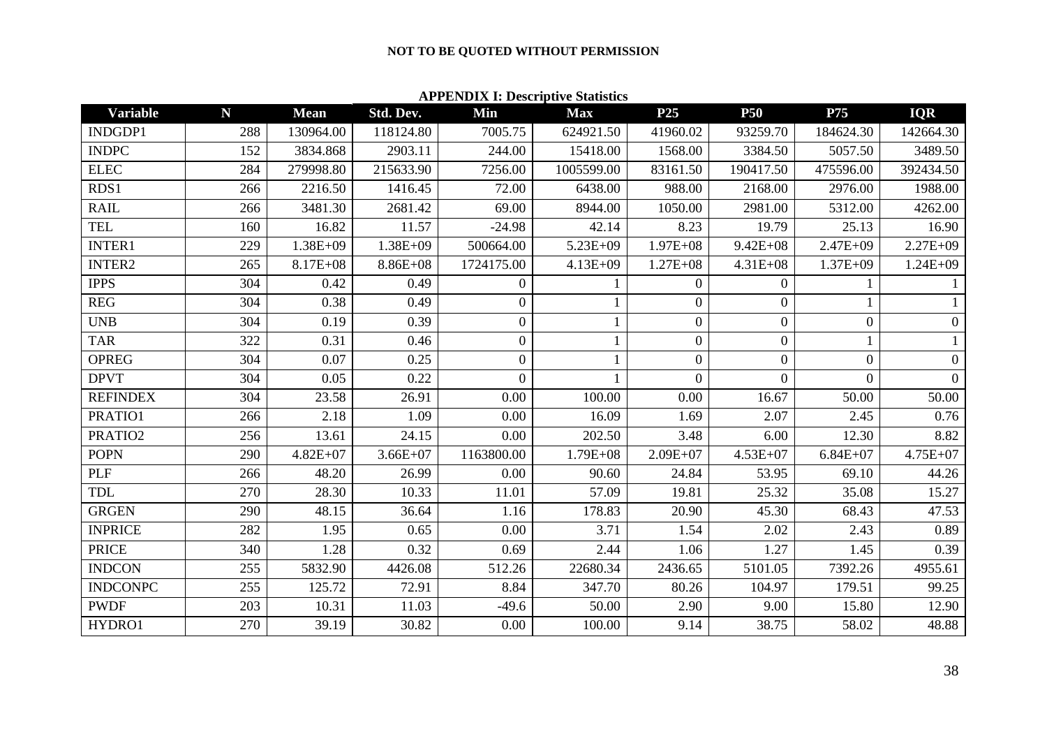**NOT TO BE QUOTED WITHOUT PERMISSION**

**APPENDIX I: Descriptive Statistics**

| Variable | N | Mean | Std. Dev. | Min | Max | P25 | P50 | P75 | IQR |
|---|---|---|---|---|---|---|---|---|---|
| INDGDP1 | 288 | 130964.00 | 118124.80 | 7005.75 | 624921.50 | 41960.02 | 93259.70 | 184624.30 | 142664.30 |
| INDPC | 152 | 3834.868 | 2903.11 | 244.00 | 15418.00 | 1568.00 | 3384.50 | 5057.50 | 3489.50 |
| ELEC | 284 | 279998.80 | 215633.90 | 7256.00 | 1005599.00 | 83161.50 | 190417.50 | 475596.00 | 392434.50 |
| RDS1 | 266 | 2216.50 | 1416.45 | 72.00 | 6438.00 | 988.00 | 2168.00 | 2976.00 | 1988.00 |
| RAIL | 266 | 3481.30 | 2681.42 | 69.00 | 8944.00 | 1050.00 | 2981.00 | 5312.00 | 4262.00 |
| TEL | 160 | 16.82 | 11.57 | -24.98 | 42.14 | 8.23 | 19.79 | 25.13 | 16.90 |
| INTER1 | 229 | 1.38E+09 | 1.38E+09 | 500664.00 | 5.23E+09 | 1.97E+08 | 9.42E+08 | 2.47E+09 | 2.27E+09 |
| INTER2 | 265 | 8.17E+08 | 8.86E+08 | 1724175.00 | 4.13E+09 | 1.27E+08 | 4.31E+08 | 1.37E+09 | 1.24E+09 |
| IPPS | 304 | 0.42 | 0.49 | 0 | 1 | 0 | 0 | 1 | 1 |
| REG | 304 | 0.38 | 0.49 | 0 | 1 | 0 | 0 | 1 | 1 |
| UNB | 304 | 0.19 | 0.39 | 0 | 1 | 0 | 0 | 0 | 0 |
| TAR | 322 | 0.31 | 0.46 | 0 | 1 | 0 | 0 | 1 | 1 |
| OPREG | 304 | 0.07 | 0.25 | 0 | 1 | 0 | 0 | 0 | 0 |
| DPVT | 304 | 0.05 | 0.22 | 0 | 1 | 0 | 0 | 0 | 0 |
| REFINDEX | 304 | 23.58 | 26.91 | 0.00 | 100.00 | 0.00 | 16.67 | 50.00 | 50.00 |
| PRATIO1 | 266 | 2.18 | 1.09 | 0.00 | 16.09 | 1.69 | 2.07 | 2.45 | 0.76 |
| PRATIO2 | 256 | 13.61 | 24.15 | 0.00 | 202.50 | 3.48 | 6.00 | 12.30 | 8.82 |
| POPN | 290 | 4.82E+07 | 3.66E+07 | 1163800.00 | 1.79E+08 | 2.09E+07 | 4.53E+07 | 6.84E+07 | 4.75E+07 |
| PLF | 266 | 48.20 | 26.99 | 0.00 | 90.60 | 24.84 | 53.95 | 69.10 | 44.26 |
| TDL | 270 | 28.30 | 10.33 | 11.01 | 57.09 | 19.81 | 25.32 | 35.08 | 15.27 |
| GRGEN | 290 | 48.15 | 36.64 | 1.16 | 178.83 | 20.90 | 45.30 | 68.43 | 47.53 |
| INPRICE | 282 | 1.95 | 0.65 | 0.00 | 3.71 | 1.54 | 2.02 | 2.43 | 0.89 |
| PRICE | 340 | 1.28 | 0.32 | 0.69 | 2.44 | 1.06 | 1.27 | 1.45 | 0.39 |
| INDCON | 255 | 5832.90 | 4426.08 | 512.26 | 22680.34 | 2436.65 | 5101.05 | 7392.26 | 4955.61 |
| INDCONPC | 255 | 125.72 | 72.91 | 8.84 | 347.70 | 80.26 | 104.97 | 179.51 | 99.25 |
| PWDF | 203 | 10.31 | 11.03 | -49.6 | 50.00 | 2.90 | 9.00 | 15.80 | 12.90 |
| HYDRO1 | 270 | 39.19 | 30.82 | 0.00 | 100.00 | 9.14 | 38.75 | 58.02 | 48.88 |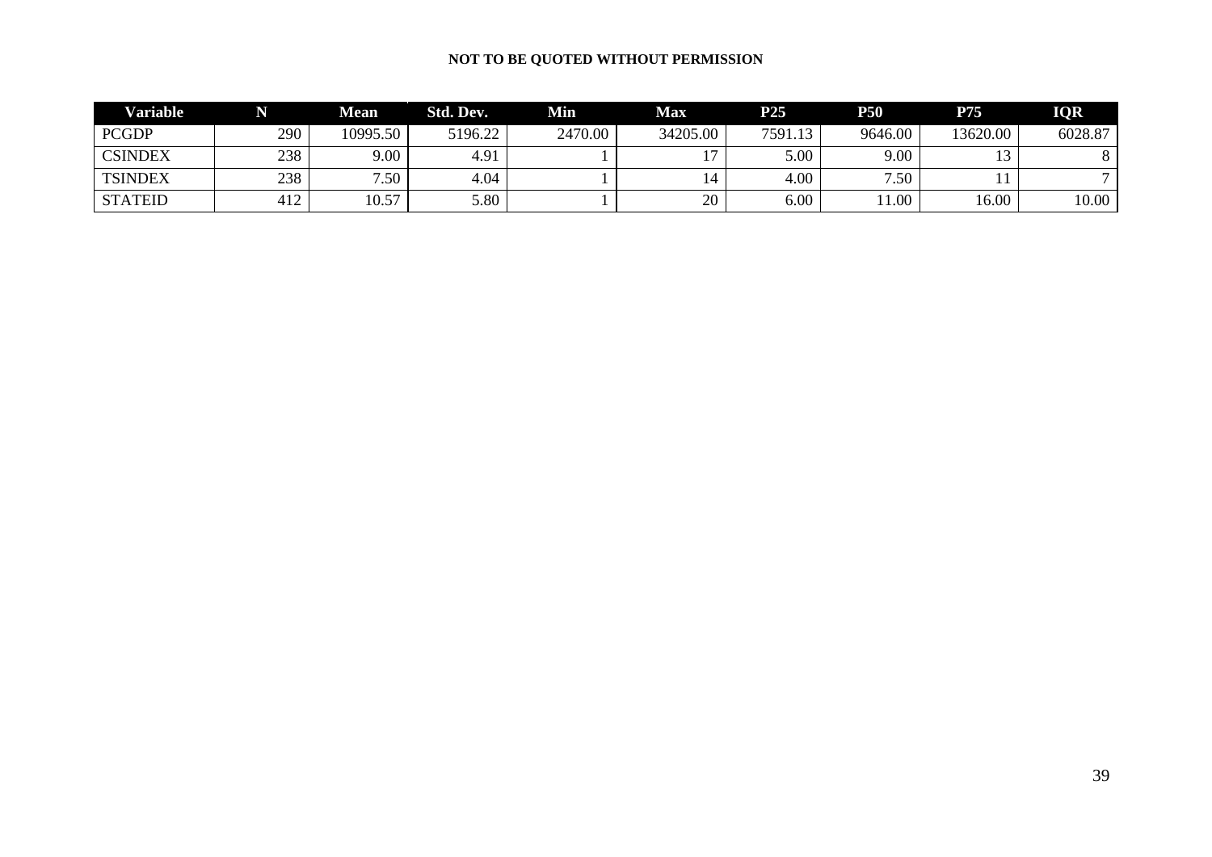**NOT TO BE QUOTED WITHOUT PERMISSION**

| Variable | N | Mean | Std. Dev. | Min | Max | P25 | P50 | P75 | IQR |
|---|---|---|---|---|---|---|---|---|---|
| PCGDP | 290 | 10995.50 | 5196.22 | 2470.00 | 34205.00 | 7591.13 | 9646.00 | 13620.00 | 6028.87 |
| CSINDEX | 238 | 9.00 | 4.91 | 1 | 17 | 5.00 | 9.00 | 13 | 8 |
| TSINDEX | 238 | 7.50 | 4.04 | 1 | 14 | 4.00 | 7.50 | 11 | 7 |
| STATEID | 412 | 10.57 | 5.80 | 1 | 20 | 6.00 | 11.00 | 16.00 | 10.00 |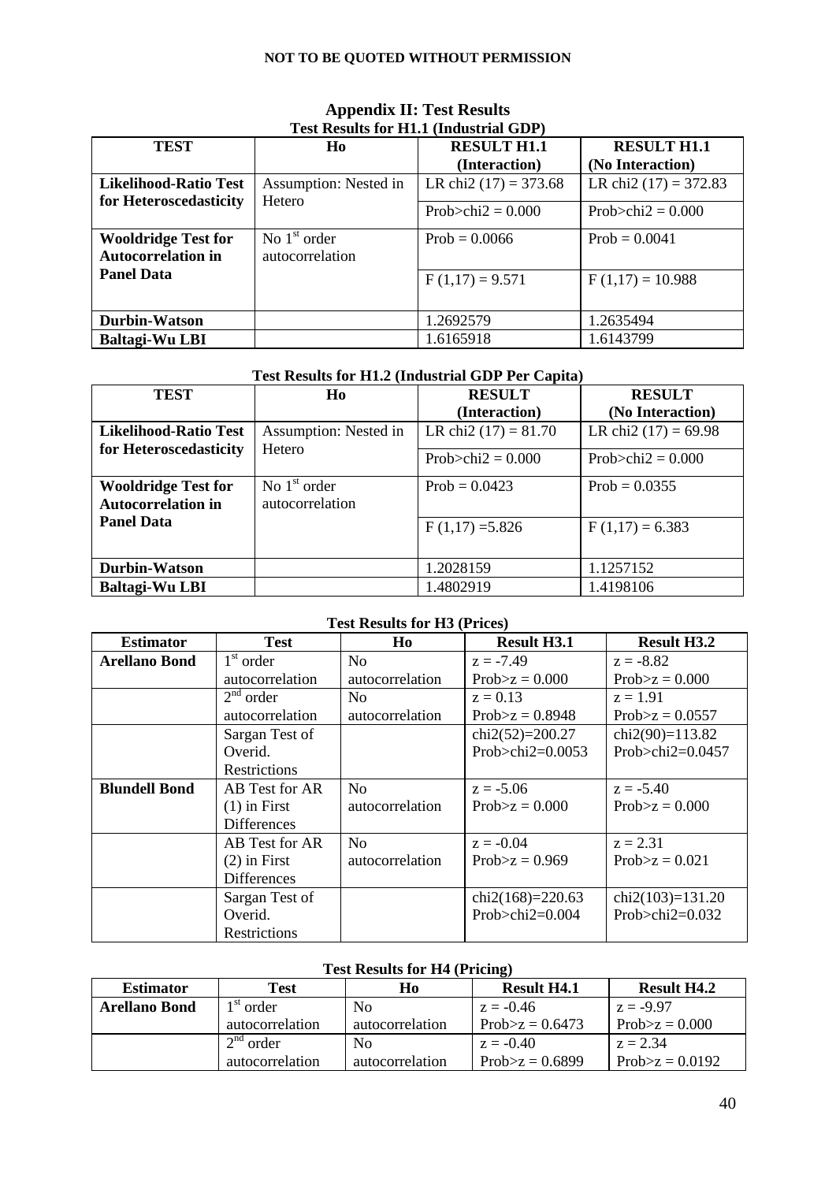NOT TO BE QUOTED WITHOUT PERMISSION

## Appendix II: Test Results

### Test Results for H1.1 (Industrial GDP)

| TEST | Ho | RESULT H1.1 (Interaction) | RESULT H1.1 (No Interaction) |
|---|---|---|---|
| **Likelihood-Ratio Test for Heteroscedasticity** | Assumption: Nested in Hetero | LR chi2 (17) = 373.68 | LR chi2 (17) = 372.83 |
| | | Prob>chi2 = 0.000 | Prob>chi2 = 0.000 |
| **Wooldridge Test for Autocorrelation in Panel Data** | No 1st order autocorrelation | Prob = 0.0066 | Prob = 0.0041 |
| | | F (1,17) = 9.571 | F (1,17) = 10.988 |
| **Durbin-Watson** | | 1.2692579 | 1.2635494 |
| **Baltagi-Wu LBI** | | 1.6165918 | 1.6143799 |

### Test Results for H1.2 (Industrial GDP Per Capita)

| TEST | Ho | RESULT (Interaction) | RESULT (No Interaction) |
|---|---|---|---|
| **Likelihood-Ratio Test for Heteroscedasticity** | Assumption: Nested in Hetero | LR chi2 (17) = 81.70 | LR chi2 (17) = 69.98 |
| | | Prob>chi2 = 0.000 | Prob>chi2 = 0.000 |
| **Wooldridge Test for Autocorrelation in Panel Data** | No 1st order autocorrelation | Prob = 0.0423 | Prob = 0.0355 |
| | | F (1,17) =5.826 | F (1,17) = 6.383 |
| **Durbin-Watson** | | 1.2028159 | 1.1257152 |
| **Baltagi-Wu LBI** | | 1.4802919 | 1.4198106 |

### Test Results for H3 (Prices)

| Estimator | Test | Ho | Result H3.1 | Result H3.2 |
|---|---|---|---|---|
| **Arellano Bond** | 1st order autocorrelation | No autocorrelation | z = -7.49 Prob>z = 0.000 | z = -8.82 Prob>z = 0.000 |
| | 2nd order autocorrelation | No autocorrelation | z = 0.13 Prob>z = 0.8948 | z = 1.91 Prob>z = 0.0557 |
| | Sargan Test of Overid. Restrictions | | chi2(52)=200.27 Prob>chi2=0.0053 | chi2(90)=113.82 Prob>chi2=0.0457 |
| **Blundell Bond** | AB Test for AR (1) in First Differences | No autocorrelation | z = -5.06 Prob>z = 0.000 | z = -5.40 Prob>z = 0.000 |
| | AB Test for AR (2) in First Differences | No autocorrelation | z = -0.04 Prob>z = 0.969 | z = 2.31 Prob>z = 0.021 |
| | Sargan Test of Overid. Restrictions | | chi2(168)=220.63 Prob>chi2=0.004 | chi2(103)=131.20 Prob>chi2=0.032 |

### Test Results for H4 (Pricing)

| Estimator | Test | Ho | Result H4.1 | Result H4.2 |
|---|---|---|---|---|
| **Arellano Bond** | 1st order autocorrelation | No autocorrelation | z = -0.46 Prob>z = 0.6473 | z = -9.97 Prob>z = 0.000 |
| | 2nd order autocorrelation | No autocorrelation | z = -0.40 Prob>z = 0.6899 | z = 2.34 Prob>z = 0.0192 |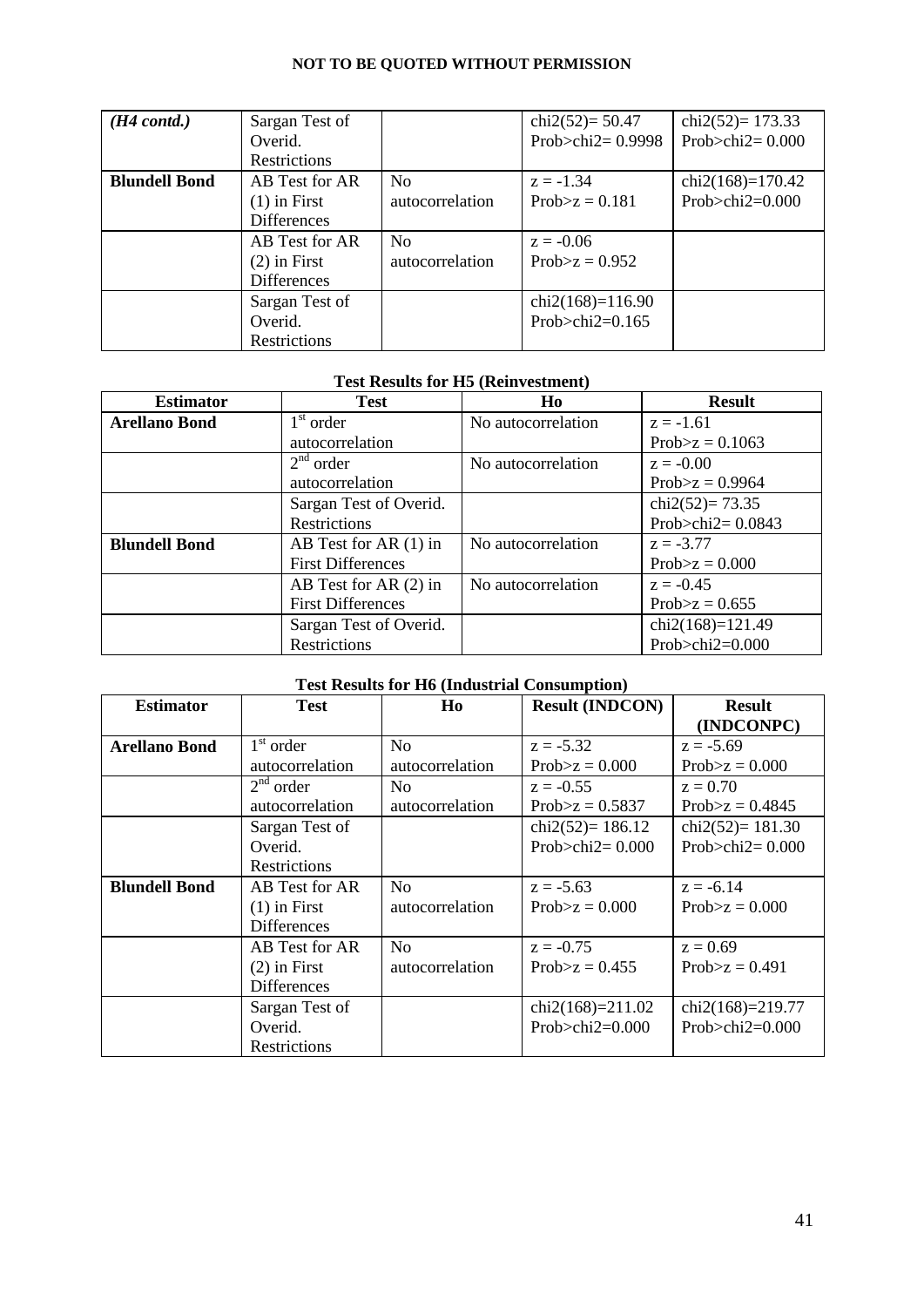**NOT TO BE QUOTED WITHOUT PERMISSION**

| | | | | |
|---|---|---|---|---|
| *(H4 contd.)* | Sargan Test of Overid. Restrictions | | chi2(52)= 50.47 Prob>chi2= 0.9998 | chi2(52)= 173.33 Prob>chi2= 0.000 |
| **Blundell Bond** | AB Test for AR (1) in First Differences | No autocorrelation | z = -1.34 Prob>z = 0.181 | chi2(168)=170.42 Prob>chi2=0.000 |
| | AB Test for AR (2) in First Differences | No autocorrelation | z = -0.06 Prob>z = 0.952 | |
| | Sargan Test of Overid. Restrictions | | chi2(168)=116.90 Prob>chi2=0.165 | |

**Test Results for H5 (Reinvestment)**

| Estimator | Test | Ho | Result |
|---|---|---|---|
| **Arellano Bond** | 1st order autocorrelation | No autocorrelation | z = -1.61 Prob>z = 0.1063 |
| | 2nd order autocorrelation | No autocorrelation | z = -0.00 Prob>z = 0.9964 |
| | Sargan Test of Overid. Restrictions | | chi2(52)= 73.35 Prob>chi2= 0.0843 |
| **Blundell Bond** | AB Test for AR (1) in First Differences | No autocorrelation | z = -3.77 Prob>z = 0.000 |
| | AB Test for AR (2) in First Differences | No autocorrelation | z = -0.45 Prob>z = 0.655 |
| | Sargan Test of Overid. Restrictions | | chi2(168)=121.49 Prob>chi2=0.000 |

**Test Results for H6 (Industrial Consumption)**

| Estimator | Test | Ho | Result (INDCON) | Result (INDCONPC) |
|---|---|---|---|---|
| **Arellano Bond** | 1st order autocorrelation | No autocorrelation | z = -5.32 Prob>z = 0.000 | z = -5.69 Prob>z = 0.000 |
| | 2nd order autocorrelation | No autocorrelation | z = -0.55 Prob>z = 0.5837 | z = 0.70 Prob>z = 0.4845 |
| | Sargan Test of Overid. Restrictions | | chi2(52)= 186.12 Prob>chi2= 0.000 | chi2(52)= 181.30 Prob>chi2= 0.000 |
| **Blundell Bond** | AB Test for AR (1) in First Differences | No autocorrelation | z = -5.63 Prob>z = 0.000 | z = -6.14 Prob>z = 0.000 |
| | AB Test for AR (2) in First Differences | No autocorrelation | z = -0.75 Prob>z = 0.455 | z = 0.69 Prob>z = 0.491 |
| | Sargan Test of Overid. Restrictions | | chi2(168)=211.02 Prob>chi2=0.000 | chi2(168)=219.77 Prob>chi2=0.000 |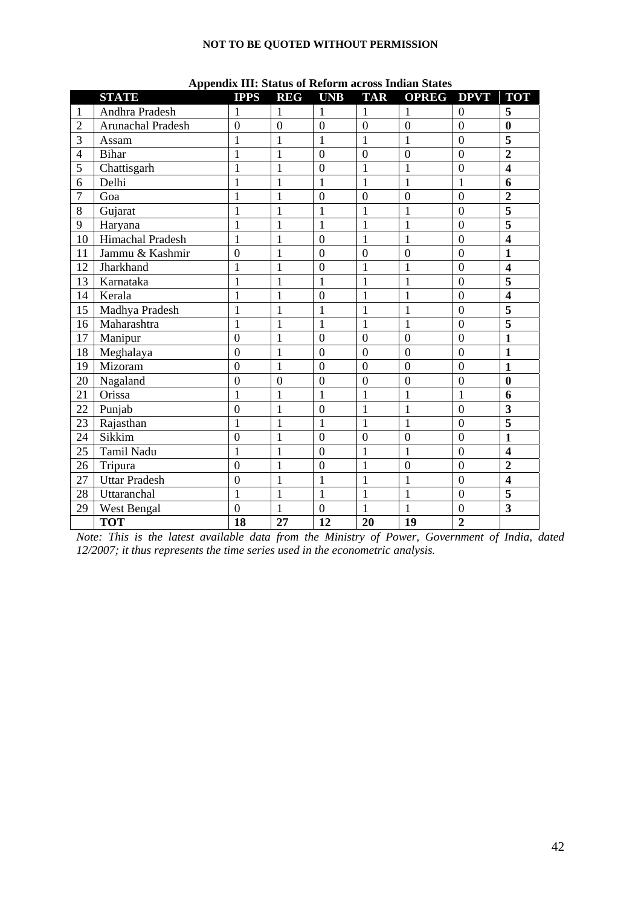NOT TO BE QUOTED WITHOUT PERMISSION

**Appendix III: Status of Reform across Indian States**

| | STATE | IPPS | REG | UNB | TAR | OPREG | DPVT | TOT |
|---|---|---|---|---|---|---|---|---|
| 1 | Andhra Pradesh | 1 | 1 | 1 | 1 | 1 | 0 | **5** |
| 2 | Arunachal Pradesh | 0 | 0 | 0 | 0 | 0 | 0 | **0** |
| 3 | Assam | 1 | 1 | 1 | 1 | 1 | 0 | **5** |
| 4 | Bihar | 1 | 1 | 0 | 0 | 0 | 0 | **2** |
| 5 | Chattisgarh | 1 | 1 | 0 | 1 | 1 | 0 | **4** |
| 6 | Delhi | 1 | 1 | 1 | 1 | 1 | 1 | **6** |
| 7 | Goa | 1 | 1 | 0 | 0 | 0 | 0 | **2** |
| 8 | Gujarat | 1 | 1 | 1 | 1 | 1 | 0 | **5** |
| 9 | Haryana | 1 | 1 | 1 | 1 | 1 | 0 | **5** |
| 10 | Himachal Pradesh | 1 | 1 | 0 | 1 | 1 | 0 | **4** |
| 11 | Jammu & Kashmir | 0 | 1 | 0 | 0 | 0 | 0 | **1** |
| 12 | Jharkhand | 1 | 1 | 0 | 1 | 1 | 0 | **4** |
| 13 | Karnataka | 1 | 1 | 1 | 1 | 1 | 0 | **5** |
| 14 | Kerala | 1 | 1 | 0 | 1 | 1 | 0 | **4** |
| 15 | Madhya Pradesh | 1 | 1 | 1 | 1 | 1 | 0 | **5** |
| 16 | Maharashtra | 1 | 1 | 1 | 1 | 1 | 0 | **5** |
| 17 | Manipur | 0 | 1 | 0 | 0 | 0 | 0 | **1** |
| 18 | Meghalaya | 0 | 1 | 0 | 0 | 0 | 0 | **1** |
| 19 | Mizoram | 0 | 1 | 0 | 0 | 0 | 0 | **1** |
| 20 | Nagaland | 0 | 0 | 0 | 0 | 0 | 0 | **0** |
| 21 | Orissa | 1 | 1 | 1 | 1 | 1 | 1 | **6** |
| 22 | Punjab | 0 | 1 | 0 | 1 | 1 | 0 | **3** |
| 23 | Rajasthan | 1 | 1 | 1 | 1 | 1 | 0 | **5** |
| 24 | Sikkim | 0 | 1 | 0 | 0 | 0 | 0 | **1** |
| 25 | Tamil Nadu | 1 | 1 | 0 | 1 | 1 | 0 | **4** |
| 26 | Tripura | 0 | 1 | 0 | 1 | 0 | 0 | **2** |
| 27 | Uttar Pradesh | 0 | 1 | 1 | 1 | 1 | 0 | **4** |
| 28 | Uttaranchal | 1 | 1 | 1 | 1 | 1 | 0 | **5** |
| 29 | West Bengal | 0 | 1 | 0 | 1 | 1 | 0 | **3** |
| | **TOT** | **18** | **27** | **12** | **20** | **19** | **2** | |

*Note: This is the latest available data from the Ministry of Power, Government of India, dated 12/2007; it thus represents the time series used in the econometric analysis.*